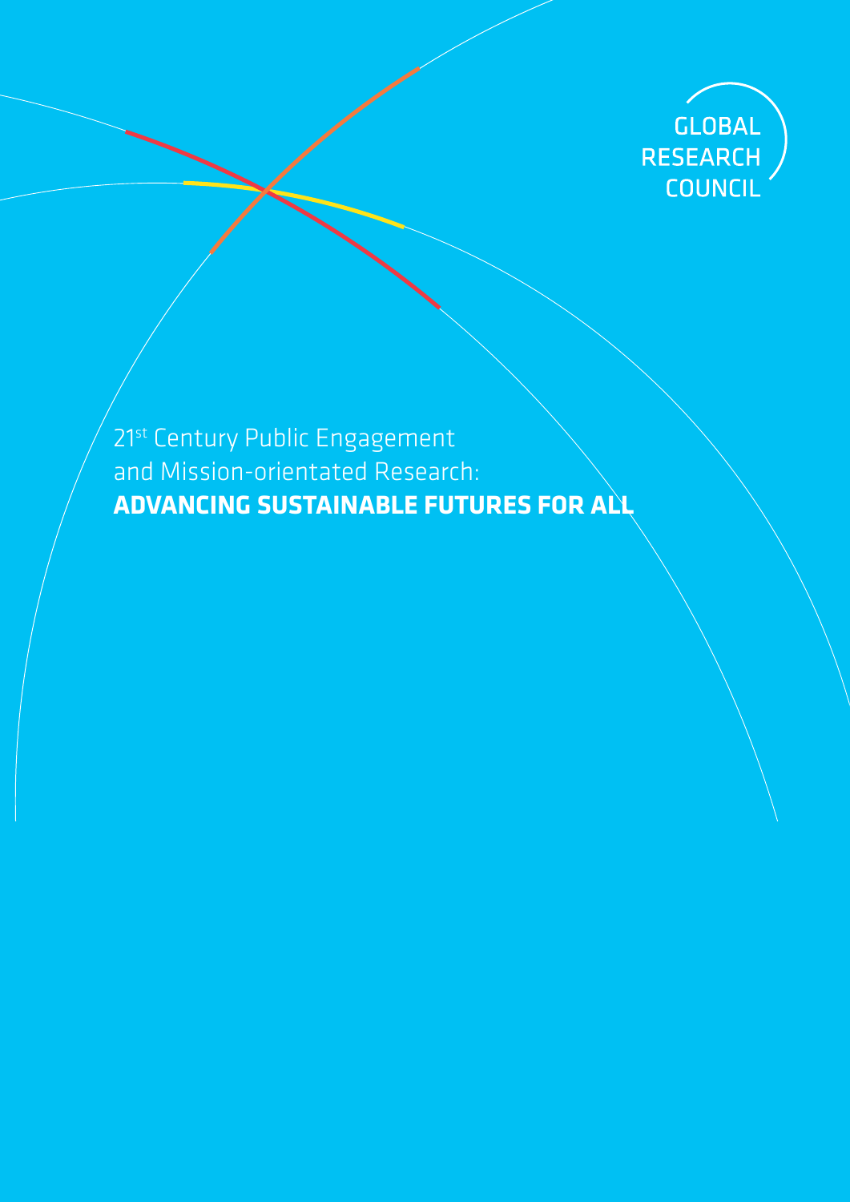GLOBAL RESEARCH COUNCIL

# 21st Century Public Engagement and Mission-orientated Research: **ADVANCING SUSTAINABLE FUTURES FOR ALL**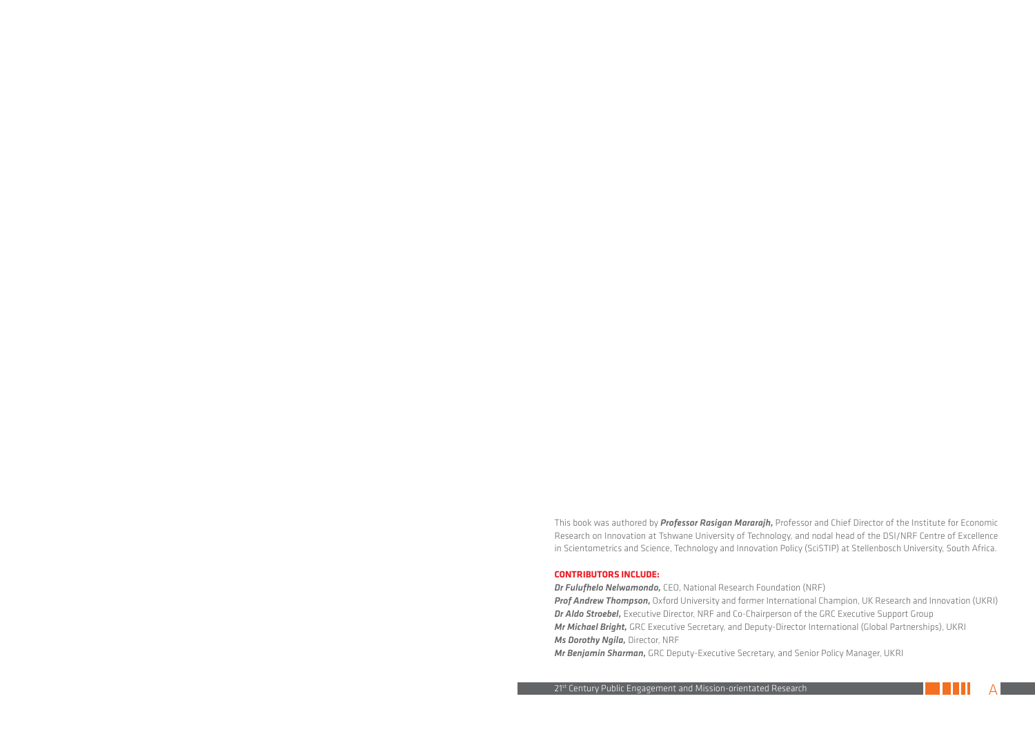This book was authored by ***Professor Rasigan Mararajh,*** Professor and Chief Director of the Institute for Economic Research on Innovation at Tshwane University of Technology, and nodal head of the DSI/NRF Centre of Excellence in Scientometrics and Science, Technology and Innovation Policy (SciSTIP) at Stellenbosch University, South Africa.

**CONTRIBUTORS INCLUDE:**

***Dr Fulufhelo Nelwamondo,*** CEO, National Research Foundation (NRF)
***Prof Andrew Thompson,*** Oxford University and former International Champion, UK Research and Innovation (UKRI)
***Dr Aldo Stroebel,*** Executive Director, NRF and Co-Chairperson of the GRC Executive Support Group
***Mr Michael Bright,*** GRC Executive Secretary, and Deputy-Director International (Global Partnerships), UKRI
***Ms Dorothy Ngila,*** Director, NRF
***Mr Benjamin Sharman,*** GRC Deputy-Executive Secretary, and Senior Policy Manager, UKRI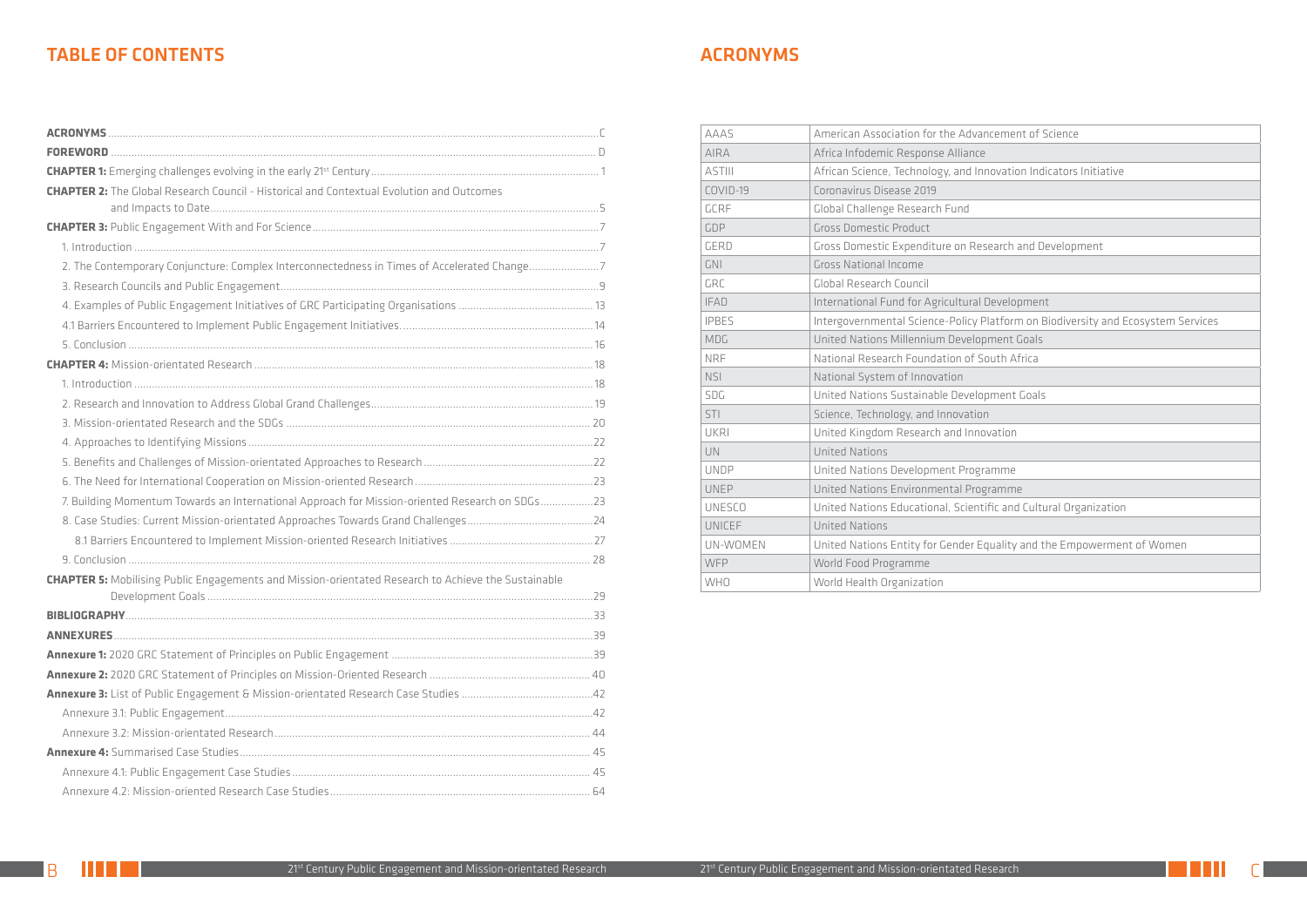# TABLE OF CONTENTS

**ACRONYMS** ..... C

**FOREWORD** ..... D

**CHAPTER 1:** Emerging challenges evolving in the early 21st Century ..... 1

**CHAPTER 2:** The Global Research Council - Historical and Contextual Evolution and Outcomes and Impacts to Date ..... 5

**CHAPTER 3:** Public Engagement With and For Science ..... 7

1. Introduction ..... 7
2. The Contemporary Conjuncture: Complex Interconnectedness in Times of Accelerated Change ..... 7
3. Research Councils and Public Engagement ..... 9
4. Examples of Public Engagement Initiatives of GRC Participating Organisations ..... 13

4.1 Barriers Encountered to Implement Public Engagement Initiatives ..... 14

5. Conclusion ..... 16

**CHAPTER 4:** Mission-orientated Research ..... 18

1. Introduction ..... 18
2. Research and Innovation to Address Global Grand Challenges ..... 19
3. Mission-orientated Research and the SDGs ..... 20
4. Approaches to Identifying Missions ..... 22
5. Benefits and Challenges of Mission-orientated Approaches to Research ..... 22
6. The Need for International Cooperation on Mission-oriented Research ..... 23
7. Building Momentum Towards an International Approach for Mission-oriented Research on SDGs ..... 23
8. Case Studies: Current Mission-orientated Approaches Towards Grand Challenges ..... 24

8.1 Barriers Encountered to Implement Mission-oriented Research Initiatives ..... 27

9. Conclusion ..... 28

**CHAPTER 5:** Mobilising Public Engagements and Mission-orientated Research to Achieve the Sustainable Development Goals ..... 29

**BIBLIOGRAPHY** ..... 33

**ANNEXURES** ..... 39

**Annexure 1:** 2020 GRC Statement of Principles on Public Engagement ..... 39

**Annexure 2:** 2020 GRC Statement of Principles on Mission-Oriented Research ..... 40

**Annexure 3:** List of Public Engagement & Mission-orientated Research Case Studies ..... 42

Annexure 3.1: Public Engagement ..... 42

Annexure 3.2: Mission-orientated Research ..... 44

**Annexure 4:** Summarised Case Studies ..... 45

Annexure 4.1: Public Engagement Case Studies ..... 45

Annexure 4.2: Mission-oriented Research Case Studies ..... 64

# ACRONYMS

| | |
|---|---|
| AAAS | American Association for the Advancement of Science |
| AIRA | Africa Infodemic Response Alliance |
| ASTIII | African Science, Technology, and Innovation Indicators Initiative |
| COVID-19 | Coronavirus Disease 2019 |
| GCRF | Global Challenge Research Fund |
| GDP | Gross Domestic Product |
| GERD | Gross Domestic Expenditure on Research and Development |
| GNI | Gross National Income |
| GRC | Global Research Council |
| IFAD | International Fund for Agricultural Development |
| IPBES | Intergovernmental Science-Policy Platform on Biodiversity and Ecosystem Services |
| MDG | United Nations Millennium Development Goals |
| NRF | National Research Foundation of South Africa |
| NSI | National System of Innovation |
| SDG | United Nations Sustainable Development Goals |
| STI | Science, Technology, and Innovation |
| UKRI | United Kingdom Research and Innovation |
| UN | United Nations |
| UNDP | United Nations Development Programme |
| UNEP | United Nations Environmental Programme |
| UNESCO | United Nations Educational, Scientific and Cultural Organization |
| UNICEF | United Nations |
| UN-WOMEN | United Nations Entity for Gender Equality and the Empowerment of Women |
| WFP | World Food Programme |
| WHO | World Health Organization |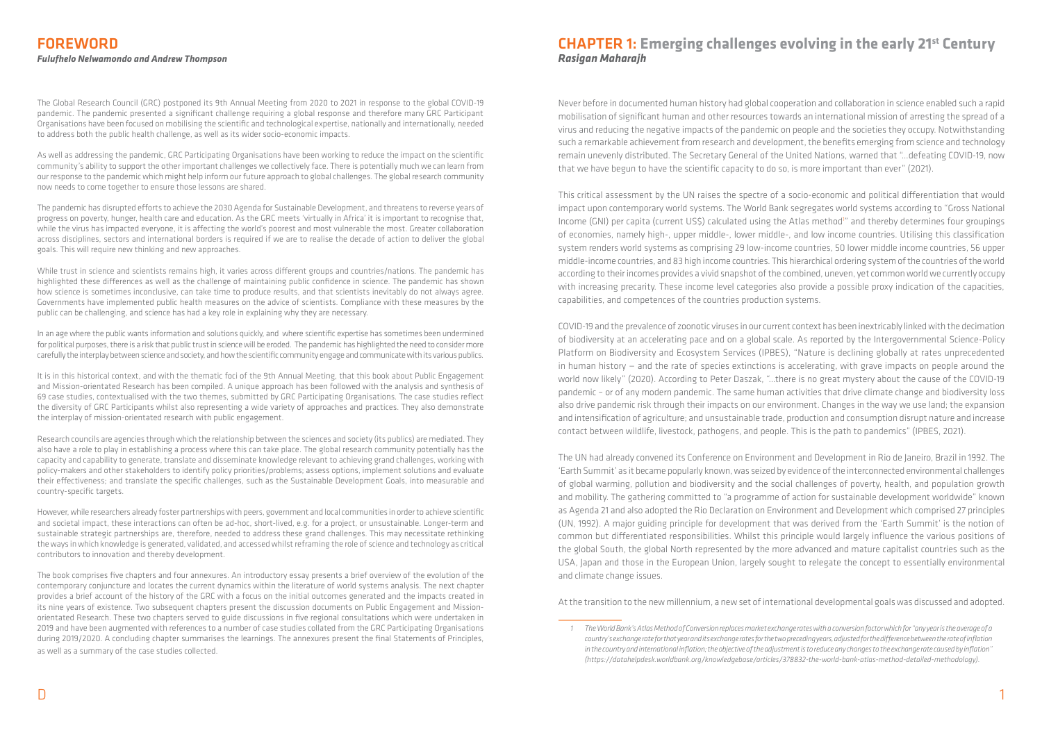# FOREWORD

***Fulufhelo Nelwamondo and Andrew Thompson***

The Global Research Council (GRC) postponed its 9th Annual Meeting from 2020 to 2021 in response to the global COVID-19 pandemic. The pandemic presented a significant challenge requiring a global response and therefore many GRC Participant Organisations have been focused on mobilising the scientific and technological expertise, nationally and internationally, needed to address both the public health challenge, as well as its wider socio-economic impacts.

As well as addressing the pandemic, GRC Participating Organisations have been working to reduce the impact on the scientific community's ability to support the other important challenges we collectively face. There is potentially much we can learn from our response to the pandemic which might help inform our future approach to global challenges. The global research community now needs to come together to ensure those lessons are shared.

The pandemic has disrupted efforts to achieve the 2030 Agenda for Sustainable Development, and threatens to reverse years of progress on poverty, hunger, health care and education. As the GRC meets 'virtually in Africa' it is important to recognise that, while the virus has impacted everyone, it is affecting the world's poorest and most vulnerable the most. Greater collaboration across disciplines, sectors and international borders is required if we are to realise the decade of action to deliver the global goals. This will require new thinking and new approaches.

While trust in science and scientists remains high, it varies across different groups and countries/nations. The pandemic has highlighted these differences as well as the challenge of maintaining public confidence in science. The pandemic has shown how science is sometimes inconclusive, can take time to produce results, and that scientists inevitably do not always agree. Governments have implemented public health measures on the advice of scientists. Compliance with these measures by the public can be challenging, and science has had a key role in explaining why they are necessary.

In an age where the public wants information and solutions quickly, and where scientific expertise has sometimes been undermined for political purposes, there is a risk that public trust in science will be eroded. The pandemic has highlighted the need to consider more carefully the interplay between science and society, and how the scientific community engage and communicate with its various publics.

It is in this historical context, and with the thematic foci of the 9th Annual Meeting, that this book about Public Engagement and Mission-orientated Research has been compiled. A unique approach has been followed with the analysis and synthesis of 69 case studies, contextualised with the two themes, submitted by GRC Participating Organisations. The case studies reflect the diversity of GRC Participants whilst also representing a wide variety of approaches and practices. They also demonstrate the interplay of mission-orientated research with public engagement.

Research councils are agencies through which the relationship between the sciences and society (its publics) are mediated. They also have a role to play in establishing a process where this can take place. The global research community potentially has the capacity and capability to generate, translate and disseminate knowledge relevant to achieving grand challenges, working with policy-makers and other stakeholders to identify policy priorities/problems; assess options, implement solutions and evaluate their effectiveness; and translate the specific challenges, such as the Sustainable Development Goals, into measurable and country-specific targets.

However, while researchers already foster partnerships with peers, government and local communities in order to achieve scientific and societal impact, these interactions can often be ad-hoc, short-lived, e.g. for a project, or unsustainable. Longer-term and sustainable strategic partnerships are, therefore, needed to address these grand challenges. This may necessitate rethinking the ways in which knowledge is generated, validated, and accessed whilst reframing the role of science and technology as critical contributors to innovation and thereby development.

The book comprises five chapters and four annexures. An introductory essay presents a brief overview of the evolution of the contemporary conjuncture and locates the current dynamics within the literature of world systems analysis. The next chapter provides a brief account of the history of the GRC with a focus on the initial outcomes generated and the impacts created in its nine years of existence. Two subsequent chapters present the discussion documents on Public Engagement and Mission-orientated Research. These two chapters served to guide discussions in five regional consultations which were undertaken in 2019 and have been augmented with references to a number of case studies collated from the GRC Participating Organisations during 2019/2020. A concluding chapter summarises the learnings. The annexures present the final Statements of Principles, as well as a summary of the case studies collected.

# CHAPTER 1: Emerging challenges evolving in the early 21st Century

***Rasigan Maharajh***

Never before in documented human history had global cooperation and collaboration in science enabled such a rapid mobilisation of significant human and other resources towards an international mission of arresting the spread of a virus and reducing the negative impacts of the pandemic on people and the societies they occupy. Notwithstanding such a remarkable achievement from research and development, the benefits emerging from science and technology remain unevenly distributed. The Secretary General of the United Nations, warned that "...defeating COVID-19, now that we have begun to have the scientific capacity to do so, is more important than ever" (2021).

This critical assessment by the UN raises the spectre of a socio-economic and political differentiation that would impact upon contemporary world systems. The World Bank segregates world systems according to "Gross National Income (GNI) per capita (current US$) calculated using the Atlas method[1]" and thereby determines four groupings of economies, namely high-, upper middle-, lower middle-, and low income countries. Utilising this classification system renders world systems as comprising 29 low-income countries, 50 lower middle income countries, 56 upper middle-income countries, and 83 high income countries. This hierarchical ordering system of the countries of the world according to their incomes provides a vivid snapshot of the combined, uneven, yet common world we currently occupy with increasing precarity. These income level categories also provide a possible proxy indication of the capacities, capabilities, and competences of the countries production systems.

COVID-19 and the prevalence of zoonotic viruses in our current context has been inextricably linked with the decimation of biodiversity at an accelerating pace and on a global scale. As reported by the Intergovernmental Science-Policy Platform on Biodiversity and Ecosystem Services (IPBES), "Nature is declining globally at rates unprecedented in human history – and the rate of species extinctions is accelerating, with grave impacts on people around the world now likely" (2020). According to Peter Daszak, "...there is no great mystery about the cause of the COVID-19 pandemic – or of any modern pandemic. The same human activities that drive climate change and biodiversity loss also drive pandemic risk through their impacts on our environment. Changes in the way we use land; the expansion and intensification of agriculture; and unsustainable trade, production and consumption disrupt nature and increase contact between wildlife, livestock, pathogens, and people. This is the path to pandemics" (IPBES, 2021).

The UN had already convened its Conference on Environment and Development in Rio de Janeiro, Brazil in 1992. The 'Earth Summit' as it became popularly known, was seized by evidence of the interconnected environmental challenges of global warming, pollution and biodiversity and the social challenges of poverty, health, and population growth and mobility. The gathering committed to "a programme of action for sustainable development worldwide" known as Agenda 21 and also adopted the Rio Declaration on Environment and Development which comprised 27 principles (UN, 1992). A major guiding principle for development that was derived from the 'Earth Summit' is the notion of common but differentiated responsibilities. Whilst this principle would largely influence the various positions of the global South, the global North represented by the more advanced and mature capitalist countries such as the USA, Japan and those in the European Union, largely sought to relegate the concept to essentially environmental and climate change issues.

At the transition to the new millennium, a new set of international developmental goals was discussed and adopted.

---

*1 The World Bank's Atlas Method of Conversion replaces market exchange rates with a conversion factor which for "any year is the average of a country's exchange rate for that year and its exchange rates for the two preceding years, adjusted for the difference between the rate of inflation in the country and international inflation; the objective of the adjustment is to reduce any changes to the exchange rate caused by inflation" (https://datahelpdesk.worldbank.org/knowledgebase/articles/378832-the-world-bank-atlas-method-detailed-methodology).*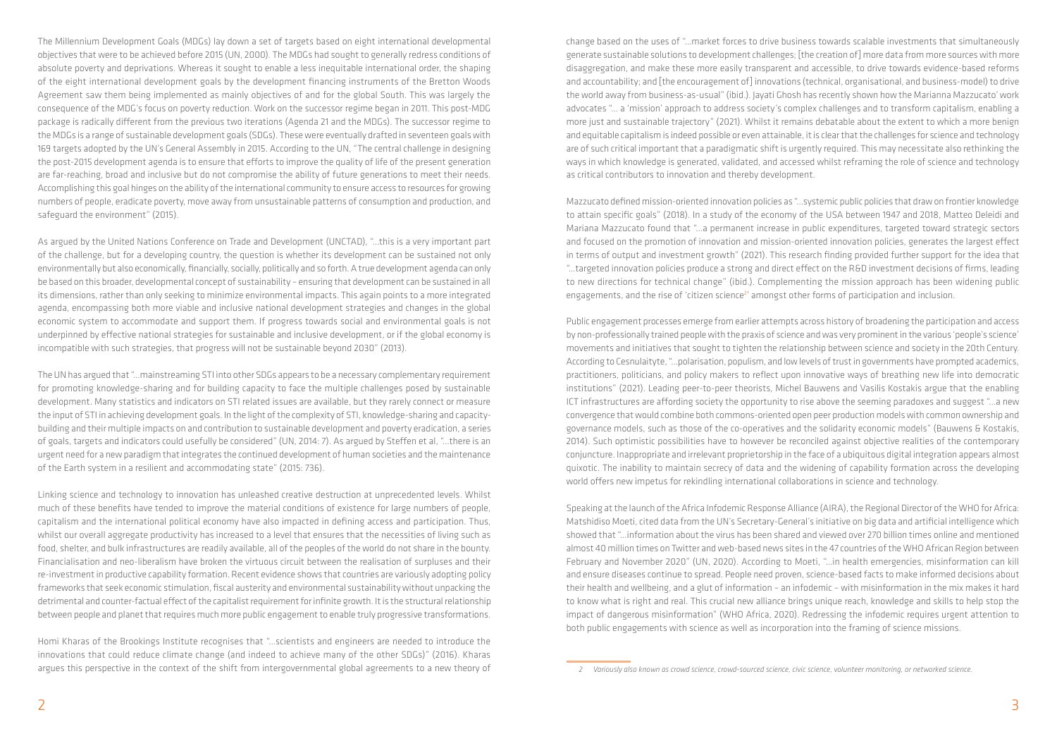The Millennium Development Goals (MDGs) lay down a set of targets based on eight international developmental objectives that were to be achieved before 2015 (UN, 2000). The MDGs had sought to generally redress conditions of absolute poverty and deprivations. Whereas it sought to enable a less inequitable international order, the shaping of the eight international development goals by the development financing instruments of the Bretton Woods Agreement saw them being implemented as mainly objectives of and for the global South. This was largely the consequence of the MDG's focus on poverty reduction. Work on the successor regime began in 2011. This post-MDG package is radically different from the previous two iterations (Agenda 21 and the MDGs). The successor regime to the MDGs is a range of sustainable development goals (SDGs). These were eventually drafted in seventeen goals with 169 targets adopted by the UN's General Assembly in 2015. According to the UN, "The central challenge in designing the post-2015 development agenda is to ensure that efforts to improve the quality of life of the present generation are far-reaching, broad and inclusive but do not compromise the ability of future generations to meet their needs. Accomplishing this goal hinges on the ability of the international community to ensure access to resources for growing numbers of people, eradicate poverty, move away from unsustainable patterns of consumption and production, and safeguard the environment" (2015).

As argued by the United Nations Conference on Trade and Development (UNCTAD), "…this is a very important part of the challenge, but for a developing country, the question is whether its development can be sustained not only environmentally but also economically, financially, socially, politically and so forth. A true development agenda can only be based on this broader, developmental concept of sustainability – ensuring that development can be sustained in all its dimensions, rather than only seeking to minimize environmental impacts. This again points to a more integrated agenda, encompassing both more viable and inclusive national development strategies and changes in the global economic system to accommodate and support them. If progress towards social and environmental goals is not underpinned by effective national strategies for sustainable and inclusive development, or if the global economy is incompatible with such strategies, that progress will not be sustainable beyond 2030" (2013).

The UN has argued that "…mainstreaming STI into other SDGs appears to be a necessary complementary requirement for promoting knowledge-sharing and for building capacity to face the multiple challenges posed by sustainable development. Many statistics and indicators on STI related issues are available, but they rarely connect or measure the input of STI in achieving development goals. In the light of the complexity of STI, knowledge-sharing and capacity-building and their multiple impacts on and contribution to sustainable development and poverty eradication, a series of goals, targets and indicators could usefully be considered" (UN, 2014: 7). As argued by Steffen et al, "…there is an urgent need for a new paradigm that integrates the continued development of human societies and the maintenance of the Earth system in a resilient and accommodating state" (2015: 736).

Linking science and technology to innovation has unleashed creative destruction at unprecedented levels. Whilst much of these benefits have tended to improve the material conditions of existence for large numbers of people, capitalism and the international political economy have also impacted in defining access and participation. Thus, whilst our overall aggregate productivity has increased to a level that ensures that the necessities of living such as food, shelter, and bulk infrastructures are readily available, all of the peoples of the world do not share in the bounty. Financialisation and neo-liberalism have broken the virtuous circuit between the realisation of surpluses and their re-investment in productive capability formation. Recent evidence shows that countries are variously adopting policy frameworks that seek economic stimulation, fiscal austerity and environmental sustainability without unpacking the detrimental and counter-factual effect of the capitalist requirement for infinite growth. It is the structural relationship between people and planet that requires much more public engagement to enable truly progressive transformations.

Homi Kharas of the Brookings Institute recognises that "…scientists and engineers are needed to introduce the innovations that could reduce climate change (and indeed to achieve many of the other SDGs)" (2016). Kharas argues this perspective in the context of the shift from intergovernmental global agreements to a new theory of change based on the uses of "…market forces to drive business towards scalable investments that simultaneously generate sustainable solutions to development challenges; [the creation of] more data from more sources with more disaggregation, and make these more easily transparent and accessible, to drive towards evidence-based reforms and accountability; and [the encouragement of] innovations (technical, organisational, and business-model) to drive the world away from business-as-usual" (ibid.). Jayati Ghosh has recently shown how the Marianna Mazzucato' work advocates "… a 'mission' approach to address society's complex challenges and to transform capitalism, enabling a more just and sustainable trajectory" (2021). Whilst it remains debatable about the extent to which a more benign and equitable capitalism is indeed possible or even attainable, it is clear that the challenges for science and technology are of such critical important that a paradigmatic shift is urgently required. This may necessitate also rethinking the ways in which knowledge is generated, validated, and accessed whilst reframing the role of science and technology as critical contributors to innovation and thereby development.

Mazzucato defined mission-oriented innovation policies as "…systemic public policies that draw on frontier knowledge to attain specific goals" (2018). In a study of the economy of the USA between 1947 and 2018, Matteo Deleidi and Mariana Mazzucato found that "…a permanent increase in public expenditures, targeted toward strategic sectors and focused on the promotion of innovation and mission-oriented innovation policies, generates the largest effect in terms of output and investment growth" (2021). This research finding provided further support for the idea that "…targeted innovation policies produce a strong and direct effect on the R&D investment decisions of firms, leading to new directions for technical change" (ibid.). Complementing the mission approach has been widening public engagements, and the rise of 'citizen science'[2] amongst other forms of participation and inclusion.

Public engagement processes emerge from earlier attempts across history of broadening the participation and access by non-professionally trained people with the praxis of science and was very prominent in the various 'people's science' movements and initiatives that sought to tighten the relationship between science and society in the 20th Century. According to Cesnulaityte, "…polarisation, populism, and low levels of trust in governments have prompted academics, practitioners, politicians, and policy makers to reflect upon innovative ways of breathing new life into democratic institutions" (2021). Leading peer-to-peer theorists, Michel Bauwens and Vasilis Kostakis argue that the enabling ICT infrastructures are affording society the opportunity to rise above the seeming paradoxes and suggest "…a new convergence that would combine both commons-oriented open peer production models with common ownership and governance models, such as those of the co-operatives and the solidarity economic models" (Bauwens & Kostakis, 2014). Such optimistic possibilities have to however be reconciled against objective realities of the contemporary conjuncture. Inappropriate and irrelevant proprietorship in the face of a ubiquitous digital integration appears almost quixotic. The inability to maintain secrecy of data and the widening of capability formation across the developing world offers new impetus for rekindling international collaborations in science and technology.

Speaking at the launch of the Africa Infodemic Response Alliance (AIRA), the Regional Director of the WHO for Africa: Matshidiso Moeti, cited data from the UN's Secretary-General's initiative on big data and artificial intelligence which showed that "…information about the virus has been shared and viewed over 270 billion times online and mentioned almost 40 million times on Twitter and web-based news sites in the 47 countries of the WHO African Region between February and November 2020" (UN, 2020). According to Moeti, "…in health emergencies, misinformation can kill and ensure diseases continue to spread. People need proven, science-based facts to make informed decisions about their health and wellbeing, and a glut of information – an infodemic – with misinformation in the mix makes it hard to know what is right and real. This crucial new alliance brings unique reach, knowledge and skills to help stop the impact of dangerous misinformation" (WHO Africa, 2020). Redressing the infodemic requires urgent attention to both public engagements with science as well as incorporation into the framing of science missions.

---

*2 Variously also known as crowd science, crowd-sourced science, civic science, volunteer monitoring, or networked science.*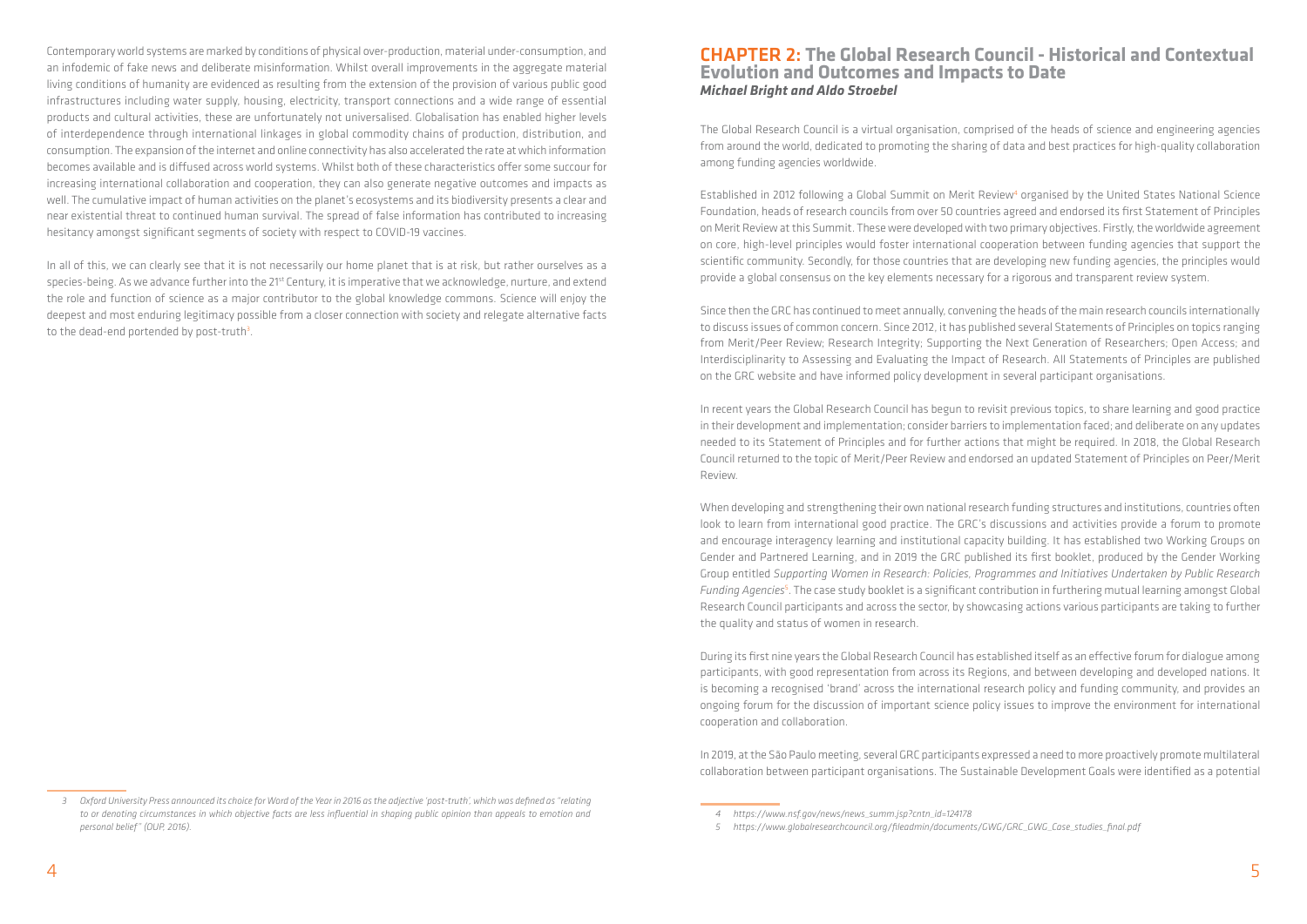Contemporary world systems are marked by conditions of physical over-production, material under-consumption, and an infodemic of fake news and deliberate misinformation. Whilst overall improvements in the aggregate material living conditions of humanity are evidenced as resulting from the extension of the provision of various public good infrastructures including water supply, housing, electricity, transport connections and a wide range of essential products and cultural activities, these are unfortunately not universalised. Globalisation has enabled higher levels of interdependence through international linkages in global commodity chains of production, distribution, and consumption. The expansion of the internet and online connectivity has also accelerated the rate at which information becomes available and is diffused across world systems. Whilst both of these characteristics offer some succour for increasing international collaboration and cooperation, they can also generate negative outcomes and impacts as well. The cumulative impact of human activities on the planet's ecosystems and its biodiversity presents a clear and near existential threat to continued human survival. The spread of false information has contributed to increasing hesitancy amongst significant segments of society with respect to COVID-19 vaccines.

In all of this, we can clearly see that it is not necessarily our home planet that is at risk, but rather ourselves as a species-being. As we advance further into the 21st Century, it is imperative that we acknowledge, nurture, and extend the role and function of science as a major contributor to the global knowledge commons. Science will enjoy the deepest and most enduring legitimacy possible from a closer connection with society and relegate alternative facts to the dead-end portended by post-truth[3].

[3] Oxford University Press announced its choice for Word of the Year in 2016 as the adjective 'post-truth', which was defined as "relating to or denoting circumstances in which objective facts are less influential in shaping public opinion than appeals to emotion and personal belief" (OUP, 2016).

## CHAPTER 2: The Global Research Council - Historical and Contextual Evolution and Outcomes and Impacts to Date

***Michael Bright and Aldo Stroebel***

The Global Research Council is a virtual organisation, comprised of the heads of science and engineering agencies from around the world, dedicated to promoting the sharing of data and best practices for high-quality collaboration among funding agencies worldwide.

Established in 2012 following a Global Summit on Merit Review[4] organised by the United States National Science Foundation, heads of research councils from over 50 countries agreed and endorsed its first Statement of Principles on Merit Review at this Summit. These were developed with two primary objectives. Firstly, the worldwide agreement on core, high-level principles would foster international cooperation between funding agencies that support the scientific community. Secondly, for those countries that are developing new funding agencies, the principles would provide a global consensus on the key elements necessary for a rigorous and transparent review system.

Since then the GRC has continued to meet annually, convening the heads of the main research councils internationally to discuss issues of common concern. Since 2012, it has published several Statements of Principles on topics ranging from Merit/Peer Review; Research Integrity; Supporting the Next Generation of Researchers; Open Access; and Interdisciplinarity to Assessing and Evaluating the Impact of Research. All Statements of Principles are published on the GRC website and have informed policy development in several participant organisations.

In recent years the Global Research Council has begun to revisit previous topics, to share learning and good practice in their development and implementation; consider barriers to implementation faced; and deliberate on any updates needed to its Statement of Principles and for further actions that might be required. In 2018, the Global Research Council returned to the topic of Merit/Peer Review and endorsed an updated Statement of Principles on Peer/Merit Review.

When developing and strengthening their own national research funding structures and institutions, countries often look to learn from international good practice. The GRC's discussions and activities provide a forum to promote and encourage interagency learning and institutional capacity building. It has established two Working Groups on Gender and Partnered Learning, and in 2019 the GRC published its first booklet, produced by the Gender Working Group entitled *Supporting Women in Research: Policies, Programmes and Initiatives Undertaken by Public Research Funding Agencies*[5]. The case study booklet is a significant contribution in furthering mutual learning amongst Global Research Council participants and across the sector, by showcasing actions various participants are taking to further the quality and status of women in research.

During its first nine years the Global Research Council has established itself as an effective forum for dialogue among participants, with good representation from across its Regions, and between developing and developed nations. It is becoming a recognised 'brand' across the international research policy and funding community, and provides an ongoing forum for the discussion of important science policy issues to improve the environment for international cooperation and collaboration.

In 2019, at the São Paulo meeting, several GRC participants expressed a need to more proactively promote multilateral collaboration between participant organisations. The Sustainable Development Goals were identified as a potential

[4] https://www.nsf.gov/news/news_summ.jsp?cntn_id=124178

[5] https://www.globalresearchcouncil.org/fileadmin/documents/GWG/GRC_GWG_Case_studies_final.pdf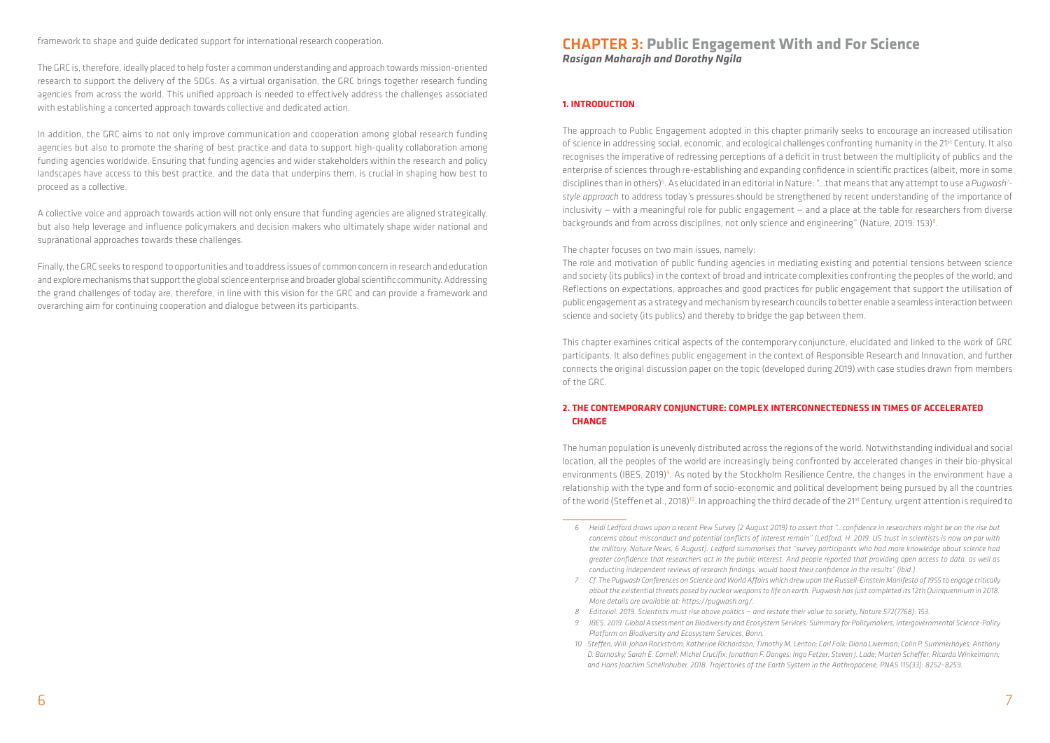framework to shape and guide dedicated support for international research cooperation.

The GRC is, therefore, ideally placed to help foster a common understanding and approach towards mission-oriented research to support the delivery of the SDGs. As a virtual organisation, the GRC brings together research funding agencies from across the world. This unified approach is needed to effectively address the challenges associated with establishing a concerted approach towards collective and dedicated action.

In addition, the GRC aims to not only improve communication and cooperation among global research funding agencies but also to promote the sharing of best practice and data to support high-quality collaboration among funding agencies worldwide. Ensuring that funding agencies and wider stakeholders within the research and policy landscapes have access to this best practice, and the data that underpins them, is crucial in shaping how best to proceed as a collective.

A collective voice and approach towards action will not only ensure that funding agencies are aligned strategically, but also help leverage and influence policymakers and decision makers who ultimately shape wider national and supranational approaches towards these challenges.

Finally, the GRC seeks to respond to opportunities and to address issues of common concern in research and education and explore mechanisms that support the global science enterprise and broader global scientific community. Addressing the grand challenges of today are, therefore, in line with this vision for the GRC and can provide a framework and overarching aim for continuing cooperation and dialogue between its participants.

# CHAPTER 3: Public Engagement With and For Science

***Rasigan Maharajh and Dorothy Ngila***

## 1. INTRODUCTION

The approach to Public Engagement adopted in this chapter primarily seeks to encourage an increased utilisation of science in addressing social, economic, and ecological challenges confronting humanity in the 21st Century. It also recognises the imperative of redressing perceptions of a deficit in trust between the multiplicity of publics and the enterprise of sciences through re-establishing and expanding confidence in scientific practices (albeit, more in some disciplines than in others)[6]. As elucidated in an editorial in Nature: "…that means that any attempt to use a *Pugwash*[7]*-style approach* to address today's pressures should be strengthened by recent understanding of the importance of inclusivity – with a meaningful role for public engagement – and a place at the table for researchers from diverse backgrounds and from across disciplines, not only science and engineering" (Nature, 2019: 153)[8].

The chapter focuses on two main issues, namely:

The role and motivation of public funding agencies in mediating existing and potential tensions between science and society (its publics) in the context of broad and intricate complexities confronting the peoples of the world; and

Reflections on expectations, approaches and good practices for public engagement that support the utilisation of public engagement as a strategy and mechanism by research councils to better enable a seamless interaction between science and society (its publics) and thereby to bridge the gap between them.

This chapter examines critical aspects of the contemporary conjuncture, elucidated and linked to the work of GRC participants. It also defines public engagement in the context of Responsible Research and Innovation, and further connects the original discussion paper on the topic (developed during 2019) with case studies drawn from members of the GRC.

## 2. THE CONTEMPORARY CONJUNCTURE: COMPLEX INTERCONNECTEDNESS IN TIMES OF ACCELERATED CHANGE

The human population is unevenly distributed across the regions of the world. Notwithstanding individual and social location, all the peoples of the world are increasingly being confronted by accelerated changes in their bio-physical environments (IBES, 2019)[9]. As noted by the Stockholm Resilience Centre, the changes in the environment have a relationship with the type and form of socio-economic and political development being pursued by all the countries of the world (Steffen et al., 2018)[10]. In approaching the third decade of the 21st Century, urgent attention is required to

*6 Heidi Ledford draws upon a recent Pew Survey (2 August 2019) to assert that "…confidence in researchers might be on the rise but concerns about misconduct and potential conflicts of interest remain" (Ledford, H. 2019. US trust in scientists is now on par with the military, Nature News, 6 August). Ledford summarises that "survey participants who had more knowledge about science had greater confidence that researchers act in the public interest. And people reported that providing open access to data, as well as conducting independent reviews of research findings, would boost their confidence in the results" (ibid.).*

*7 Cf. The Pugwash Conferences on Science and World Affairs which drew upon the Russell-Einstein Manifesto of 1955 to engage critically about the existential threats posed by nuclear weapons to life on earth. Pugwash has just completed its 12th Quinquennium in 2018. More details are available at: https://pugwash.org/.*

*8 Editorial. 2019. Scientists must rise above politics – and restate their value to society, Nature 572(7768): 153.*

*9 IBES. 2019. Global Assessment on Biodiversity and Ecosystem Services: Summary for Policymakers, Intergovernmental Science-Policy Platform on Biodiversity and Ecosystem Services, Bonn.*

*10 Steffen, Will; Johan Rockström; Katherine Richardson; Timothy M. Lenton; Carl Folk; Diana Liverman; Colin P. Summerhayes; Anthony D. Barnosky; Sarah E. Cornell; Michel Crucifix; Jonathan F. Donges; Ingo Fetzer; Steven J. Lade; Marten Scheffer; Ricarda Winkelmann; and Hans Joachim Schellnhuber. 2018. Trajectories of the Earth System in the Anthropocene, PNAS 115(33): 8252–8259.*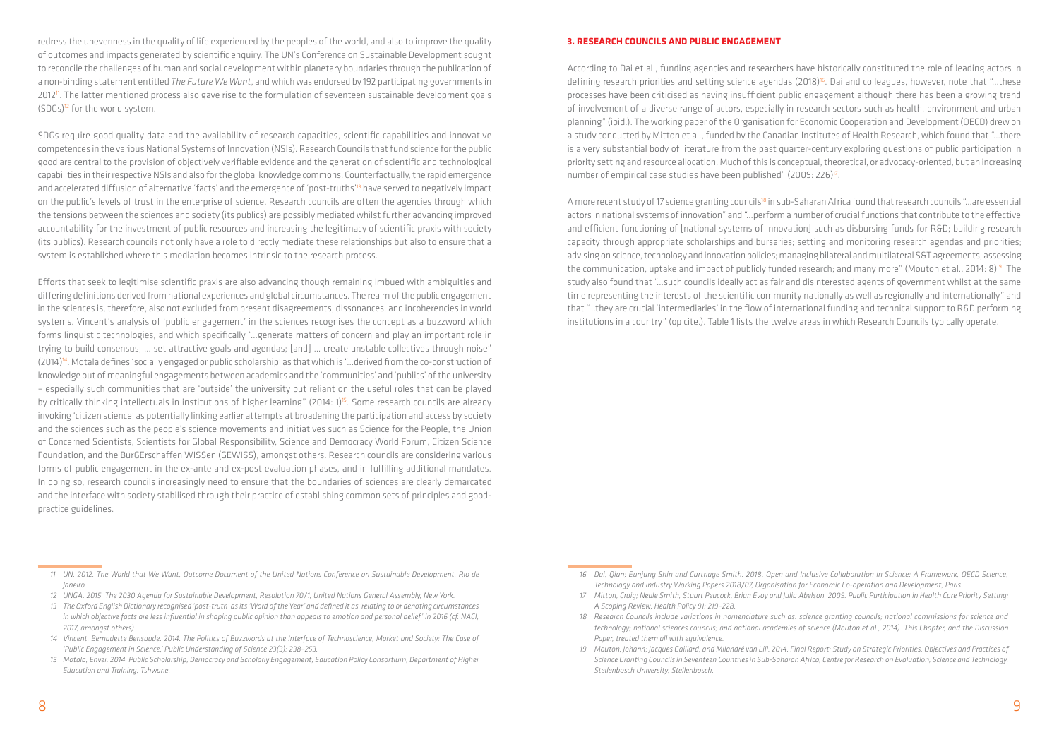redress the unevenness in the quality of life experienced by the peoples of the world, and also to improve the quality of outcomes and impacts generated by scientific enquiry. The UN's Conference on Sustainable Development sought to reconcile the challenges of human and social development within planetary boundaries through the publication of a non-binding statement entitled *The Future We Want*, and which was endorsed by 192 participating governments in 2012[11]. The latter mentioned process also gave rise to the formulation of seventeen sustainable development goals (SDGs)[12] for the world system.

SDGs require good quality data and the availability of research capacities, scientific capabilities and innovative competences in the various National Systems of Innovation (NSIs). Research Councils that fund science for the public good are central to the provision of objectively verifiable evidence and the generation of scientific and technological capabilities in their respective NSIs and also for the global knowledge commons. Counterfactually, the rapid emergence and accelerated diffusion of alternative 'facts' and the emergence of 'post-truths'[13] have served to negatively impact on the public's levels of trust in the enterprise of science. Research councils are often the agencies through which the tensions between the sciences and society (its publics) are possibly mediated whilst further advancing improved accountability for the investment of public resources and increasing the legitimacy of scientific praxis with society (its publics). Research councils not only have a role to directly mediate these relationships but also to ensure that a system is established where this mediation becomes intrinsic to the research process.

Efforts that seek to legitimise scientific praxis are also advancing though remaining imbued with ambiguities and differing definitions derived from national experiences and global circumstances. The realm of the public engagement in the sciences is, therefore, also not excluded from present disagreements, dissonances, and incoherencies in world systems. Vincent's analysis of 'public engagement' in the sciences recognises the concept as a buzzword which forms linguistic technologies, and which specifically "…generate matters of concern and play an important role in trying to build consensus; … set attractive goals and agendas; [and] … create unstable collectives through noise" (2014)[14]. Motala defines 'socially engaged or public scholarship' as that which is "…derived from the co-construction of knowledge out of meaningful engagements between academics and the 'communities' and 'publics' of the university – especially such communities that are 'outside' the university but reliant on the useful roles that can be played by critically thinking intellectuals in institutions of higher learning" (2014: 1)[15]. Some research councils are already invoking 'citizen science' as potentially linking earlier attempts at broadening the participation and access by society and the sciences such as the people's science movements and initiatives such as Science for the People, the Union of Concerned Scientists, Scientists for Global Responsibility, Science and Democracy World Forum, Citizen Science Foundation, and the BurGErschaffen WISSen (GEWISS), amongst others. Research councils are considering various forms of public engagement in the ex-ante and ex-post evaluation phases, and in fulfilling additional mandates. In doing so, research councils increasingly need to ensure that the boundaries of sciences are clearly demarcated and the interface with society stabilised through their practice of establishing common sets of principles and good-practice guidelines.

## 3. RESEARCH COUNCILS AND PUBLIC ENGAGEMENT

According to Dai et al., funding agencies and researchers have historically constituted the role of leading actors in defining research priorities and setting science agendas (2018)[16]. Dai and colleagues, however, note that "…these processes have been criticised as having insufficient public engagement although there has been a growing trend of involvement of a diverse range of actors, especially in research sectors such as health, environment and urban planning" (ibid.). The working paper of the Organisation for Economic Cooperation and Development (OECD) drew on a study conducted by Mitton et al., funded by the Canadian Institutes of Health Research, which found that "…there is a very substantial body of literature from the past quarter-century exploring questions of public participation in priority setting and resource allocation. Much of this is conceptual, theoretical, or advocacy-oriented, but an increasing number of empirical case studies have been published" (2009: 226)[17].

A more recent study of 17 science granting councils[18] in sub-Saharan Africa found that research councils "…are essential actors in national systems of innovation" and "…perform a number of crucial functions that contribute to the effective and efficient functioning of [national systems of innovation] such as disbursing funds for R&D; building research capacity through appropriate scholarships and bursaries; setting and monitoring research agendas and priorities; advising on science, technology and innovation policies; managing bilateral and multilateral S&T agreements; assessing the communication, uptake and impact of publicly funded research; and many more" (Mouton et al., 2014: 8)[19]. The study also found that "…such councils ideally act as fair and disinterested agents of government whilst at the same time representing the interests of the scientific community nationally as well as regionally and internationally" and that "…they are crucial 'intermediaries' in the flow of international funding and technical support to R&D performing institutions in a country" (op cite.). Table 1 lists the twelve areas in which Research Councils typically operate.

---

*11 UN. 2012. The World that We Want, Outcome Document of the United Nations Conference on Sustainable Development, Rio de Janeiro.*

*12 UNGA. 2015. The 2030 Agenda for Sustainable Development, Resolution 70/1, United Nations General Assembly, New York.*

*13 The Oxford English Dictionary recognised 'post-truth' as its 'Word of the Year' and defined it as 'relating to or denoting circumstances in which objective facts are less influential in shaping public opinion than appeals to emotion and personal belief' in 2016 (cf. NACI, 2017; amongst others).*

*14 Vincent, Bernadette Bensaude. 2014. The Politics of Buzzwords at the Interface of Technoscience, Market and Society: The Case of 'Public Engagement in Science,' Public Understanding of Science 23(3): 238–253.*

*15 Motala, Enver. 2014. Public Scholarship, Democracy and Scholarly Engagement, Education Policy Consortium, Department of Higher Education and Training, Tshwane.*

*16 Dai, Qian; Eunjung Shin and Carthage Smith. 2018. Open and Inclusive Collaboration in Science: A Framework, OECD Science, Technology and Industry Working Papers 2018/07, Organisation for Economic Co-operation and Development, Paris.*

*17 Mitton, Craig; Neale Smith, Stuart Peacock, Brian Evoy and Julia Abelson. 2009. Public Participation in Health Care Priority Setting: A Scoping Review, Health Policy 91: 219–228.*

*18 Research Councils include variations in nomenclature such as: science granting councils; national commissions for science and technology; national sciences councils; and national academies of science (Mouton et al., 2014). This Chapter, and the Discussion Paper, treated them all with equivalence.*

*19 Mouton, Johann; Jacques Gaillard; and Milandré van Lill. 2014. Final Report: Study on Strategic Priorities, Objectives and Practices of Science Granting Councils in Seventeen Countries in Sub-Saharan Africa, Centre for Research on Evaluation, Science and Technology, Stellenbosch University, Stellenbosch.*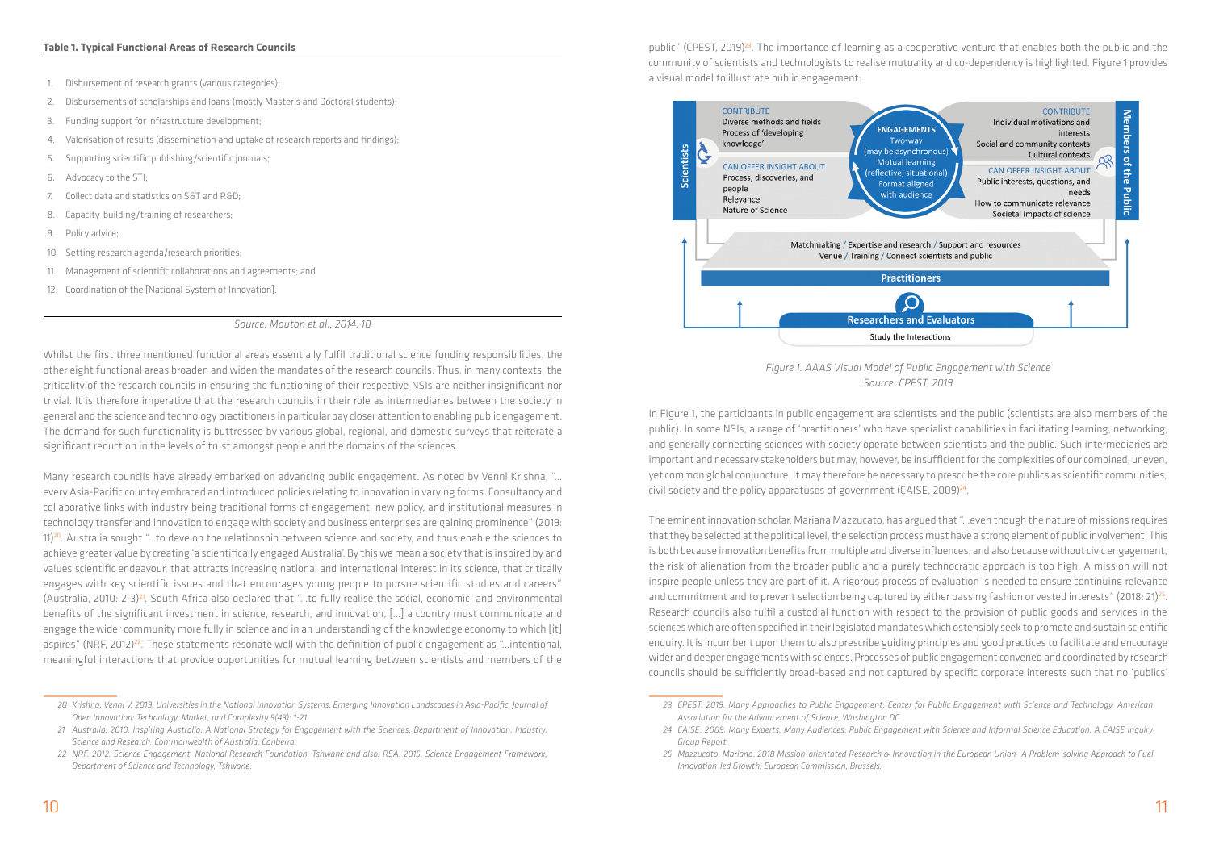**Table 1. Typical Functional Areas of Research Councils**

1. Disbursement of research grants (various categories);
2. Disbursements of scholarships and loans (mostly Master's and Doctoral students);
3. Funding support for infrastructure development;
4. Valorisation of results (dissemination and uptake of research reports and findings);
5. Supporting scientific publishing/scientific journals;
6. Advocacy to the STI;
7. Collect data and statistics on S&T and R&D;
8. Capacity-building/training of researchers;
9. Policy advice;
10. Setting research agenda/research priorities;
11. Management of scientific collaborations and agreements; and
12. Coordination of the [National System of Innovation].

*Source: Mouton et al., 2014: 10*

Whilst the first three mentioned functional areas essentially fulfil traditional science funding responsibilities, the other eight functional areas broaden and widen the mandates of the research councils. Thus, in many contexts, the criticality of the research councils in ensuring the functioning of their respective NSIs are neither insignificant nor trivial. It is therefore imperative that the research councils in their role as intermediaries between the society in general and the science and technology practitioners in particular pay closer attention to enabling public engagement. The demand for such functionality is buttressed by various global, regional, and domestic surveys that reiterate a significant reduction in the levels of trust amongst people and the domains of the sciences.

Many research councils have already embarked on advancing public engagement. As noted by Venni Krishna, "… every Asia-Pacific country embraced and introduced policies relating to innovation in varying forms. Consultancy and collaborative links with industry being traditional forms of engagement, new policy, and institutional measures in technology transfer and innovation to engage with society and business enterprises are gaining prominence" (2019: 11)[20]. Australia sought "…to develop the relationship between science and society, and thus enable the sciences to achieve greater value by creating 'a scientifically engaged Australia'. By this we mean a society that is inspired by and values scientific endeavour, that attracts increasing national and international interest in its science, that critically engages with key scientific issues and that encourages young people to pursue scientific studies and careers" (Australia, 2010: 2-3)[21]. South Africa also declared that "…to fully realise the social, economic, and environmental benefits of the significant investment in science, research, and innovation, […] a country must communicate and engage the wider community more fully in science and in an understanding of the knowledge economy to which [it] aspires" (NRF, 2012)[22]. These statements resonate well with the definition of public engagement as "…intentional, meaningful interactions that provide opportunities for mutual learning between scientists and members of the public" (CPEST, 2019)[23]. The importance of learning as a cooperative venture that enables both the public and the community of scientists and technologists to realise mutuality and co-dependency is highlighted. Figure 1 provides a visual model to illustrate public engagement:

*Figure 1. AAAS Visual Model of Public Engagement with Science*
*Source: CPEST, 2019*

In Figure 1, the participants in public engagement are scientists and the public (scientists are also members of the public). In some NSIs, a range of 'practitioners' who have specialist capabilities in facilitating learning, networking, and generally connecting sciences with society operate between scientists and the public. Such intermediaries are important and necessary stakeholders but may, however, be insufficient for the complexities of our combined, uneven, yet common global conjuncture. It may therefore be necessary to prescribe the core publics as scientific communities, civil society and the policy apparatuses of government (CAISE, 2009)[24].

The eminent innovation scholar, Mariana Mazzucato, has argued that "…even though the nature of missions requires that they be selected at the political level, the selection process must have a strong element of public involvement. This is both because innovation benefits from multiple and diverse influences, and also because without civic engagement, the risk of alienation from the broader public and a purely technocratic approach is too high. A mission will not inspire people unless they are part of it. A rigorous process of evaluation is needed to ensure continuing relevance and commitment and to prevent selection being captured by either passing fashion or vested interests" (2018: 21)[25]. Research councils also fulfil a custodial function with respect to the provision of public goods and services in the sciences which are often specified in their legislated mandates which ostensibly seek to promote and sustain scientific enquiry. It is incumbent upon them to also prescribe guiding principles and good practices to facilitate and encourage wider and deeper engagements with sciences. Processes of public engagement convened and coordinated by research councils should be sufficiently broad-based and not captured by specific corporate interests such that no 'publics'

---

20 Krishna, Venni V. 2019. Universities in the National Innovation Systems: Emerging Innovation Landscapes in Asia-Pacific, Journal of Open Innovation: Technology, Market, and Complexity 5(43): 1-21.

21 Australia. 2010. Inspiring Australia: A National Strategy for Engagement with the Sciences, Department of Innovation, Industry, Science and Research, Commonwealth of Australia, Canberra.

22 NRF. 2012. Science Engagement, National Research Foundation, Tshwane and also: RSA. 2015. Science Engagement Framework, Department of Science and Technology, Tshwane.

23 CPEST. 2019. Many Approaches to Public Engagement, Center for Public Engagement with Science and Technology, American Association for the Advancement of Science, Washington DC.

24 CAISE. 2009. Many Experts, Many Audiences: Public Engagement with Science and Informal Science Education. A CAISE Inquiry Group Report,

25 Mazzucato, Mariana. 2018 Mission-orientated Research & Innovation in the European Union- A Problem-solving Approach to Fuel Innovation-led Growth, European Commission, Brussels.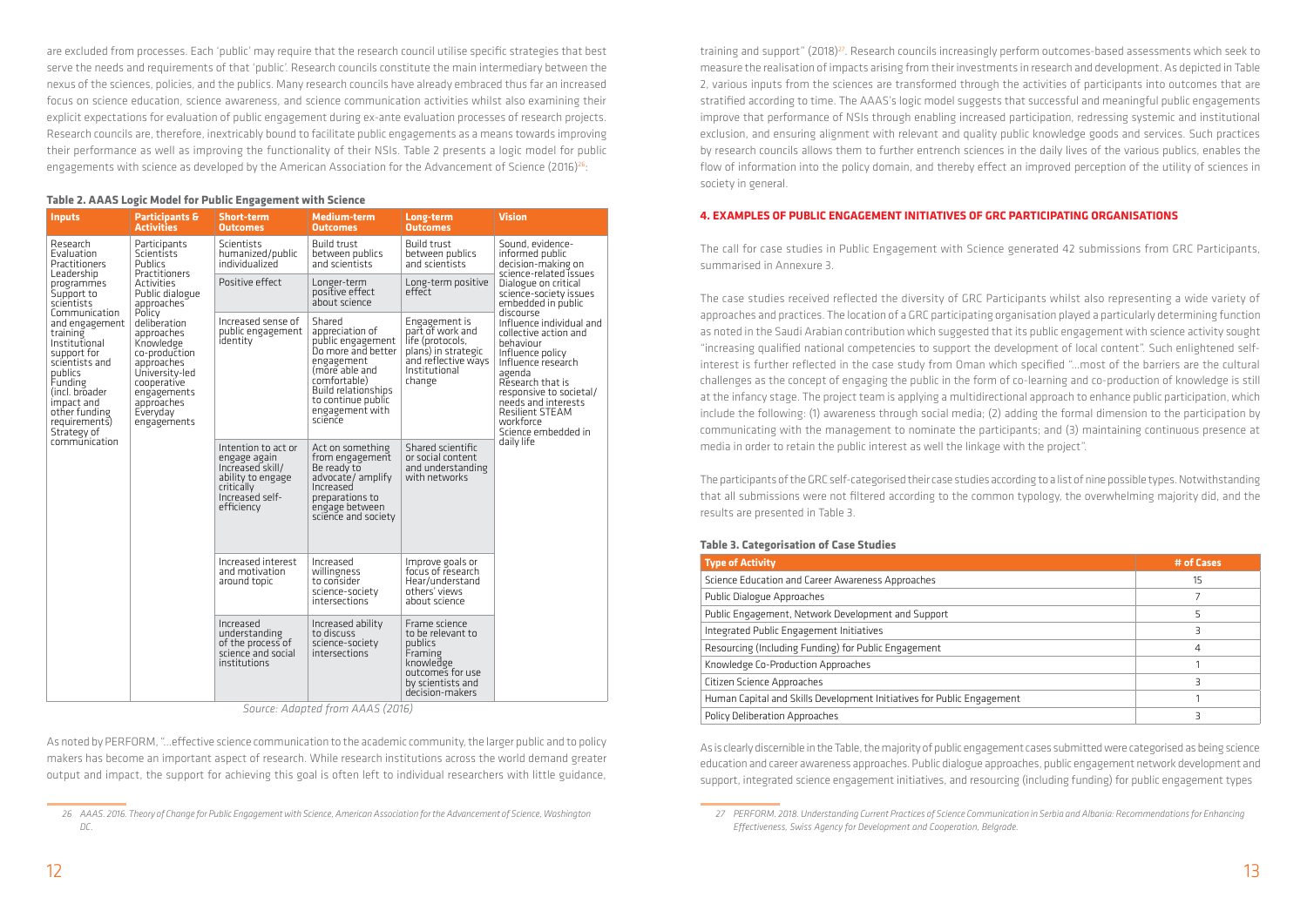are excluded from processes. Each 'public' may require that the research council utilise specific strategies that best serve the needs and requirements of that 'public'. Research councils constitute the main intermediary between the nexus of the sciences, policies, and the publics. Many research councils have already embraced thus far an increased focus on science education, science awareness, and science communication activities whilst also examining their explicit expectations for evaluation of public engagement during ex-ante evaluation processes of research projects. Research councils are, therefore, inextricably bound to facilitate public engagements as a means towards improving their performance as well as improving the functionality of their NSIs. Table 2 presents a logic model for public engagements with science as developed by the American Association for the Advancement of Science (2016)[26]:

**Table 2. AAAS Logic Model for Public Engagement with Science**

| Inputs | Participants & Activities | Short-term Outcomes | Medium-term Outcomes | Long-term Outcomes | Vision |
|---|---|---|---|---|---|
| Research Evaluation Practitioners Leadership programmes Support to scientists Communication and engagement training Institutional support for scientists and publics Funding (incl. broader impact and other funding requirements) Strategy of communication | Participants Scientists Publics Practitioners Activities Public dialogue approaches Policy deliberation approaches Knowledge co-production approaches University-led cooperative engagements approaches Everyday engagements | Scientists humanized/public individualized | Build trust between publics and scientists | Build trust between publics and scientists | Sound, evidence-informed public decision-making on science-related issues Dialogue on critical science-society issues embedded in public discourse Influence individual and collective action and behaviour Influence policy Influence research agenda Research that is responsive to societal/ needs and interests Resilient STEAM workforce Science embedded in daily life |
| | | Positive effect | Longer-term positive effect about science | Long-term positive effect | |
| | | Increased sense of public engagement identity | Shared appreciation of public engagement Do more and better engagement (more able and comfortable) Build relationships to continue public engagement with science | Engagement is part of work and life (protocols, plans) in strategic and reflective ways Institutional change | |
| | | Intention to act or engage again Increased skill/ ability to engage critically Increased self-efficiency | Act on something from engagement Be ready to advocate/ amplify Increased preparations to engage between science and society | Shared scientific or social content and understanding with networks | |
| | | Increased interest and motivation around topic | Increased willingness to consider science-society intersections | Improve goals or focus of research Hear/understand others' views about science | |
| | | Increased understanding of the process of science and social institutions | Increased ability to discuss science-society intersections | Frame science to be relevant to publics Framing knowledge outcomes for use by scientists and decision-makers | |

*Source: Adapted from AAAS (2016)*

As noted by PERFORM, "…effective science communication to the academic community, the larger public and to policy makers has become an important aspect of research. While research institutions across the world demand greater output and impact, the support for achieving this goal is often left to individual researchers with little guidance, training and support" (2018)[27]. Research councils increasingly perform outcomes-based assessments which seek to measure the realisation of impacts arising from their investments in research and development. As depicted in Table 2, various inputs from the sciences are transformed through the activities of participants into outcomes that are stratified according to time. The AAAS's logic model suggests that successful and meaningful public engagements improve that performance of NSIs through enabling increased participation, redressing systemic and institutional exclusion, and ensuring alignment with relevant and quality public knowledge goods and services. Such practices by research councils allows them to further entrench sciences in the daily lives of the various publics, enables the flow of information into the policy domain, and thereby effect an improved perception of the utility of sciences in society in general.

## 4. EXAMPLES OF PUBLIC ENGAGEMENT INITIATIVES OF GRC PARTICIPATING ORGANISATIONS

The call for case studies in Public Engagement with Science generated 42 submissions from GRC Participants, summarised in Annexure 3.

The case studies received reflected the diversity of GRC Participants whilst also representing a wide variety of approaches and practices. The location of a GRC participating organisation played a particularly determining function as noted in the Saudi Arabian contribution which suggested that its public engagement with science activity sought "increasing qualified national competencies to support the development of local content". Such enlightened self-interest is further reflected in the case study from Oman which specified "…most of the barriers are the cultural challenges as the concept of engaging the public in the form of co-learning and co-production of knowledge is still at the infancy stage. The project team is applying a multidirectional approach to enhance public participation, which include the following: (1) awareness through social media; (2) adding the formal dimension to the participation by communicating with the management to nominate the participants; and (3) maintaining continuous presence at media in order to retain the public interest as well the linkage with the project".

The participants of the GRC self-categorised their case studies according to a list of nine possible types. Notwithstanding that all submissions were not filtered according to the common typology, the overwhelming majority did, and the results are presented in Table 3.

**Table 3. Categorisation of Case Studies**

| Type of Activity | # of Cases |
|---|---|
| Science Education and Career Awareness Approaches | 15 |
| Public Dialogue Approaches | 7 |
| Public Engagement, Network Development and Support | 5 |
| Integrated Public Engagement Initiatives | 3 |
| Resourcing (Including Funding) for Public Engagement | 4 |
| Knowledge Co-Production Approaches | 1 |
| Citizen Science Approaches | 3 |
| Human Capital and Skills Development Initiatives for Public Engagement | 1 |
| Policy Deliberation Approaches | 3 |

As is clearly discernible in the Table, the majority of public engagement cases submitted were categorised as being science education and career awareness approaches. Public dialogue approaches, public engagement network development and support, integrated science engagement initiatives, and resourcing (including funding) for public engagement types

---

26 AAAS. 2016. Theory of Change for Public Engagement with Science, American Association for the Advancement of Science, Washington DC.

27 PERFORM. 2018. Understanding Current Practices of Science Communication in Serbia and Albania: Recommendations for Enhancing Effectiveness, Swiss Agency for Development and Cooperation, Belgrade.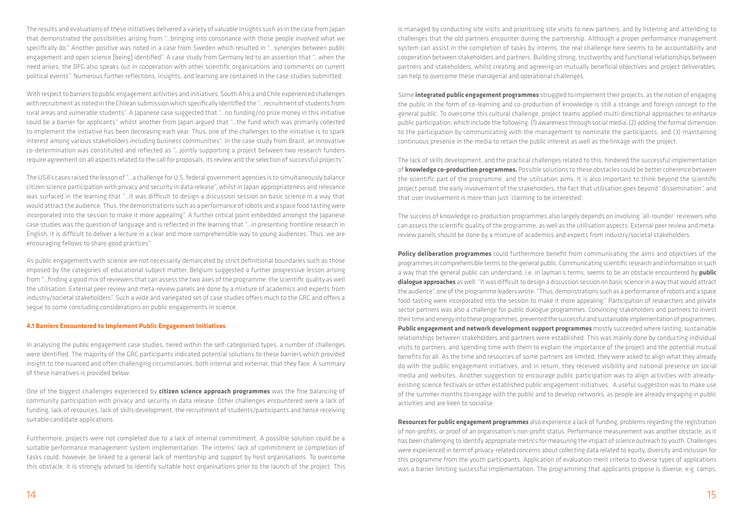The results and evaluations of these initiatives delivered a variety of valuable insights such as in the case from Japan that demonstrated the possibilities arising from "…bringing into consonance with those people involved what we specifically do." Another positive was noted in a case from Sweden which resulted in "…synergies between public engagement and open science [being] identified". A case study from Germany led to an assertion that "…when the need arises, the DFG also speaks out in cooperation with other scientific organisations and comments on current political events". Numerous further reflections, insights, and learning are contained in the case studies submitted.

With respect to barriers to public engagement activities and initiatives, South Africa and Chile experienced challenges with recruitment as noted in the Chilean submission which specifically identified the "…recruitment of students from rural areas and vulnerable students". A Japanese case suggested that "…no funding/no prize money in this initiative could be a barrier for applicants" whilst another from Japan argued that "…the fund which was primarily collected to implement the initiative has been decreasing each year. Thus, one of the challenges to the initiative is to spark interest among various stakeholders including business communities". In the case study from Brazil, an innovative co-determination was constituted and reflected as "…jointly supporting a project between two research funders require agreement on all aspects related to the call for proposals, its review and the selection of successful projects".

The USA's cases raised the lesson of "…a challenge for U.S. federal government agencies is to simultaneously balance citizen science participation with privacy and security in data release", whilst in Japan appropriateness and relevance was surfaced in the learning that "…it was difficult to design a discussion session on basic science in a way that would attract the audience. Thus, the demonstrations such as a performance of robots and a space food tasting were incorporated into the session to make it more appealing". A further critical point embedded amongst the Japanese case studies was the question of language and is reflected in the learning that "…in presenting frontline research in English, it is difficult to deliver a lecture in a clear and more comprehensible way to young audiences. Thus, we are encouraging fellows to share good practices".

As public engagements with science are not necessarily demarcated by strict definitional boundaries such as those imposed by the categories of educational subject matter, Belgium suggested a further progressive lesson arising from "…finding a good mix of reviewers that can assess the two axes of the programme: the scientific quality as well the utilisation. External peer review and meta-review panels are done by a mixture of academics and experts from industry/societal stakeholders". Such a wide and variegated set of case studies offers much to the GRC and offers a segue to some concluding considerations on public engagements in science.

### 4.1 Barriers Encountered to Implement Public Engagement Initiatives

In analysing the public engagement case studies, tiered within the self-categorised types, a number of challenges were identified. The majority of the GRC participants indicated potential solutions to these barriers which provided insight to the nuanced and often challenging circumstances, both internal and external, that they face. A summary of these narratives is provided below:

One of the biggest challenges experienced by **citizen science approach programmes** was the fine balancing of community participation with privacy and security in data release. Other challenges encountered were a lack of funding, lack of resources, lack of skills development, the recruitment of students/participants and hence receiving suitable candidate applications.

Furthermore, projects were not completed due to a lack of internal commitment. A possible solution could be a suitable performance management system implementation. The interns' lack of commitment or completion of tasks could, however, be linked to a general lack of mentorship and support by host organisations. To overcome this obstacle, it is strongly advised to identify suitable host organisations prior to the launch of the project. This is managed by conducting site visits and prioritising site visits to new partners, and by listening and attending to challenges that the old partners encounter during the partnership. Although a proper performance management system can assist in the completion of tasks by interns, the real challenge here seems to be accountability and cooperation between stakeholders and partners. Building strong, trustworthy and functional relationships between partners and stakeholders, whilst creating and agreeing on mutually beneficial objectives and project deliverables, can help to overcome these managerial and operational challenges.

Some **integrated public engagement programmes** struggled to implement their projects, as the notion of engaging the public in the form of co-learning and co-production of knowledge is still a strange and foreign concept to the general public. To overcome this cultural challenge, project teams applied multi-directional approaches to enhance public participation, which include the following: (1) awareness through social media; (2) adding the formal dimension to the participation by communicating with the management to nominate the participants; and (3) maintaining continuous presence in the media to retain the public interest as well as the linkage with the project.

The lack of skills development, and the practical challenges related to this, hindered the successful implementation of **knowledge co-production programmes.** Possible solutions to these obstacles could be better coherence between the scientific part of the programme, and the utilisation aims. It is also important to think beyond the scientific project period, the early involvement of the stakeholders, the fact that utilisation goes beyond "dissemination", and that user involvement is more than just 'claiming to be interested'.

The success of knowledge co-production programmes also largely depends on involving 'all-rounder' reviewers who can assess the scientific quality of the programme, as well as the utilisation aspects. External peer review and meta-review panels should be done by a mixture of academics and experts from industry/societal stakeholders.

**Policy deliberation programmes** could furthermore benefit from communicating the aims and objectives of the programmes in comprehensible terms to the general public. Communicating scientific research and information in such a way that the general public can understand, i.e. in layman's terms, seems to be an obstacle encountered by **public dialogue approaches** as well. "It was difficult to design a discussion session on basic science in a way that would attract the audience", one of the programme leaders wrote. "Thus, demonstrations such as a performance of robots and a space food tasting were incorporated into the session to make it more appealing." Participation of researchers and private sector partners was also a challenge for public dialogue programmes. Convincing stakeholders and partners to invest their time and energy into these programmes, prevented the successful and sustainable implementation of programmes. **Public engagement and network development support programmes** mostly succeeded where lasting, sustainable relationships between stakeholders and partners were established. This was mainly done by conducting individual visits to partners, and spending time with them to explain the importance of the project and the potential mutual benefits for all. As the time and resources of some partners are limited, they were asked to align what they already do with the public engagement initiatives, and in return, they received visibility and national presence on social media and websites. Another suggestion to encourage public participation was to align activities with already-existing science festivals or other established public engagement initiatives. A useful suggestion was to make use of the summer months to engage with the public and to develop networks, as people are already engaging in public activities and are keen to socialise.

**Resources for public engagement programmes** also experience a lack of funding, problems regarding the registration of non-profits, or proof of an organisation's non-profit status. Performance measurement was another obstacle, as it has been challenging to identify appropriate metrics for measuring the impact of science outreach to youth. Challenges were experienced in term of privacy-related concerns about collecting data related to equity, diversity and inclusion for this programme from the youth participants. Application of evaluation merit criteria to diverse types of applications was a barrier limiting successful implementation. The programming that applicants propose is diverse, e.g. camps,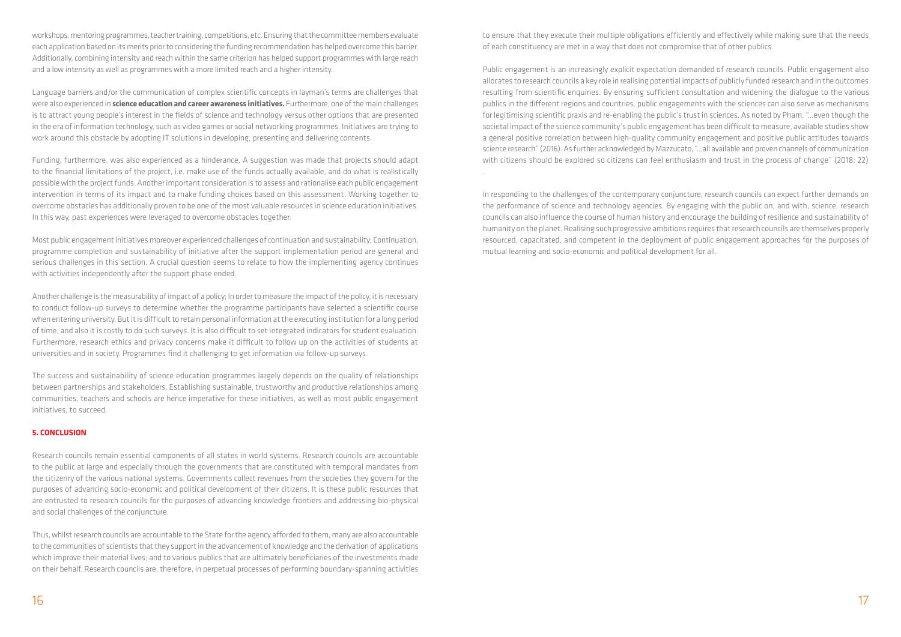workshops, mentoring programmes, teacher training, competitions, etc. Ensuring that the committee members evaluate each application based on its merits prior to considering the funding recommendation has helped overcome this barrier. Additionally, combining intensity and reach within the same criterion has helped support programmes with large reach and a low intensity as well as programmes with a more limited reach and a higher intensity.

Language barriers and/or the communication of complex scientific concepts in layman's terms are challenges that were also experienced in **science education and career awareness initiatives.** Furthermore, one of the main challenges is to attract young people's interest in the fields of science and technology versus other options that are presented in the era of information technology, such as video games or social networking programmes. Initiatives are trying to work around this obstacle by adopting IT solutions in developing, presenting and delivering contents.

Funding, furthermore, was also experienced as a hinderance. A suggestion was made that projects should adapt to the financial limitations of the project, i.e. make use of the funds actually available, and do what is realistically possible with the project funds. Another important consideration is to assess and rationalise each public engagement intervention in terms of its impact and to make funding choices based on this assessment. Working together to overcome obstacles has additionally proven to be one of the most valuable resources in science education initiatives. In this way, past experiences were leveraged to overcome obstacles together.

Most public engagement initiatives moreover experienced challenges of continuation and sustainability; Continuation, programme completion and sustainability of initiative after the support implementation period are general and serious challenges in this section. A crucial question seems to relate to how the implementing agency continues with activities independently after the support phase ended.

Another challenge is the measurability of impact of a policy; In order to measure the impact of the policy, it is necessary to conduct follow-up surveys to determine whether the programme participants have selected a scientific course when entering university. But it is difficult to retain personal information at the executing institution for a long period of time, and also it is costly to do such surveys. It is also difficult to set integrated indicators for student evaluation. Furthermore, research ethics and privacy concerns make it difficult to follow up on the activities of students at universities and in society. Programmes find it challenging to get information via follow-up surveys.

The success and sustainability of science education programmes largely depends on the quality of relationships between partnerships and stakeholders. Establishing sustainable, trustworthy and productive relationships among communities, teachers and schools are hence imperative for these initiatives, as well as most public engagement initiatives, to succeed.

## 5. CONCLUSION

Research councils remain essential components of all states in world systems. Research councils are accountable to the public at large and especially through the governments that are constituted with temporal mandates from the citizenry of the various national systems. Governments collect revenues from the societies they govern for the purposes of advancing socio-economic and political development of their citizens. It is these public resources that are entrusted to research councils for the purposes of advancing knowledge frontiers and addressing bio-physical and social challenges of the conjuncture.

Thus, whilst research councils are accountable to the State for the agency afforded to them, many are also accountable to the communities of scientists that they support in the advancement of knowledge and the derivation of applications which improve their material lives; and to various publics that are ultimately beneficiaries of the investments made on their behalf. Research councils are, therefore, in perpetual processes of performing boundary-spanning activities to ensure that they execute their multiple obligations efficiently and effectively while making sure that the needs of each constituency are met in a way that does not compromise that of other publics.

Public engagement is an increasingly explicit expectation demanded of research councils. Public engagement also allocates to research councils a key role in realising potential impacts of publicly funded research and in the outcomes resulting from scientific enquiries. By ensuring sufficient consultation and widening the dialogue to the various publics in the different regions and countries, public engagements with the sciences can also serve as mechanisms for legitimising scientific praxis and re-enabling the public's trust in sciences. As noted by Pham, "...even though the societal impact of the science community's public engagement has been difficult to measure, available studies show a general positive correlation between high-quality community engagement and positive public attitudes towards science research" (2016). As further acknowledged by Mazzucato, "...all available and proven channels of communication with citizens should be explored so citizens can feel enthusiasm and trust in the process of change" (2018: 22).

In responding to the challenges of the contemporary conjuncture, research councils can expect further demands on the performance of science and technology agencies. By engaging with the public on, and with, science, research councils can also influence the course of human history and encourage the building of resilience and sustainability of humanity on the planet. Realising such progressive ambitions requires that research councils are themselves properly resourced, capacitated, and competent in the deployment of public engagement approaches for the purposes of mutual learning and socio-economic and political development for all.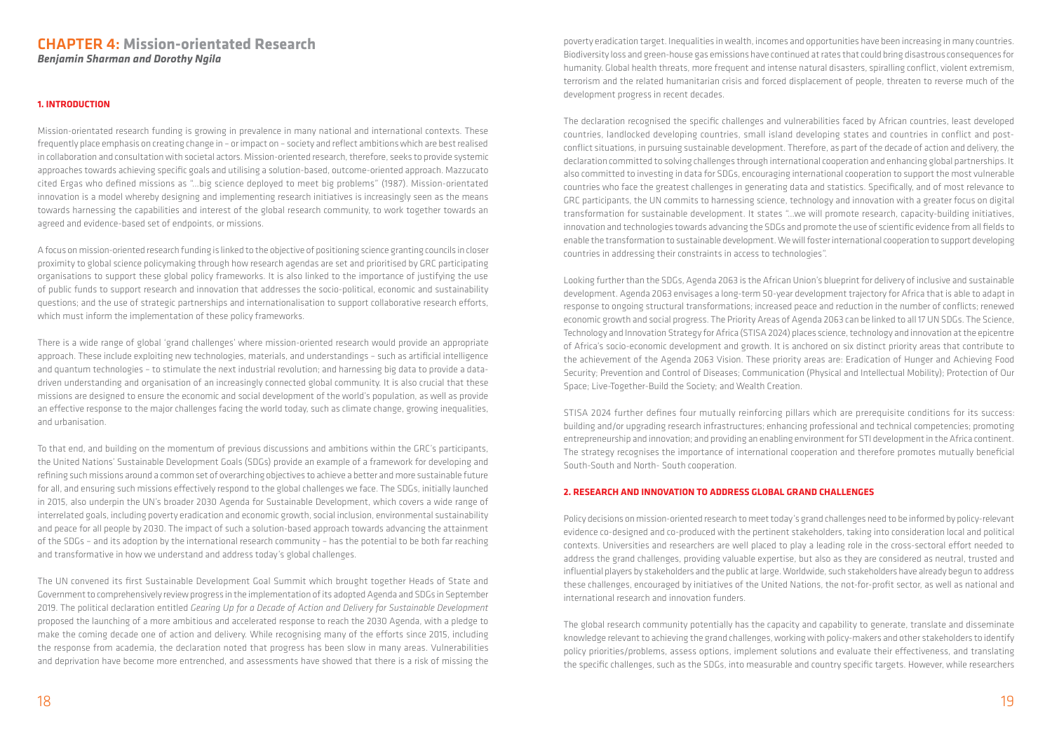# CHAPTER 4: Mission-orientated Research

***Benjamin Sharman and Dorothy Ngila***

## 1. INTRODUCTION

Mission-orientated research funding is growing in prevalence in many national and international contexts. These frequently place emphasis on creating change in – or impact on – society and reflect ambitions which are best realised in collaboration and consultation with societal actors. Mission-oriented research, therefore, seeks to provide systemic approaches towards achieving specific goals and utilising a solution-based, outcome-oriented approach. Mazzucato cited Ergas who defined missions as "…big science deployed to meet big problems" (1987). Mission-orientated innovation is a model whereby designing and implementing research initiatives is increasingly seen as the means towards harnessing the capabilities and interest of the global research community, to work together towards an agreed and evidence-based set of endpoints, or missions.

A focus on mission-oriented research funding is linked to the objective of positioning science granting councils in closer proximity to global science policymaking through how research agendas are set and prioritised by GRC participating organisations to support these global policy frameworks. It is also linked to the importance of justifying the use of public funds to support research and innovation that addresses the socio-political, economic and sustainability questions; and the use of strategic partnerships and internationalisation to support collaborative research efforts, which must inform the implementation of these policy frameworks.

There is a wide range of global 'grand challenges' where mission-oriented research would provide an appropriate approach. These include exploiting new technologies, materials, and understandings – such as artificial intelligence and quantum technologies – to stimulate the next industrial revolution; and harnessing big data to provide a data-driven understanding and organisation of an increasingly connected global community. It is also crucial that these missions are designed to ensure the economic and social development of the world's population, as well as provide an effective response to the major challenges facing the world today, such as climate change, growing inequalities, and urbanisation.

To that end, and building on the momentum of previous discussions and ambitions within the GRC's participants, the United Nations' Sustainable Development Goals (SDGs) provide an example of a framework for developing and refining such missions around a common set of overarching objectives to achieve a better and more sustainable future for all, and ensuring such missions effectively respond to the global challenges we face. The SDGs, initially launched in 2015, also underpin the UN's broader 2030 Agenda for Sustainable Development, which covers a wide range of interrelated goals, including poverty eradication and economic growth, social inclusion, environmental sustainability and peace for all people by 2030. The impact of such a solution-based approach towards advancing the attainment of the SDGs – and its adoption by the international research community – has the potential to be both far reaching and transformative in how we understand and address today's global challenges.

The UN convened its first Sustainable Development Goal Summit which brought together Heads of State and Government to comprehensively review progress in the implementation of its adopted Agenda and SDGs in September 2019. The political declaration entitled *Gearing Up for a Decade of Action and Delivery for Sustainable Development* proposed the launching of a more ambitious and accelerated response to reach the 2030 Agenda, with a pledge to make the coming decade one of action and delivery. While recognising many of the efforts since 2015, including the response from academia, the declaration noted that progress has been slow in many areas. Vulnerabilities and deprivation have become more entrenched, and assessments have showed that there is a risk of missing the poverty eradication target. Inequalities in wealth, incomes and opportunities have been increasing in many countries. Biodiversity loss and green-house gas emissions have continued at rates that could bring disastrous consequences for humanity. Global health threats, more frequent and intense natural disasters, spiralling conflict, violent extremism, terrorism and the related humanitarian crisis and forced displacement of people, threaten to reverse much of the development progress in recent decades.

The declaration recognised the specific challenges and vulnerabilities faced by African countries, least developed countries, landlocked developing countries, small island developing states and countries in conflict and post-conflict situations, in pursuing sustainable development. Therefore, as part of the decade of action and delivery, the declaration committed to solving challenges through international cooperation and enhancing global partnerships. It also committed to investing in data for SDGs, encouraging international cooperation to support the most vulnerable countries who face the greatest challenges in generating data and statistics. Specifically, and of most relevance to GRC participants, the UN commits to harnessing science, technology and innovation with a greater focus on digital transformation for sustainable development. It states "…we will promote research, capacity-building initiatives, innovation and technologies towards advancing the SDGs and promote the use of scientific evidence from all fields to enable the transformation to sustainable development. We will foster international cooperation to support developing countries in addressing their constraints in access to technologies".

Looking further than the SDGs, Agenda 2063 is the African Union's blueprint for delivery of inclusive and sustainable development. Agenda 2063 envisages a long-term 50-year development trajectory for Africa that is able to adapt in response to ongoing structural transformations; increased peace and reduction in the number of conflicts; renewed economic growth and social progress. The Priority Areas of Agenda 2063 can be linked to all 17 UN SDGs. The Science, Technology and Innovation Strategy for Africa (STISA 2024) places science, technology and innovation at the epicentre of Africa's socio-economic development and growth. It is anchored on six distinct priority areas that contribute to the achievement of the Agenda 2063 Vision. These priority areas are: Eradication of Hunger and Achieving Food Security; Prevention and Control of Diseases; Communication (Physical and Intellectual Mobility); Protection of Our Space; Live-Together-Build the Society; and Wealth Creation.

STISA 2024 further defines four mutually reinforcing pillars which are prerequisite conditions for its success: building and/or upgrading research infrastructures; enhancing professional and technical competencies; promoting entrepreneurship and innovation; and providing an enabling environment for STI development in the Africa continent. The strategy recognises the importance of international cooperation and therefore promotes mutually beneficial South-South and North- South cooperation.

## 2. RESEARCH AND INNOVATION TO ADDRESS GLOBAL GRAND CHALLENGES

Policy decisions on mission-oriented research to meet today's grand challenges need to be informed by policy-relevant evidence co-designed and co-produced with the pertinent stakeholders, taking into consideration local and political contexts. Universities and researchers are well placed to play a leading role in the cross-sectoral effort needed to address the grand challenges, providing valuable expertise, but also as they are considered as neutral, trusted and influential players by stakeholders and the public at large. Worldwide, such stakeholders have already begun to address these challenges, encouraged by initiatives of the United Nations, the not-for-profit sector, as well as national and international research and innovation funders.

The global research community potentially has the capacity and capability to generate, translate and disseminate knowledge relevant to achieving the grand challenges, working with policy-makers and other stakeholders to identify policy priorities/problems, assess options, implement solutions and evaluate their effectiveness, and translating the specific challenges, such as the SDGs, into measurable and country specific targets. However, while researchers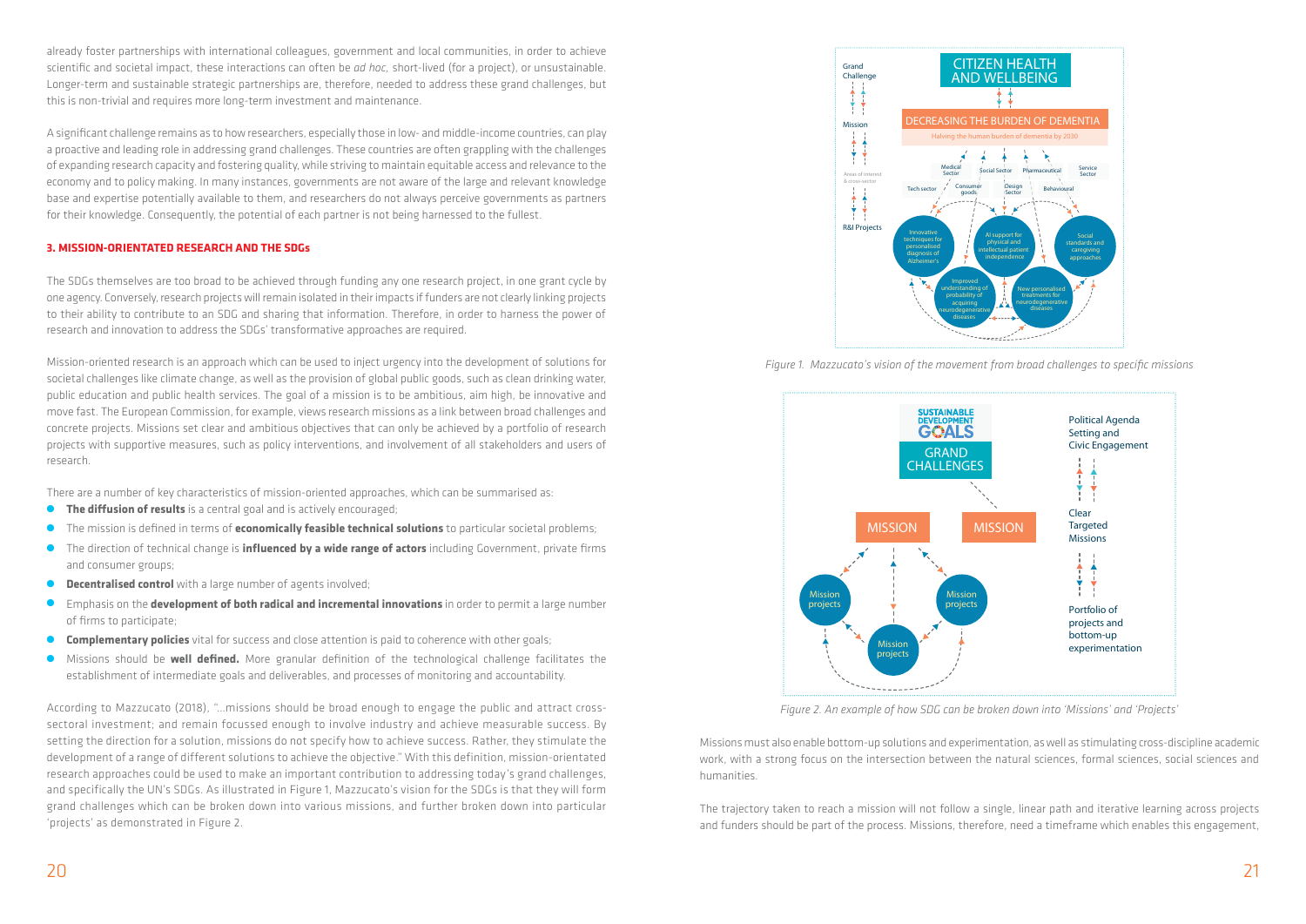already foster partnerships with international colleagues, government and local communities, in order to achieve scientific and societal impact, these interactions can often be *ad hoc*, short-lived (for a project), or unsustainable. Longer-term and sustainable strategic partnerships are, therefore, needed to address these grand challenges, but this is non-trivial and requires more long-term investment and maintenance.

A significant challenge remains as to how researchers, especially those in low- and middle-income countries, can play a proactive and leading role in addressing grand challenges. These countries are often grappling with the challenges of expanding research capacity and fostering quality, while striving to maintain equitable access and relevance to the economy and to policy making. In many instances, governments are not aware of the large and relevant knowledge base and expertise potentially available to them, and researchers do not always perceive governments as partners for their knowledge. Consequently, the potential of each partner is not being harnessed to the fullest.

## 3. MISSION-ORIENTATED RESEARCH AND THE SDGs

The SDGs themselves are too broad to be achieved through funding any one research project, in one grant cycle by one agency. Conversely, research projects will remain isolated in their impacts if funders are not clearly linking projects to their ability to contribute to an SDG and sharing that information. Therefore, in order to harness the power of research and innovation to address the SDGs' transformative approaches are required.

Mission-oriented research is an approach which can be used to inject urgency into the development of solutions for societal challenges like climate change, as well as the provision of global public goods, such as clean drinking water, public education and public health services. The goal of a mission is to be ambitious, aim high, be innovative and move fast. The European Commission, for example, views research missions as a link between broad challenges and concrete projects. Missions set clear and ambitious objectives that can only be achieved by a portfolio of research projects with supportive measures, such as policy interventions, and involvement of all stakeholders and users of research.

There are a number of key characteristics of mission-oriented approaches, which can be summarised as:

- **The diffusion of results** is a central goal and is actively encouraged;
- The mission is defined in terms of **economically feasible technical solutions** to particular societal problems;
- The direction of technical change is **influenced by a wide range of actors** including Government, private firms and consumer groups;
- **Decentralised control** with a large number of agents involved;
- Emphasis on the **development of both radical and incremental innovations** in order to permit a large number of firms to participate;
- **Complementary policies** vital for success and close attention is paid to coherence with other goals;
- Missions should be **well defined.** More granular definition of the technological challenge facilitates the establishment of intermediate goals and deliverables, and processes of monitoring and accountability.

According to Mazzucato (2018), "…missions should be broad enough to engage the public and attract cross-sectoral investment; and remain focussed enough to involve industry and achieve measurable success. By setting the direction for a solution, missions do not specify how to achieve success. Rather, they stimulate the development of a range of different solutions to achieve the objective." With this definition, mission-orientated research approaches could be used to make an important contribution to addressing today's grand challenges, and specifically the UN's SDGs. As illustrated in Figure 1, Mazzucato's vision for the SDGs is that they will form grand challenges which can be broken down into various missions, and further broken down into particular 'projects' as demonstrated in Figure 2.

*Figure 1. Mazzucato's vision of the movement from broad challenges to specific missions*

*Figure 2. An example of how SDG can be broken down into 'Missions' and 'Projects'*

Missions must also enable bottom-up solutions and experimentation, as well as stimulating cross-discipline academic work, with a strong focus on the intersection between the natural sciences, formal sciences, social sciences and humanities.

The trajectory taken to reach a mission will not follow a single, linear path and iterative learning across projects and funders should be part of the process. Missions, therefore, need a timeframe which enables this engagement,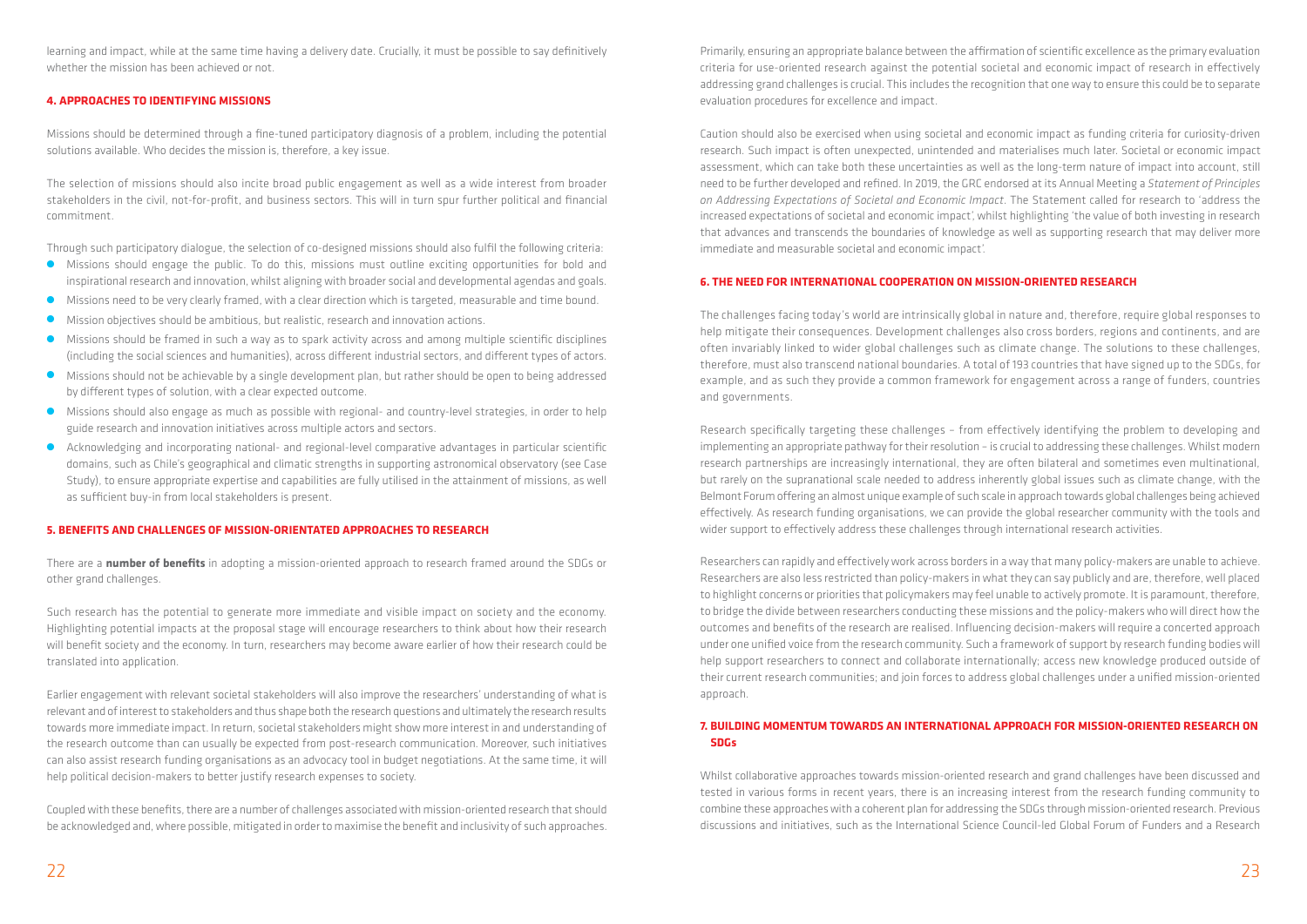learning and impact, while at the same time having a delivery date. Crucially, it must be possible to say definitively whether the mission has been achieved or not.

### 4. APPROACHES TO IDENTIFYING MISSIONS

Missions should be determined through a fine-tuned participatory diagnosis of a problem, including the potential solutions available. Who decides the mission is, therefore, a key issue.

The selection of missions should also incite broad public engagement as well as a wide interest from broader stakeholders in the civil, not-for-profit, and business sectors. This will in turn spur further political and financial commitment.

Through such participatory dialogue, the selection of co-designed missions should also fulfil the following criteria:

- Missions should engage the public. To do this, missions must outline exciting opportunities for bold and inspirational research and innovation, whilst aligning with broader social and developmental agendas and goals.
- Missions need to be very clearly framed, with a clear direction which is targeted, measurable and time bound.
- Mission objectives should be ambitious, but realistic, research and innovation actions.
- Missions should be framed in such a way as to spark activity across and among multiple scientific disciplines (including the social sciences and humanities), across different industrial sectors, and different types of actors.
- Missions should not be achievable by a single development plan, but rather should be open to being addressed by different types of solution, with a clear expected outcome.
- Missions should also engage as much as possible with regional- and country-level strategies, in order to help guide research and innovation initiatives across multiple actors and sectors.
- Acknowledging and incorporating national- and regional-level comparative advantages in particular scientific domains, such as Chile's geographical and climatic strengths in supporting astronomical observatory (see Case Study), to ensure appropriate expertise and capabilities are fully utilised in the attainment of missions, as well as sufficient buy-in from local stakeholders is present.

### 5. BENEFITS AND CHALLENGES OF MISSION-ORIENTATED APPROACHES TO RESEARCH

There are a **number of benefits** in adopting a mission-oriented approach to research framed around the SDGs or other grand challenges.

Such research has the potential to generate more immediate and visible impact on society and the economy. Highlighting potential impacts at the proposal stage will encourage researchers to think about how their research will benefit society and the economy. In turn, researchers may become aware earlier of how their research could be translated into application.

Earlier engagement with relevant societal stakeholders will also improve the researchers' understanding of what is relevant and of interest to stakeholders and thus shape both the research questions and ultimately the research results towards more immediate impact. In return, societal stakeholders might show more interest in and understanding of the research outcome than can usually be expected from post-research communication. Moreover, such initiatives can also assist research funding organisations as an advocacy tool in budget negotiations. At the same time, it will help political decision-makers to better justify research expenses to society.

Coupled with these benefits, there are a number of challenges associated with mission-oriented research that should be acknowledged and, where possible, mitigated in order to maximise the benefit and inclusivity of such approaches.

Primarily, ensuring an appropriate balance between the affirmation of scientific excellence as the primary evaluation criteria for use-oriented research against the potential societal and economic impact of research in effectively addressing grand challenges is crucial. This includes the recognition that one way to ensure this could be to separate evaluation procedures for excellence and impact.

Caution should also be exercised when using societal and economic impact as funding criteria for curiosity-driven research. Such impact is often unexpected, unintended and materialises much later. Societal or economic impact assessment, which can take both these uncertainties as well as the long-term nature of impact into account, still need to be further developed and refined. In 2019, the GRC endorsed at its Annual Meeting a *Statement of Principles on Addressing Expectations of Societal and Economic Impact*. The Statement called for research to 'address the increased expectations of societal and economic impact', whilst highlighting 'the value of both investing in research that advances and transcends the boundaries of knowledge as well as supporting research that may deliver more immediate and measurable societal and economic impact'.

### 6. THE NEED FOR INTERNATIONAL COOPERATION ON MISSION-ORIENTED RESEARCH

The challenges facing today's world are intrinsically global in nature and, therefore, require global responses to help mitigate their consequences. Development challenges also cross borders, regions and continents, and are often invariably linked to wider global challenges such as climate change. The solutions to these challenges, therefore, must also transcend national boundaries. A total of 193 countries that have signed up to the SDGs, for example, and as such they provide a common framework for engagement across a range of funders, countries and governments.

Research specifically targeting these challenges – from effectively identifying the problem to developing and implementing an appropriate pathway for their resolution – is crucial to addressing these challenges. Whilst modern research partnerships are increasingly international, they are often bilateral and sometimes even multinational, but rarely on the supranational scale needed to address inherently global issues such as climate change, with the Belmont Forum offering an almost unique example of such scale in approach towards global challenges being achieved effectively. As research funding organisations, we can provide the global researcher community with the tools and wider support to effectively address these challenges through international research activities.

Researchers can rapidly and effectively work across borders in a way that many policy-makers are unable to achieve. Researchers are also less restricted than policy-makers in what they can say publicly and are, therefore, well placed to highlight concerns or priorities that policymakers may feel unable to actively promote. It is paramount, therefore, to bridge the divide between researchers conducting these missions and the policy-makers who will direct how the outcomes and benefits of the research are realised. Influencing decision-makers will require a concerted approach under one unified voice from the research community. Such a framework of support by research funding bodies will help support researchers to connect and collaborate internationally; access new knowledge produced outside of their current research communities; and join forces to address global challenges under a unified mission-oriented approach.

### 7. BUILDING MOMENTUM TOWARDS AN INTERNATIONAL APPROACH FOR MISSION-ORIENTED RESEARCH ON SDGs

Whilst collaborative approaches towards mission-oriented research and grand challenges have been discussed and tested in various forms in recent years, there is an increasing interest from the research funding community to combine these approaches with a coherent plan for addressing the SDGs through mission-oriented research. Previous discussions and initiatives, such as the International Science Council-led Global Forum of Funders and a Research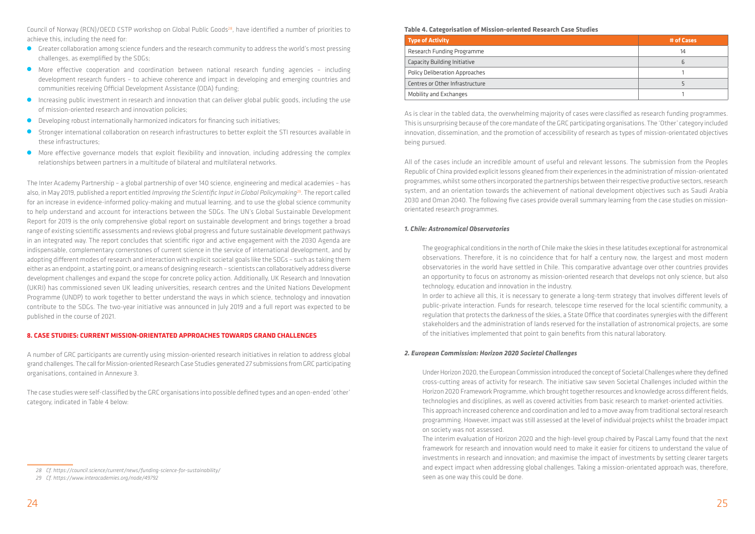Council of Norway (RCN)/OECD CSTP workshop on Global Public Goods[28], have identified a number of priorities to achieve this, including the need for:

- Greater collaboration among science funders and the research community to address the world's most pressing challenges, as exemplified by the SDGs;
- More effective cooperation and coordination between national research funding agencies – including development research funders – to achieve coherence and impact in developing and emerging countries and communities receiving Official Development Assistance (ODA) funding;
- Increasing public investment in research and innovation that can deliver global public goods, including the use of mission-oriented research and innovation policies;
- Developing robust internationally harmonized indicators for financing such initiatives;
- Stronger international collaboration on research infrastructures to better exploit the STI resources available in these infrastructures;
- More effective governance models that exploit flexibility and innovation, including addressing the complex relationships between partners in a multitude of bilateral and multilateral networks.

The Inter Academy Partnership – a global partnership of over 140 science, engineering and medical academies – has also, in May 2019, published a report entitled *Improving the Scientific Input in Global Policymaking*[29]. The report called for an increase in evidence-informed policy-making and mutual learning, and to use the global science community to help understand and account for interactions between the SDGs. The UN's Global Sustainable Development Report for 2019 is the only comprehensive global report on sustainable development and brings together a broad range of existing scientific assessments and reviews global progress and future sustainable development pathways in an integrated way. The report concludes that scientific rigor and active engagement with the 2030 Agenda are indispensable, complementary cornerstones of current science in the service of international development, and by adopting different modes of research and interaction with explicit societal goals like the SDGs – such as taking them either as an endpoint, a starting point, or a means of designing research – scientists can collaboratively address diverse development challenges and expand the scope for concrete policy action. Additionally, UK Research and Innovation (UKRI) has commissioned seven UK leading universities, research centres and the United Nations Development Programme (UNDP) to work together to better understand the ways in which science, technology and innovation contribute to the SDGs. The two-year initiative was announced in July 2019 and a full report was expected to be published in the course of 2021.

## 8. CASE STUDIES: CURRENT MISSION-ORIENTATED APPROACHES TOWARDS GRAND CHALLENGES

A number of GRC participants are currently using mission-oriented research initiatives in relation to address global grand challenges. The call for Mission-oriented Research Case Studies generated 27 submissions from GRC participating organisations, contained in Annexure 3.

The case studies were self-classified by the GRC organisations into possible defined types and an open-ended 'other' category, indicated in Table 4 below:

**Table 4. Categorisation of Mission-oriented Research Case Studies**

| Type of Activity | # of Cases |
|---|---|
| Research Funding Programme | 14 |
| Capacity Building Initiative | 6 |
| Policy Deliberation Approaches | 1 |
| Centres or Other Infrastructure | 5 |
| Mobility and Exchanges | 1 |

As is clear in the tabled data, the overwhelming majority of cases were classified as research funding programmes. This is unsurprising because of the core mandate of the GRC participating organisations. The 'Other' category included innovation, dissemination, and the promotion of accessibility of research as types of mission-orientated objectives being pursued.

All of the cases include an incredible amount of useful and relevant lessons. The submission from the Peoples Republic of China provided explicit lessons gleaned from their experiences in the administration of mission-orientated programmes, whilst some others incorporated the partnerships between their respective productive sectors, research system, and an orientation towards the achievement of national development objectives such as Saudi Arabia 2030 and Oman 2040. The following five cases provide overall summary learning from the case studies on mission-orientated research programmes.

### *1. Chile: Astronomical Observatories*

The geographical conditions in the north of Chile make the skies in these latitudes exceptional for astronomical observations. Therefore, it is no coincidence that for half a century now, the largest and most modern observatories in the world have settled in Chile. This comparative advantage over other countries provides an opportunity to focus on astronomy as mission-oriented research that develops not only science, but also technology, education and innovation in the industry.

In order to achieve all this, it is necessary to generate a long-term strategy that involves different levels of public-private interaction. Funds for research, telescope time reserved for the local scientific community, a regulation that protects the darkness of the skies, a State Office that coordinates synergies with the different stakeholders and the administration of lands reserved for the installation of astronomical projects, are some of the initiatives implemented that point to gain benefits from this natural laboratory.

### *2. European Commission: Horizon 2020 Societal Challenges*

Under Horizon 2020, the European Commission introduced the concept of Societal Challenges where they defined cross-cutting areas of activity for research. The initiative saw seven Societal Challenges included within the Horizon 2020 Framework Programme, which brought together resources and knowledge across different fields, technologies and disciplines, as well as covered activities from basic research to market-oriented activities.

This approach increased coherence and coordination and led to a move away from traditional sectoral research programming. However, impact was still assessed at the level of individual projects whilst the broader impact on society was not assessed.

The interim evaluation of Horizon 2020 and the high-level group chaired by Pascal Lamy found that the next framework for research and innovation would need to make it easier for citizens to understand the value of investments in research and innovation; and maximise the impact of investments by setting clearer targets and expect impact when addressing global challenges. Taking a mission-orientated approach was, therefore, seen as one way this could be done.

---

28 Cf. https://council.science/current/news/funding-science-for-sustainability/

29 Cf. https://www.interacademies.org/node/49792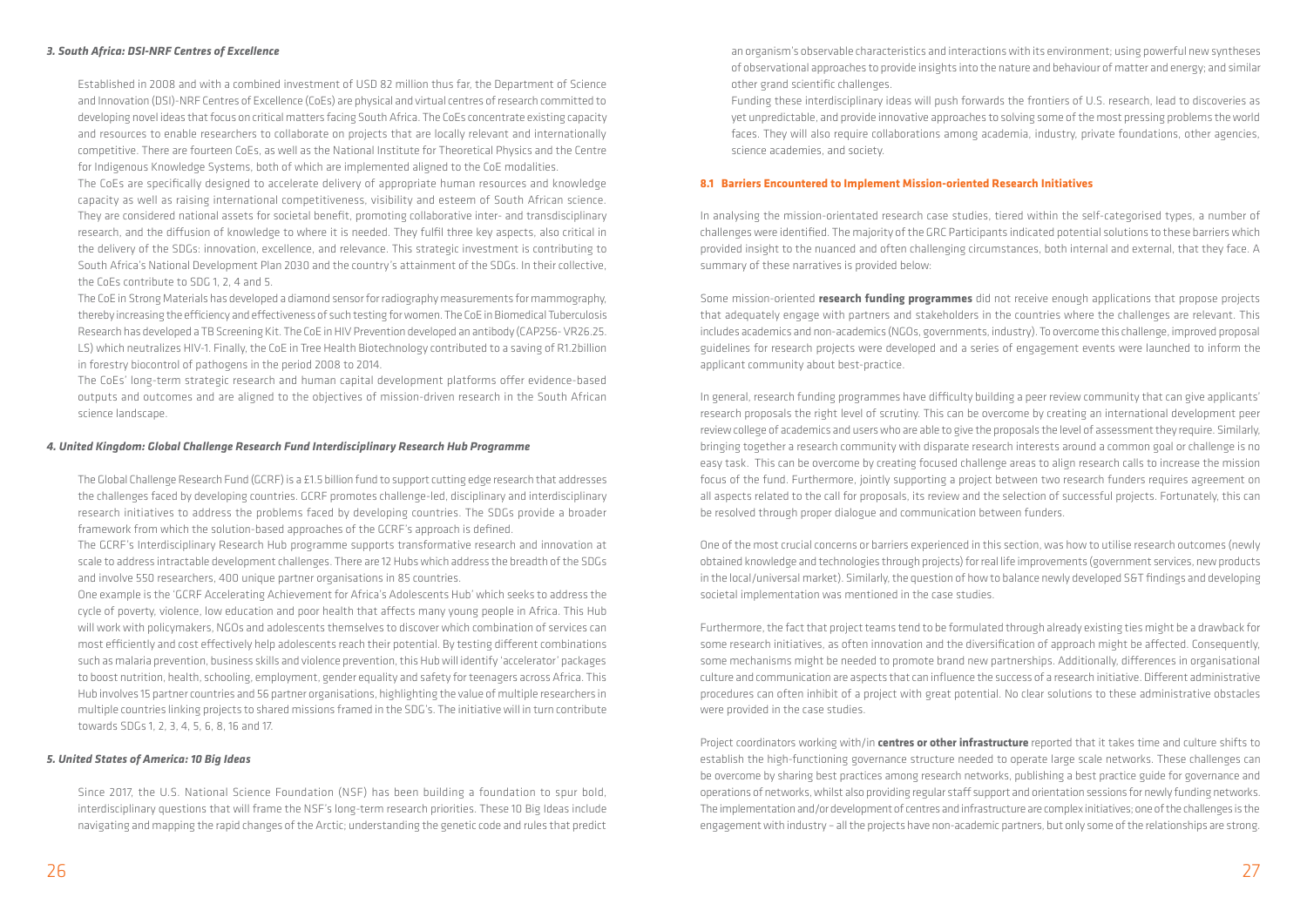### *3. South Africa: DSI-NRF Centres of Excellence*

Established in 2008 and with a combined investment of USD 82 million thus far, the Department of Science and Innovation (DSI)-NRF Centres of Excellence (CoEs) are physical and virtual centres of research committed to developing novel ideas that focus on critical matters facing South Africa. The CoEs concentrate existing capacity and resources to enable researchers to collaborate on projects that are locally relevant and internationally competitive. There are fourteen CoEs, as well as the National Institute for Theoretical Physics and the Centre for Indigenous Knowledge Systems, both of which are implemented aligned to the CoE modalities.

The CoEs are specifically designed to accelerate delivery of appropriate human resources and knowledge capacity as well as raising international competitiveness, visibility and esteem of South African science. They are considered national assets for societal benefit, promoting collaborative inter- and transdisciplinary research, and the diffusion of knowledge to where it is needed. They fulfil three key aspects, also critical in the delivery of the SDGs: innovation, excellence, and relevance. This strategic investment is contributing to South Africa's National Development Plan 2030 and the country's attainment of the SDGs. In their collective, the CoEs contribute to SDG 1, 2, 4 and 5.

The CoE in Strong Materials has developed a diamond sensor for radiography measurements for mammography, thereby increasing the efficiency and effectiveness of such testing for women. The CoE in Biomedical Tuberculosis Research has developed a TB Screening Kit. The CoE in HIV Prevention developed an antibody (CAP256- VR26.25. LS) which neutralizes HIV-1. Finally, the CoE in Tree Health Biotechnology contributed to a saving of R1.2billion in forestry biocontrol of pathogens in the period 2008 to 2014.

The CoEs' long-term strategic research and human capital development platforms offer evidence-based outputs and outcomes and are aligned to the objectives of mission-driven research in the South African science landscape.

### *4. United Kingdom: Global Challenge Research Fund Interdisciplinary Research Hub Programme*

The Global Challenge Research Fund (GCRF) is a £1.5 billion fund to support cutting edge research that addresses the challenges faced by developing countries. GCRF promotes challenge-led, disciplinary and interdisciplinary research initiatives to address the problems faced by developing countries. The SDGs provide a broader framework from which the solution-based approaches of the GCRF's approach is defined.

The GCRF's Interdisciplinary Research Hub programme supports transformative research and innovation at scale to address intractable development challenges. There are 12 Hubs which address the breadth of the SDGs and involve 550 researchers, 400 unique partner organisations in 85 countries.

One example is the 'GCRF Accelerating Achievement for Africa's Adolescents Hub' which seeks to address the cycle of poverty, violence, low education and poor health that affects many young people in Africa. This Hub will work with policymakers, NGOs and adolescents themselves to discover which combination of services can most efficiently and cost effectively help adolescents reach their potential. By testing different combinations such as malaria prevention, business skills and violence prevention, this Hub will identify 'accelerator' packages to boost nutrition, health, schooling, employment, gender equality and safety for teenagers across Africa. This Hub involves 15 partner countries and 56 partner organisations, highlighting the value of multiple researchers in multiple countries linking projects to shared missions framed in the SDG's. The initiative will in turn contribute towards SDGs 1, 2, 3, 4, 5, 6, 8, 16 and 17.

### *5. United States of America: 10 Big Ideas*

Since 2017, the U.S. National Science Foundation (NSF) has been building a foundation to spur bold, interdisciplinary questions that will frame the NSF's long-term research priorities. These 10 Big Ideas include navigating and mapping the rapid changes of the Arctic; understanding the genetic code and rules that predict an organism's observable characteristics and interactions with its environment; using powerful new syntheses of observational approaches to provide insights into the nature and behaviour of matter and energy; and similar other grand scientific challenges.

Funding these interdisciplinary ideas will push forwards the frontiers of U.S. research, lead to discoveries as yet unpredictable, and provide innovative approaches to solving some of the most pressing problems the world faces. They will also require collaborations among academia, industry, private foundations, other agencies, science academies, and society.

## 8.1 Barriers Encountered to Implement Mission-oriented Research Initiatives

In analysing the mission-orientated research case studies, tiered within the self-categorised types, a number of challenges were identified. The majority of the GRC Participants indicated potential solutions to these barriers which provided insight to the nuanced and often challenging circumstances, both internal and external, that they face. A summary of these narratives is provided below:

Some mission-oriented **research funding programmes** did not receive enough applications that propose projects that adequately engage with partners and stakeholders in the countries where the challenges are relevant. This includes academics and non-academics (NGOs, governments, industry). To overcome this challenge, improved proposal guidelines for research projects were developed and a series of engagement events were launched to inform the applicant community about best-practice.

In general, research funding programmes have difficulty building a peer review community that can give applicants' research proposals the right level of scrutiny. This can be overcome by creating an international development peer review college of academics and users who are able to give the proposals the level of assessment they require. Similarly, bringing together a research community with disparate research interests around a common goal or challenge is no easy task. This can be overcome by creating focused challenge areas to align research calls to increase the mission focus of the fund. Furthermore, jointly supporting a project between two research funders requires agreement on all aspects related to the call for proposals, its review and the selection of successful projects. Fortunately, this can be resolved through proper dialogue and communication between funders.

One of the most crucial concerns or barriers experienced in this section, was how to utilise research outcomes (newly obtained knowledge and technologies through projects) for real life improvements (government services, new products in the local/universal market). Similarly, the question of how to balance newly developed S&T findings and developing societal implementation was mentioned in the case studies.

Furthermore, the fact that project teams tend to be formulated through already existing ties might be a drawback for some research initiatives, as often innovation and the diversification of approach might be affected. Consequently, some mechanisms might be needed to promote brand new partnerships. Additionally, differences in organisational culture and communication are aspects that can influence the success of a research initiative. Different administrative procedures can often inhibit of a project with great potential. No clear solutions to these administrative obstacles were provided in the case studies.

Project coordinators working with/in **centres or other infrastructure** reported that it takes time and culture shifts to establish the high-functioning governance structure needed to operate large scale networks. These challenges can be overcome by sharing best practices among research networks, publishing a best practice guide for governance and operations of networks, whilst also providing regular staff support and orientation sessions for newly funding networks. The implementation and/or development of centres and infrastructure are complex initiatives; one of the challenges is the engagement with industry – all the projects have non-academic partners, but only some of the relationships are strong.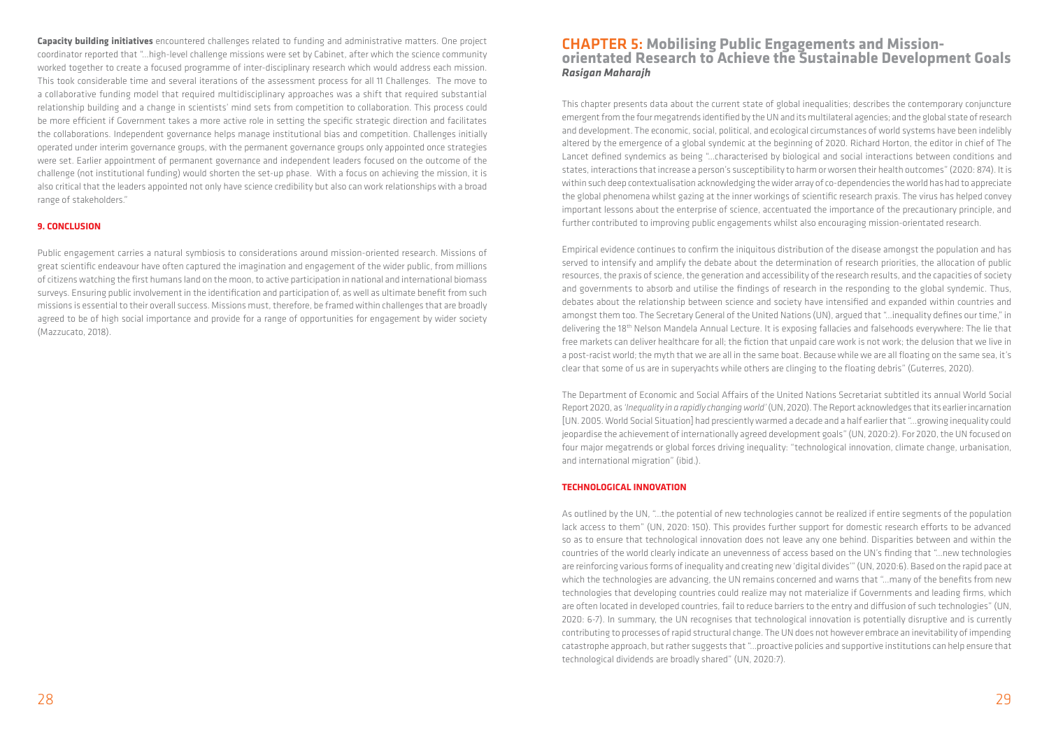**Capacity building initiatives** encountered challenges related to funding and administrative matters. One project coordinator reported that "…high-level challenge missions were set by Cabinet, after which the science community worked together to create a focused programme of inter-disciplinary research which would address each mission. This took considerable time and several iterations of the assessment process for all 11 Challenges. The move to a collaborative funding model that required multidisciplinary approaches was a shift that required substantial relationship building and a change in scientists' mind sets from competition to collaboration. This process could be more efficient if Government takes a more active role in setting the specific strategic direction and facilitates the collaborations. Independent governance helps manage institutional bias and competition. Challenges initially operated under interim governance groups, with the permanent governance groups only appointed once strategies were set. Earlier appointment of permanent governance and independent leaders focused on the outcome of the challenge (not institutional funding) would shorten the set-up phase. With a focus on achieving the mission, it is also critical that the leaders appointed not only have science credibility but also can work relationships with a broad range of stakeholders."

### 9. CONCLUSION

Public engagement carries a natural symbiosis to considerations around mission-oriented research. Missions of great scientific endeavour have often captured the imagination and engagement of the wider public, from millions of citizens watching the first humans land on the moon, to active participation in national and international biomass surveys. Ensuring public involvement in the identification and participation of, as well as ultimate benefit from such missions is essential to their overall success. Missions must, therefore, be framed within challenges that are broadly agreed to be of high social importance and provide for a range of opportunities for engagement by wider society (Mazzucato, 2018).

# CHAPTER 5: Mobilising Public Engagements and Mission-orientated Research to Achieve the Sustainable Development Goals

***Rasigan Maharajh***

This chapter presents data about the current state of global inequalities; describes the contemporary conjuncture emergent from the four megatrends identified by the UN and its multilateral agencies; and the global state of research and development. The economic, social, political, and ecological circumstances of world systems have been indelibly altered by the emergence of a global syndemic at the beginning of 2020. Richard Horton, the editor in chief of The Lancet defined syndemics as being "…characterised by biological and social interactions between conditions and states, interactions that increase a person's susceptibility to harm or worsen their health outcomes" (2020: 874). It is within such deep contextualisation acknowledging the wider array of co-dependencies the world has had to appreciate the global phenomena whilst gazing at the inner workings of scientific research praxis. The virus has helped convey important lessons about the enterprise of science, accentuated the importance of the precautionary principle, and further contributed to improving public engagements whilst also encouraging mission-orientated research.

Empirical evidence continues to confirm the iniquitous distribution of the disease amongst the population and has served to intensify and amplify the debate about the determination of research priorities, the allocation of public resources, the praxis of science, the generation and accessibility of the research results, and the capacities of society and governments to absorb and utilise the findings of research in the responding to the global syndemic. Thus, debates about the relationship between science and society have intensified and expanded within countries and amongst them too. The Secretary General of the United Nations (UN), argued that "…inequality defines our time," in delivering the 18th Nelson Mandela Annual Lecture. It is exposing fallacies and falsehoods everywhere: The lie that free markets can deliver healthcare for all; the fiction that unpaid care work is not work; the delusion that we live in a post-racist world; the myth that we are all in the same boat. Because while we are all floating on the same sea, it's clear that some of us are in superyachts while others are clinging to the floating debris" (Guterres, 2020).

The Department of Economic and Social Affairs of the United Nations Secretariat subtitled its annual World Social Report 2020, as *'Inequality in a rapidly changing world'* (UN, 2020). The Report acknowledges that its earlier incarnation [UN. 2005. World Social Situation] had presciently warmed a decade and a half earlier that "…growing inequality could jeopardise the achievement of internationally agreed development goals" (UN, 2020:2). For 2020, the UN focused on four major megatrends or global forces driving inequality: "technological innovation, climate change, urbanisation, and international migration" (ibid.).

### TECHNOLOGICAL INNOVATION

As outlined by the UN, "…the potential of new technologies cannot be realized if entire segments of the population lack access to them" (UN, 2020: 150). This provides further support for domestic research efforts to be advanced so as to ensure that technological innovation does not leave any one behind. Disparities between and within the countries of the world clearly indicate an unevenness of access based on the UN's finding that "…new technologies are reinforcing various forms of inequality and creating new 'digital divides'" (UN, 2020:6). Based on the rapid pace at which the technologies are advancing, the UN remains concerned and warns that "…many of the benefits from new technologies that developing countries could realize may not materialize if Governments and leading firms, which are often located in developed countries, fail to reduce barriers to the entry and diffusion of such technologies" (UN, 2020: 6-7). In summary, the UN recognises that technological innovation is potentially disruptive and is currently contributing to processes of rapid structural change. The UN does not however embrace an inevitability of impending catastrophe approach, but rather suggests that "…proactive policies and supportive institutions can help ensure that technological dividends are broadly shared" (UN, 2020:7).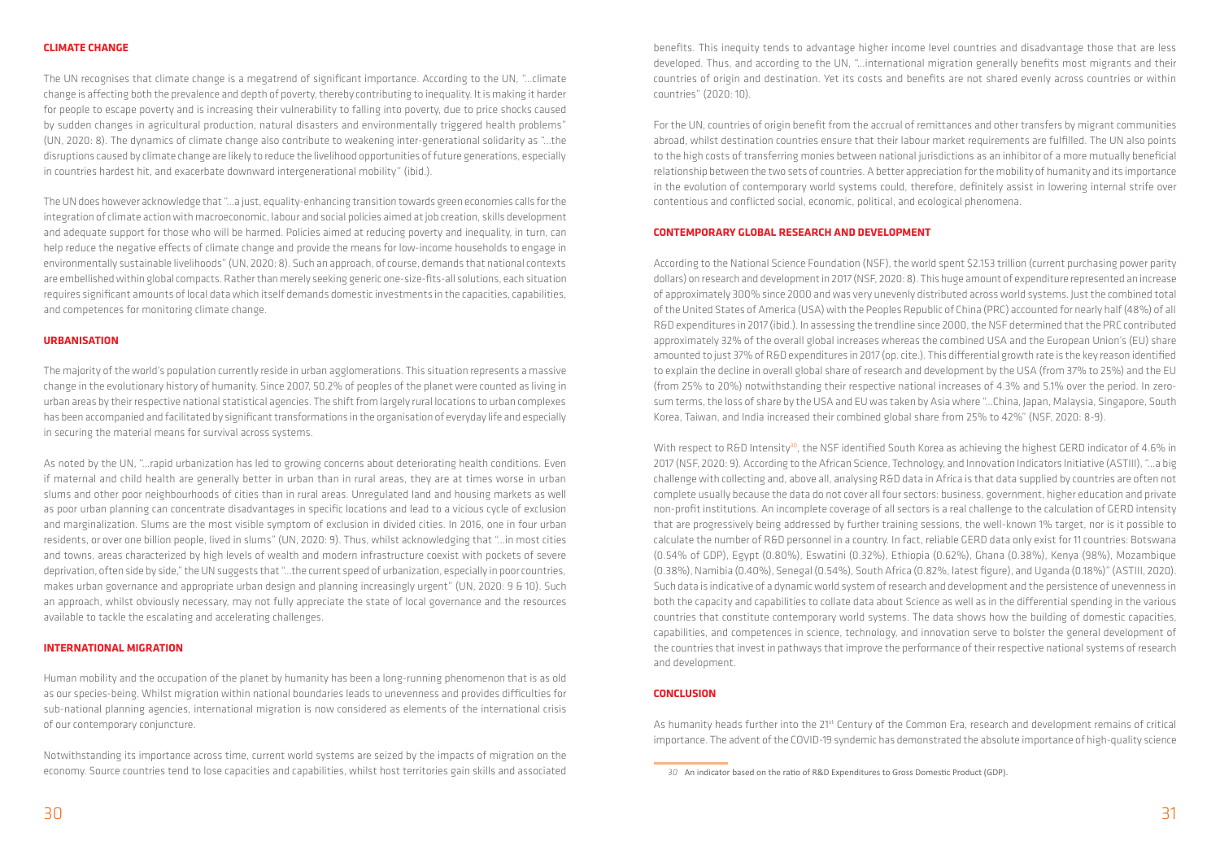## CLIMATE CHANGE

The UN recognises that climate change is a megatrend of significant importance. According to the UN, "…climate change is affecting both the prevalence and depth of poverty, thereby contributing to inequality. It is making it harder for people to escape poverty and is increasing their vulnerability to falling into poverty, due to price shocks caused by sudden changes in agricultural production, natural disasters and environmentally triggered health problems" (UN, 2020: 8). The dynamics of climate change also contribute to weakening inter-generational solidarity as "…the disruptions caused by climate change are likely to reduce the livelihood opportunities of future generations, especially in countries hardest hit, and exacerbate downward intergenerational mobility" (ibid.).

The UN does however acknowledge that "…a just, equality-enhancing transition towards green economies calls for the integration of climate action with macroeconomic, labour and social policies aimed at job creation, skills development and adequate support for those who will be harmed. Policies aimed at reducing poverty and inequality, in turn, can help reduce the negative effects of climate change and provide the means for low-income households to engage in environmentally sustainable livelihoods" (UN, 2020: 8). Such an approach, of course, demands that national contexts are embellished within global compacts. Rather than merely seeking generic one-size-fits-all solutions, each situation requires significant amounts of local data which itself demands domestic investments in the capacities, capabilities, and competences for monitoring climate change.

## URBANISATION

The majority of the world's population currently reside in urban agglomerations. This situation represents a massive change in the evolutionary history of humanity. Since 2007, 50.2% of peoples of the planet were counted as living in urban areas by their respective national statistical agencies. The shift from largely rural locations to urban complexes has been accompanied and facilitated by significant transformations in the organisation of everyday life and especially in securing the material means for survival across systems.

As noted by the UN, "…rapid urbanization has led to growing concerns about deteriorating health conditions. Even if maternal and child health are generally better in urban than in rural areas, they are at times worse in urban slums and other poor neighbourhoods of cities than in rural areas. Unregulated land and housing markets as well as poor urban planning can concentrate disadvantages in specific locations and lead to a vicious cycle of exclusion and marginalization. Slums are the most visible symptom of exclusion in divided cities. In 2016, one in four urban residents, or over one billion people, lived in slums" (UN, 2020: 9). Thus, whilst acknowledging that "…in most cities and towns, areas characterized by high levels of wealth and modern infrastructure coexist with pockets of severe deprivation, often side by side," the UN suggests that "…the current speed of urbanization, especially in poor countries, makes urban governance and appropriate urban design and planning increasingly urgent" (UN, 2020: 9 & 10). Such an approach, whilst obviously necessary, may not fully appreciate the state of local governance and the resources available to tackle the escalating and accelerating challenges.

## INTERNATIONAL MIGRATION

Human mobility and the occupation of the planet by humanity has been a long-running phenomenon that is as old as our species-being. Whilst migration within national boundaries leads to unevenness and provides difficulties for sub-national planning agencies, international migration is now considered as elements of the international crisis of our contemporary conjuncture.

Notwithstanding its importance across time, current world systems are seized by the impacts of migration on the economy. Source countries tend to lose capacities and capabilities, whilst host territories gain skills and associated benefits. This inequity tends to advantage higher income level countries and disadvantage those that are less developed. Thus, and according to the UN, "…international migration generally benefits most migrants and their countries of origin and destination. Yet its costs and benefits are not shared evenly across countries or within countries" (2020: 10).

For the UN, countries of origin benefit from the accrual of remittances and other transfers by migrant communities abroad, whilst destination countries ensure that their labour market requirements are fulfilled. The UN also points to the high costs of transferring monies between national jurisdictions as an inhibitor of a more mutually beneficial relationship between the two sets of countries. A better appreciation for the mobility of humanity and its importance in the evolution of contemporary world systems could, therefore, definitely assist in lowering internal strife over contentious and conflicted social, economic, political, and ecological phenomena.

## CONTEMPORARY GLOBAL RESEARCH AND DEVELOPMENT

According to the National Science Foundation (NSF), the world spent $2.153 trillion (current purchasing power parity dollars) on research and development in 2017 (NSF, 2020: 8). This huge amount of expenditure represented an increase of approximately 300% since 2000 and was very unevenly distributed across world systems. Just the combined total of the United States of America (USA) with the Peoples Republic of China (PRC) accounted for nearly half (48%) of all R&D expenditures in 2017 (ibid.). In assessing the trendline since 2000, the NSF determined that the PRC contributed approximately 32% of the overall global increases whereas the combined USA and the European Union's (EU) share amounted to just 37% of R&D expenditures in 2017 (op. cite.). This differential growth rate is the key reason identified to explain the decline in overall global share of research and development by the USA (from 37% to 25%) and the EU (from 25% to 20%) notwithstanding their respective national increases of 4.3% and 5.1% over the period. In zero-sum terms, the loss of share by the USA and EU was taken by Asia where "…China, Japan, Malaysia, Singapore, South Korea, Taiwan, and India increased their combined global share from 25% to 42%" (NSF, 2020: 8-9).

With respect to R&D Intensity[30], the NSF identified South Korea as achieving the highest GERD indicator of 4.6% in 2017 (NSF, 2020: 9). According to the African Science, Technology, and Innovation Indicators Initiative (ASTIII), "…a big challenge with collecting and, above all, analysing R&D data in Africa is that data supplied by countries are often not complete usually because the data do not cover all four sectors: business, government, higher education and private non-profit institutions. An incomplete coverage of all sectors is a real challenge to the calculation of GERD intensity that are progressively being addressed by further training sessions, the well-known 1% target, nor is it possible to calculate the number of R&D personnel in a country. In fact, reliable GERD data only exist for 11 countries: Botswana (0.54% of GDP), Egypt (0.80%), Eswatini (0.32%), Ethiopia (0.62%), Ghana (0.38%), Kenya (98%), Mozambique (0.38%), Namibia (0.40%), Senegal (0.54%), South Africa (0.82%, latest figure), and Uganda (0.18%)" (ASTIII, 2020). Such data is indicative of a dynamic world system of research and development and the persistence of unevenness in both the capacity and capabilities to collate data about Science as well as in the differential spending in the various countries that constitute contemporary world systems. The data shows how the building of domestic capacities, capabilities, and competences in science, technology, and innovation serve to bolster the general development of the countries that invest in pathways that improve the performance of their respective national systems of research and development.

## CONCLUSION

As humanity heads further into the 21st Century of the Common Era, research and development remains of critical importance. The advent of the COVID-19 syndemic has demonstrated the absolute importance of high-quality science

---

[30] An indicator based on the ratio of R&D Expenditures to Gross Domestic Product (GDP).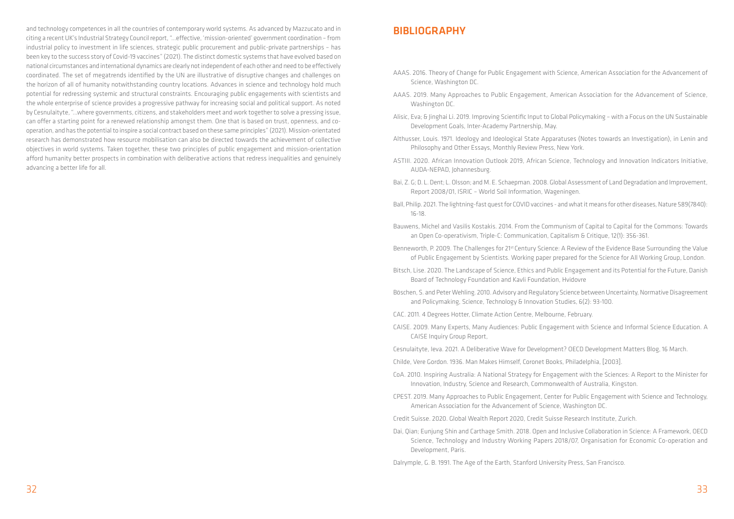and technology competences in all the countries of contemporary world systems. As advanced by Mazzucato and in citing a recent UK's Industrial Strategy Council report, "...effective, 'mission-oriented' government coordination – from industrial policy to investment in life sciences, strategic public procurement and public-private partnerships – has been key to the success story of Covid-19 vaccines" (2021). The distinct domestic systems that have evolved based on national circumstances and international dynamics are clearly not independent of each other and need to be effectively coordinated. The set of megatrends identified by the UN are illustrative of disruptive changes and challenges on the horizon of all of humanity notwithstanding country locations. Advances in science and technology hold much potential for redressing systemic and structural constraints. Encouraging public engagements with scientists and the whole enterprise of science provides a progressive pathway for increasing social and political support. As noted by Cesnulaityte, "...where governments, citizens, and stakeholders meet and work together to solve a pressing issue, can offer a starting point for a renewed relationship amongst them. One that is based on trust, openness, and co-operation, and has the potential to inspire a social contract based on these same principles" (2021). Mission-orientated research has demonstrated how resource mobilisation can also be directed towards the achievement of collective objectives in world systems. Taken together, these two principles of public engagement and mission-orientation afford humanity better prospects in combination with deliberative actions that redress inequalities and genuinely advancing a better life for all.

## BIBLIOGRAPHY

AAAS. 2016. Theory of Change for Public Engagement with Science, American Association for the Advancement of Science, Washington DC.

AAAS. 2019. Many Approaches to Public Engagement, American Association for the Advancement of Science, Washington DC.

Alisic, Eva; & Jinghai Li. 2019. Improving Scientific Input to Global Policymaking – with a Focus on the UN Sustainable Development Goals, Inter-Academy Partnership, May.

Althusser, Louis. 1971. Ideology and Ideological State Apparatuses (Notes towards an Investigation), in Lenin and Philosophy and Other Essays, Monthly Review Press, New York.

ASTIII. 2020. African Innovation Outlook 2019, African Science, Technology and Innovation Indicators Initiative, AUDA-NEPAD, Johannesburg.

Bai, Z. G; D. L. Dent; L. Olsson; and M. E. Schaepman. 2008. Global Assessment of Land Degradation and Improvement, Report 2008/01, ISRIC – World Soil Information, Wageningen.

Ball, Philip. 2021. The lightning-fast quest for COVID vaccines - and what it means for other diseases, Nature 589(7840): 16-18.

Bauwens, Michel and Vasilis Kostakis. 2014. From the Communism of Capital to Capital for the Commons: Towards an Open Co-operativism, Triple-C: Communication, Capitalism & Critique, 12(1): 356-361.

Benneworth, P. 2009. The Challenges for 21st Century Science: A Review of the Evidence Base Surrounding the Value of Public Engagement by Scientists. Working paper prepared for the Science for All Working Group, London.

Bitsch, Lise. 2020. The Landscape of Science, Ethics and Public Engagement and its Potential for the Future, Danish Board of Technology Foundation and Kavli Foundation, Hvidovre

Böschen, S. and Peter Wehling. 2010. Advisory and Regulatory Science between Uncertainty, Normative Disagreement and Policymaking, Science, Technology & Innovation Studies, 6(2): 93-100.

CAC. 2011. 4 Degrees Hotter, Climate Action Centre, Melbourne, February.

CAISE. 2009. Many Experts, Many Audiences: Public Engagement with Science and Informal Science Education. A CAISE Inquiry Group Report,

Cesnulaityte, Ieva. 2021. A Deliberative Wave for Development? OECD Development Matters Blog, 16 March.

Childe, Vere Gordon. 1936. Man Makes Himself, Coronet Books, Philadelphia, [2003].

CoA. 2010. Inspiring Australia: A National Strategy for Engagement with the Sciences: A Report to the Minister for Innovation, Industry, Science and Research, Commonwealth of Australia, Kingston.

CPEST. 2019. Many Approaches to Public Engagement, Center for Public Engagement with Science and Technology, American Association for the Advancement of Science, Washington DC.

Credit Suisse. 2020. Global Wealth Report 2020, Credit Suisse Research Institute, Zurich.

Dai, Qian; Eunjung Shin and Carthage Smith. 2018. Open and Inclusive Collaboration in Science: A Framework, OECD Science, Technology and Industry Working Papers 2018/07, Organisation for Economic Co-operation and Development, Paris.

Dalrymple, G. B. 1991. The Age of the Earth, Stanford University Press, San Francisco.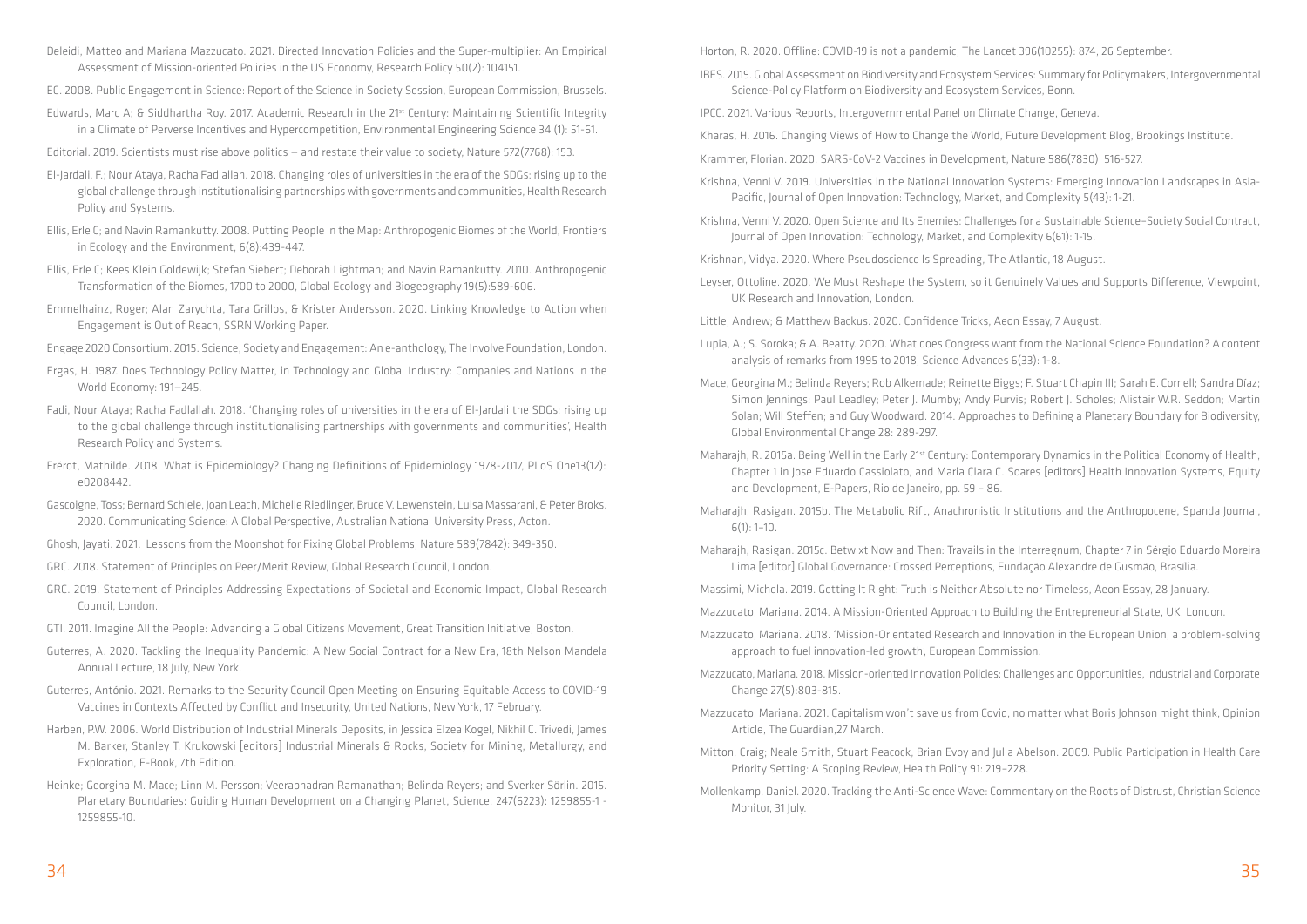Deleidi, Matteo and Mariana Mazzucato. 2021. Directed Innovation Policies and the Super-multiplier: An Empirical Assessment of Mission-oriented Policies in the US Economy, Research Policy 50(2): 104151.

EC. 2008. Public Engagement in Science: Report of the Science in Society Session, European Commission, Brussels.

Edwards, Marc A; & Siddhartha Roy. 2017. Academic Research in the 21st Century: Maintaining Scientific Integrity in a Climate of Perverse Incentives and Hypercompetition, Environmental Engineering Science 34 (1): 51-61.

Editorial. 2019. Scientists must rise above politics — and restate their value to society, Nature 572(7768): 153.

El-Jardali, F.; Nour Ataya, Racha Fadlallah. 2018. Changing roles of universities in the era of the SDGs: rising up to the global challenge through institutionalising partnerships with governments and communities, Health Research Policy and Systems.

Ellis, Erle C; and Navin Ramankutty. 2008. Putting People in the Map: Anthropogenic Biomes of the World, Frontiers in Ecology and the Environment, 6(8):439-447.

Ellis, Erle C; Kees Klein Goldewijk; Stefan Siebert; Deborah Lightman; and Navin Ramankutty. 2010. Anthropogenic Transformation of the Biomes, 1700 to 2000, Global Ecology and Biogeography 19(5):589-606.

Emmelhainz, Roger; Alan Zarychta, Tara Grillos, & Krister Andersson. 2020. Linking Knowledge to Action when Engagement is Out of Reach, SSRN Working Paper.

Engage 2020 Consortium. 2015. Science, Society and Engagement: An e-anthology, The Involve Foundation, London.

Ergas, H. 1987. Does Technology Policy Matter, in Technology and Global Industry: Companies and Nations in the World Economy: 191–245.

Fadi, Nour Ataya; Racha Fadlallah. 2018. 'Changing roles of universities in the era of El-Jardali the SDGs: rising up to the global challenge through institutionalising partnerships with governments and communities', Health Research Policy and Systems.

Frérot, Mathilde. 2018. What is Epidemiology? Changing Definitions of Epidemiology 1978-2017, PLoS One13(12): e0208442.

Gascoigne, Toss; Bernard Schiele, Joan Leach, Michelle Riedlinger, Bruce V. Lewenstein, Luisa Massarani, & Peter Broks. 2020. Communicating Science: A Global Perspective, Australian National University Press, Acton.

Ghosh, Jayati. 2021. Lessons from the Moonshot for Fixing Global Problems, Nature 589(7842): 349-350.

GRC. 2018. Statement of Principles on Peer/Merit Review, Global Research Council, London.

GRC. 2019. Statement of Principles Addressing Expectations of Societal and Economic Impact, Global Research Council, London.

GTI. 2011. Imagine All the People: Advancing a Global Citizens Movement, Great Transition Initiative, Boston.

Guterres, A. 2020. Tackling the Inequality Pandemic: A New Social Contract for a New Era, 18th Nelson Mandela Annual Lecture, 18 July, New York.

Guterres, António. 2021. Remarks to the Security Council Open Meeting on Ensuring Equitable Access to COVID-19 Vaccines in Contexts Affected by Conflict and Insecurity, United Nations, New York, 17 February.

Harben, P.W. 2006. World Distribution of Industrial Minerals Deposits, in Jessica Elzea Kogel, Nikhil C. Trivedi, James M. Barker, Stanley T. Krukowski [editors] Industrial Minerals & Rocks, Society for Mining, Metallurgy, and Exploration, E-Book, 7th Edition.

Heinke; Georgina M. Mace; Linn M. Persson; Veerabhadran Ramanathan; Belinda Reyers; and Sverker Sörlin. 2015. Planetary Boundaries: Guiding Human Development on a Changing Planet, Science, 247(6223): 1259855-1 - 1259855-10.

Horton, R. 2020. Offline: COVID-19 is not a pandemic, The Lancet 396(10255): 874, 26 September.

IBES. 2019. Global Assessment on Biodiversity and Ecosystem Services: Summary for Policymakers, Intergovernmental Science-Policy Platform on Biodiversity and Ecosystem Services, Bonn.

IPCC. 2021. Various Reports, Intergovernmental Panel on Climate Change, Geneva.

Kharas, H. 2016. Changing Views of How to Change the World, Future Development Blog, Brookings Institute.

Krammer, Florian. 2020. SARS-CoV-2 Vaccines in Development, Nature 586(7830): 516-527.

Krishna, Venni V. 2019. Universities in the National Innovation Systems: Emerging Innovation Landscapes in Asia-Pacific, Journal of Open Innovation: Technology, Market, and Complexity 5(43): 1-21.

Krishna, Venni V. 2020. Open Science and Its Enemies: Challenges for a Sustainable Science–Society Social Contract, Journal of Open Innovation: Technology, Market, and Complexity 6(61): 1-15.

Krishnan, Vidya. 2020. Where Pseudoscience Is Spreading, The Atlantic, 18 August.

Leyser, Ottoline. 2020. We Must Reshape the System, so it Genuinely Values and Supports Difference, Viewpoint, UK Research and Innovation, London.

Little, Andrew; & Matthew Backus. 2020. Confidence Tricks, Aeon Essay, 7 August.

Lupia, A.; S. Soroka; & A. Beatty. 2020. What does Congress want from the National Science Foundation? A content analysis of remarks from 1995 to 2018, Science Advances 6(33): 1-8.

Mace, Georgina M.; Belinda Reyers; Rob Alkemade; Reinette Biggs; F. Stuart Chapin III; Sarah E. Cornell; Sandra Díaz; Simon Jennings; Paul Leadley; Peter J. Mumby; Andy Purvis; Robert J. Scholes; Alistair W.R. Seddon; Martin Solan; Will Steffen; and Guy Woodward. 2014. Approaches to Defining a Planetary Boundary for Biodiversity, Global Environmental Change 28: 289-297.

Maharajh, R. 2015a. Being Well in the Early 21st Century: Contemporary Dynamics in the Political Economy of Health, Chapter 1 in Jose Eduardo Cassiolato, and Maria Clara C. Soares [editors] Health Innovation Systems, Equity and Development, E-Papers, Rio de Janeiro, pp. 59 – 86.

Maharajh, Rasigan. 2015b. The Metabolic Rift, Anachronistic Institutions and the Anthropocene, Spanda Journal, 6(1): 1–10.

Maharajh, Rasigan. 2015c. Betwixt Now and Then: Travails in the Interregnum, Chapter 7 in Sérgio Eduardo Moreira Lima [editor] Global Governance: Crossed Perceptions, Fundação Alexandre de Gusmão, Brasilia.

Massimi, Michela. 2019. Getting It Right: Truth is Neither Absolute nor Timeless, Aeon Essay, 28 January.

Mazzucato, Mariana. 2014. A Mission-Oriented Approach to Building the Entrepreneurial State, UK, London.

Mazzucato, Mariana. 2018. 'Mission-Orientated Research and Innovation in the European Union, a problem-solving approach to fuel innovation-led growth', European Commission.

Mazzucato, Mariana. 2018. Mission-oriented Innovation Policies: Challenges and Opportunities, Industrial and Corporate Change 27(5):803-815.

Mazzucato, Mariana. 2021. Capitalism won't save us from Covid, no matter what Boris Johnson might think, Opinion Article, The Guardian,27 March.

Mitton, Craig; Neale Smith, Stuart Peacock, Brian Evoy and Julia Abelson. 2009. Public Participation in Health Care Priority Setting: A Scoping Review, Health Policy 91: 219–228.

Mollenkamp, Daniel. 2020. Tracking the Anti-Science Wave: Commentary on the Roots of Distrust, Christian Science Monitor, 31 July.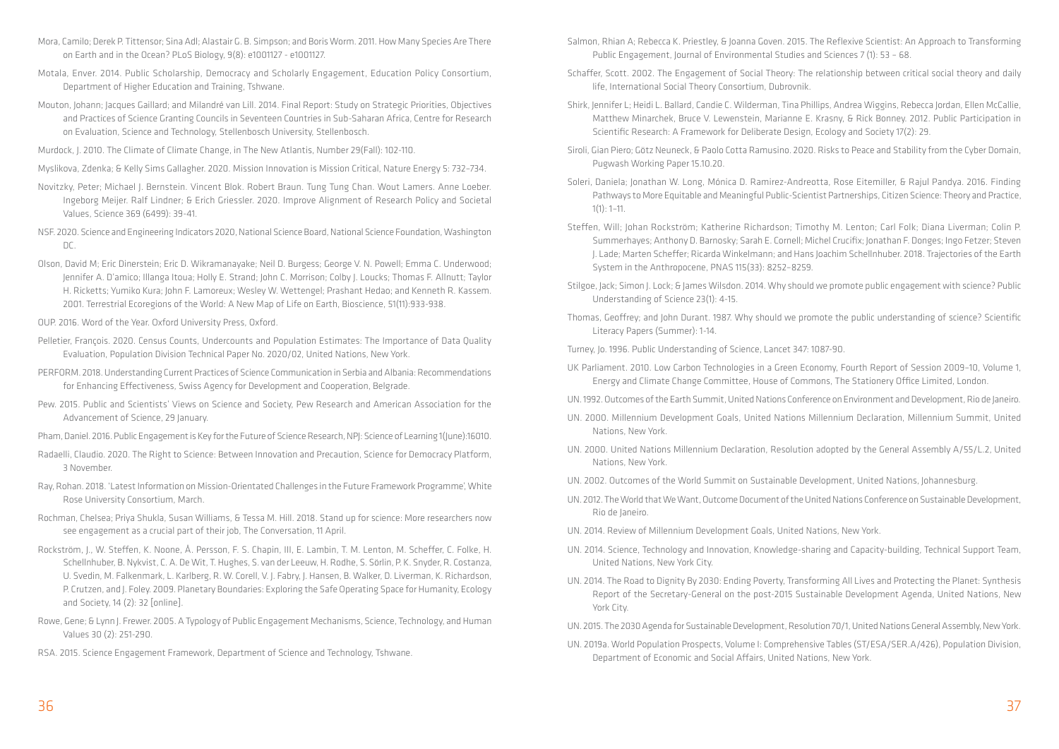Mora, Camilo; Derek P. Tittensor; Sina Adl; Alastair G. B. Simpson; and Boris Worm. 2011. How Many Species Are There on Earth and in the Ocean? PLoS Biology, 9(8): e1001127 - e1001127.

Motala, Enver. 2014. Public Scholarship, Democracy and Scholarly Engagement, Education Policy Consortium, Department of Higher Education and Training, Tshwane.

Mouton, Johann; Jacques Gaillard; and Milandré van Lill. 2014. Final Report: Study on Strategic Priorities, Objectives and Practices of Science Granting Councils in Seventeen Countries in Sub-Saharan Africa, Centre for Research on Evaluation, Science and Technology, Stellenbosch University, Stellenbosch.

Murdock, J. 2010. The Climate of Climate Change, in The New Atlantis, Number 29(Fall): 102-110.

Myslikova, Zdenka; & Kelly Sims Gallagher. 2020. Mission Innovation is Mission Critical, Nature Energy 5: 732–734.

Novitzky, Peter; Michael J. Bernstein. Vincent Blok. Robert Braun. Tung Tung Chan. Wout Lamers. Anne Loeber. Ingeborg Meijer. Ralf Lindner; & Erich Griessler. 2020. Improve Alignment of Research Policy and Societal Values, Science 369 (6499): 39-41.

NSF. 2020. Science and Engineering Indicators 2020, National Science Board, National Science Foundation, Washington DC.

Olson, David M; Eric Dinerstein; Eric D. Wikramanayake; Neil D. Burgess; George V. N. Powell; Emma C. Underwood; Jennifer A. D'amico; Illanga Itoua; Holly E. Strand; John C. Morrison; Colby J. Loucks; Thomas F. Allnutt; Taylor H. Ricketts; Yumiko Kura; John F. Lamoreux; Wesley W. Wettengel; Prashant Hedao; and Kenneth R. Kassem. 2001. Terrestrial Ecoregions of the World: A New Map of Life on Earth, Bioscience, 51(11):933-938.

OUP. 2016. Word of the Year. Oxford University Press, Oxford.

Pelletier, François. 2020. Census Counts, Undercounts and Population Estimates: The Importance of Data Quality Evaluation, Population Division Technical Paper No. 2020/02, United Nations, New York.

PERFORM. 2018. Understanding Current Practices of Science Communication in Serbia and Albania: Recommendations for Enhancing Effectiveness, Swiss Agency for Development and Cooperation, Belgrade.

Pew. 2015. Public and Scientists' Views on Science and Society, Pew Research and American Association for the Advancement of Science, 29 January.

Pham, Daniel. 2016. Public Engagement is Key for the Future of Science Research, NPJ: Science of Learning 1(June):16010.

Radaelli, Claudio. 2020. The Right to Science: Between Innovation and Precaution, Science for Democracy Platform, 3 November.

Ray, Rohan. 2018. 'Latest Information on Mission-Orientated Challenges in the Future Framework Programme', White Rose University Consortium, March.

Rochman, Chelsea; Priya Shukla, Susan Williams, & Tessa M. Hill. 2018. Stand up for science: More researchers now see engagement as a crucial part of their job, The Conversation, 11 April.

Rockström, J., W. Steffen, K. Noone, Å. Persson, F. S. Chapin, III, E. Lambin, T. M. Lenton, M. Scheffer, C. Folke, H. Schellnhuber, B. Nykvist, C. A. De Wit, T. Hughes, S. van der Leeuw, H. Rodhe, S. Sörlin, P. K. Snyder, R. Costanza, U. Svedin, M. Falkenmark, L. Karlberg, R. W. Corell, V. J. Fabry, J. Hansen, B. Walker, D. Liverman, K. Richardson, P. Crutzen, and J. Foley. 2009. Planetary Boundaries: Exploring the Safe Operating Space for Humanity, Ecology and Society, 14 (2): 32 [online].

Rowe, Gene; & Lynn J. Frewer. 2005. A Typology of Public Engagement Mechanisms, Science, Technology, and Human Values 30 (2): 251-290.

RSA. 2015. Science Engagement Framework, Department of Science and Technology, Tshwane.

Salmon, Rhian A; Rebecca K. Priestley, & Joanna Goven. 2015. The Reflexive Scientist: An Approach to Transforming Public Engagement, Journal of Environmental Studies and Sciences 7 (1): 53 – 68.

Schaffer, Scott. 2002. The Engagement of Social Theory: The relationship between critical social theory and daily life, International Social Theory Consortium, Dubrovnik.

Shirk, Jennifer L; Heidi L. Ballard, Candie C. Wilderman, Tina Phillips, Andrea Wiggins, Rebecca Jordan, Ellen McCallie, Matthew Minarchek, Bruce V. Lewenstein, Marianne E. Krasny, & Rick Bonney. 2012. Public Participation in Scientific Research: A Framework for Deliberate Design, Ecology and Society 17(2): 29.

Siroli, Gian Piero; Götz Neuneck, & Paolo Cotta Ramusino. 2020. Risks to Peace and Stability from the Cyber Domain, Pugwash Working Paper 15.10.20.

Soleri, Daniela; Jonathan W. Long, Mónica D. Ramirez-Andreotta, Rose Eitemiller, & Rajul Pandya. 2016. Finding Pathways to More Equitable and Meaningful Public-Scientist Partnerships, Citizen Science: Theory and Practice, 1(1): 1–11.

Steffen, Will; Johan Rockström; Katherine Richardson; Timothy M. Lenton; Carl Folk; Diana Liverman; Colin P. Summerhayes; Anthony D. Barnosky; Sarah E. Cornell; Michel Crucifix; Jonathan F. Donges; Ingo Fetzer; Steven J. Lade; Marten Scheffer; Ricarda Winkelmann; and Hans Joachim Schellnhuber. 2018. Trajectories of the Earth System in the Anthropocene, PNAS 115(33): 8252–8259.

Stilgoe, Jack; Simon J. Lock; & James Wilsdon. 2014. Why should we promote public engagement with science? Public Understanding of Science 23(1): 4-15.

Thomas, Geoffrey; and John Durant. 1987. Why should we promote the public understanding of science? Scientific Literacy Papers (Summer): 1-14.

Turney, Jo. 1996. Public Understanding of Science, Lancet 347: 1087-90.

UK Parliament. 2010. Low Carbon Technologies in a Green Economy, Fourth Report of Session 2009–10, Volume 1, Energy and Climate Change Committee, House of Commons, The Stationery Office Limited, London.

UN. 1992. Outcomes of the Earth Summit, United Nations Conference on Environment and Development, Rio de Janeiro.

UN. 2000. Millennium Development Goals, United Nations Millennium Declaration, Millennium Summit, United Nations, New York.

UN. 2000. United Nations Millennium Declaration, Resolution adopted by the General Assembly A/55/L.2, United Nations, New York.

UN. 2002. Outcomes of the World Summit on Sustainable Development, United Nations, Johannesburg.

UN. 2012. The World that We Want, Outcome Document of the United Nations Conference on Sustainable Development, Rio de Janeiro.

UN. 2014. Review of Millennium Development Goals, United Nations, New York.

UN. 2014. Science, Technology and Innovation, Knowledge-sharing and Capacity-building, Technical Support Team, United Nations, New York City.

UN. 2014. The Road to Dignity By 2030: Ending Poverty, Transforming All Lives and Protecting the Planet: Synthesis Report of the Secretary-General on the post-2015 Sustainable Development Agenda, United Nations, New York City.

UN. 2015. The 2030 Agenda for Sustainable Development, Resolution 70/1, United Nations General Assembly, New York.

UN. 2019a. World Population Prospects, Volume I: Comprehensive Tables (ST/ESA/SER.A/426), Population Division, Department of Economic and Social Affairs, United Nations, New York.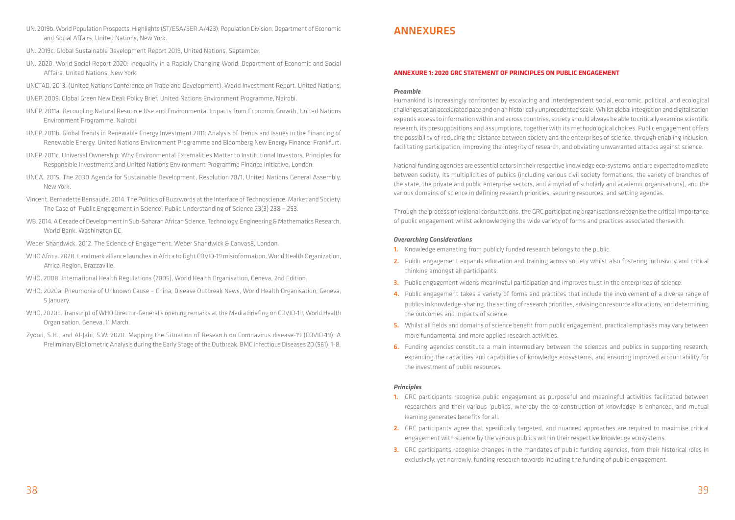UN. 2019b. World Population Prospects, Highlights (ST/ESA/SER.A/423), Population Division, Department of Economic and Social Affairs, United Nations, New York.

UN. 2019c. Global Sustainable Development Report 2019, United Nations, September.

UN. 2020. World Social Report 2020: Inequality in a Rapidly Changing World, Department of Economic and Social Affairs, United Nations, New York.

UNCTAD. 2013. (United Nations Conference on Trade and Development). World Investment Report. United Nations.

UNEP. 2009. Global Green New Deal: Policy Brief, United Nations Environment Programme, Nairobi.

UNEP. 2011a. Decoupling Natural Resource Use and Environmental Impacts from Economic Growth, United Nations Environment Programme, Nairobi.

UNEP. 2011b. Global Trends in Renewable Energy Investment 2011: Analysis of Trends and Issues in the Financing of Renewable Energy, United Nations Environment Programme and Bloomberg New Energy Finance, Frankfurt.

UNEP. 2011c. Universal Ownership: Why Environmental Externalities Matter to Institutional Investors, Principles for Responsible Investments and United Nations Environment Programme Finance Initiative, London.

UNGA. 2015. The 2030 Agenda for Sustainable Development, Resolution 70/1, United Nations General Assembly, New York.

Vincent, Bernadette Bensaude. 2014. The Politics of Buzzwords at the Interface of Technoscience, Market and Society: The Case of 'Public Engagement in Science', Public Understanding of Science 23(3) 238 – 253.

WB. 2014. A Decade of Development in Sub-Saharan African Science, Technology, Engineering & Mathematics Research, World Bank. Washington DC.

Weber Shandwick. 2012. The Science of Engagement, Weber Shandwick & Canvas8, London.

WHO Africa. 2020. Landmark alliance launches in Africa to fight COVID-19 misinformation, World Health Organization, Africa Region, Brazzaville.

WHO. 2008. International Health Regulations (2005), World Health Organisation, Geneva, 2nd Edition.

WHO. 2020a. Pneumonia of Unknown Cause – China, Disease Outbreak News, World Health Organisation, Geneva, 5 January.

WHO. 2020b. Transcript of WHO Director-General's opening remarks at the Media Briefing on COVID-19, World Health Organisation, Geneva, 11 March.

Zyoud, S.H., and Al-Jabi, S.W. 2020. Mapping the Situation of Research on Coronavirus disease-19 (COVID-19): A Preliminary Bibliometric Analysis during the Early Stage of the Outbreak, BMC Infectious Diseases 20 (561): 1-8.

# ANNEXURES

## ANNEXURE 1: 2020 GRC STATEMENT OF PRINCIPLES ON PUBLIC ENGAGEMENT

### *Preamble*

Humankind is increasingly confronted by escalating and interdependent social, economic, political, and ecological challenges at an accelerated pace and on an historically unprecedented scale. Whilst global integration and digitalisation expands access to information within and across countries, society should always be able to critically examine scientific research, its presuppositions and assumptions, together with its methodological choices. Public engagement offers the possibility of reducing the distance between society and the enterprises of science, through enabling inclusion, facilitating participation, improving the integrity of research, and obviating unwarranted attacks against science.

National funding agencies are essential actors in their respective knowledge eco-systems, and are expected to mediate between society, its multiplicities of publics (including various civil society formations, the variety of branches of the state, the private and public enterprise sectors, and a myriad of scholarly and academic organisations), and the various domains of science in defining research priorities, securing resources, and setting agendas.

Through the process of regional consultations, the GRC participating organisations recognise the critical importance of public engagement whilst acknowledging the wide variety of forms and practices associated therewith.

### *Overarching Considerations*

1. Knowledge emanating from publicly funded research belongs to the public.
2. Public engagement expands education and training across society whilst also fostering inclusivity and critical thinking amongst all participants.
3. Public engagement widens meaningful participation and improves trust in the enterprises of science.
4. Public engagement takes a variety of forms and practices that include the involvement of a diverse range of publics in knowledge-sharing, the setting of research priorities, advising on resource allocations, and determining the outcomes and impacts of science.
5. Whilst all fields and domains of science benefit from public engagement, practical emphases may vary between more fundamental and more applied research activities.
6. Funding agencies constitute a main intermediary between the sciences and publics in supporting research, expanding the capacities and capabilities of knowledge ecosystems, and ensuring improved accountability for the investment of public resources.

### *Principles*

1. GRC participants recognise public engagement as purposeful and meaningful activities facilitated between researchers and their various 'publics', whereby the co-construction of knowledge is enhanced, and mutual learning generates benefits for all.
2. GRC participants agree that specifically targeted, and nuanced approaches are required to maximise critical engagement with science by the various publics within their respective knowledge ecosystems.
3. GRC participants recognise changes in the mandates of public funding agencies, from their historical roles in exclusively, yet narrowly, funding research towards including the funding of public engagement.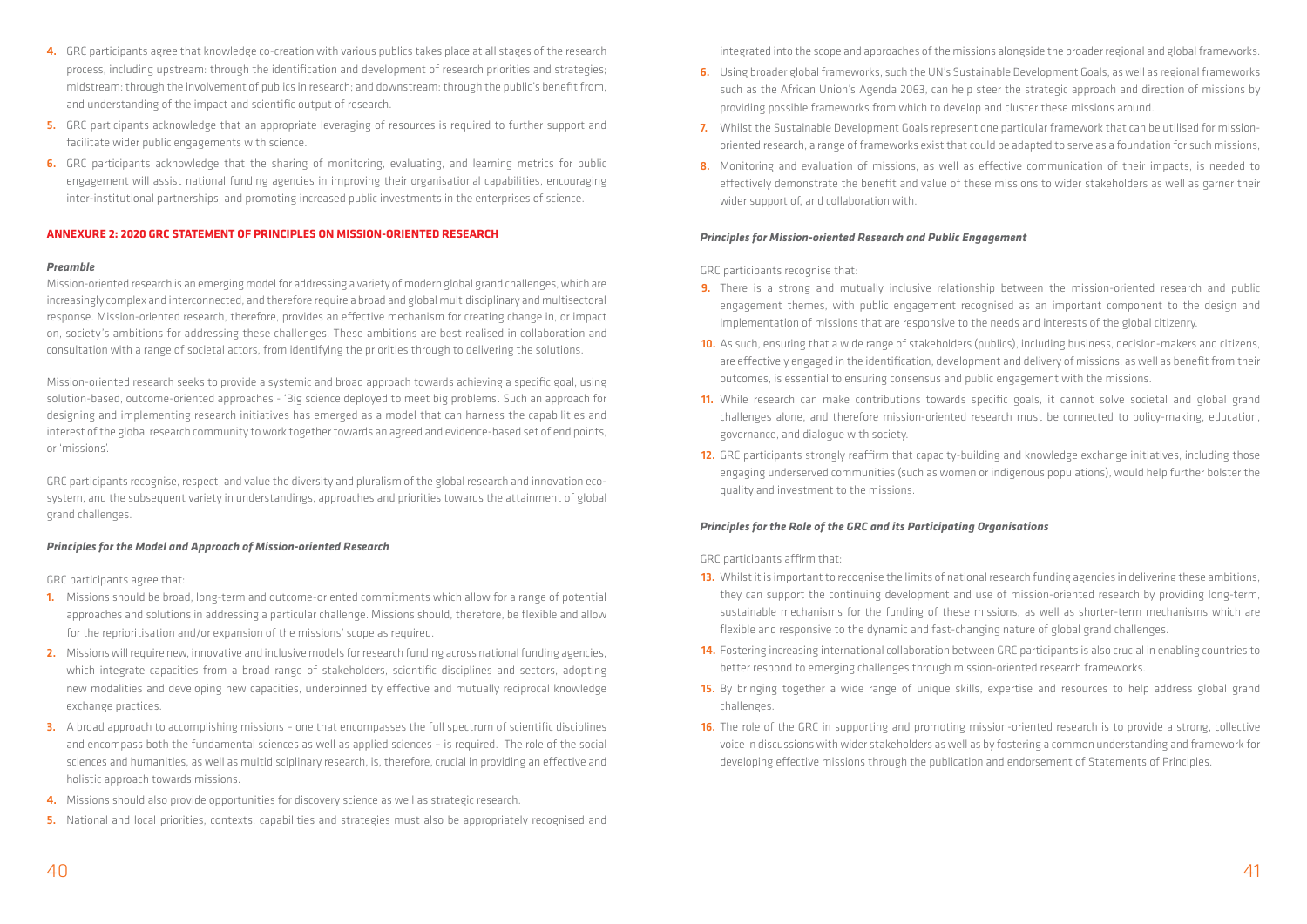4. GRC participants agree that knowledge co-creation with various publics takes place at all stages of the research process, including upstream: through the identification and development of research priorities and strategies; midstream: through the involvement of publics in research; and downstream: through the public's benefit from, and understanding of the impact and scientific output of research.
5. GRC participants acknowledge that an appropriate leveraging of resources is required to further support and facilitate wider public engagements with science.
6. GRC participants acknowledge that the sharing of monitoring, evaluating, and learning metrics for public engagement will assist national funding agencies in improving their organisational capabilities, encouraging inter-institutional partnerships, and promoting increased public investments in the enterprises of science.

## ANNEXURE 2: 2020 GRC STATEMENT OF PRINCIPLES ON MISSION-ORIENTED RESEARCH

### *Preamble*

Mission-oriented research is an emerging model for addressing a variety of modern global grand challenges, which are increasingly complex and interconnected, and therefore require a broad and global multidisciplinary and multisectoral response. Mission-oriented research, therefore, provides an effective mechanism for creating change in, or impact on, society's ambitions for addressing these challenges. These ambitions are best realised in collaboration and consultation with a range of societal actors, from identifying the priorities through to delivering the solutions.

Mission-oriented research seeks to provide a systemic and broad approach towards achieving a specific goal, using solution-based, outcome-oriented approaches - 'Big science deployed to meet big problems'. Such an approach for designing and implementing research initiatives has emerged as a model that can harness the capabilities and interest of the global research community to work together towards an agreed and evidence-based set of end points, or 'missions'.

GRC participants recognise, respect, and value the diversity and pluralism of the global research and innovation ecosystem, and the subsequent variety in understandings, approaches and priorities towards the attainment of global grand challenges.

### *Principles for the Model and Approach of Mission-oriented Research*

GRC participants agree that:

1. Missions should be broad, long-term and outcome-oriented commitments which allow for a range of potential approaches and solutions in addressing a particular challenge. Missions should, therefore, be flexible and allow for the reprioritisation and/or expansion of the missions' scope as required.
2. Missions will require new, innovative and inclusive models for research funding across national funding agencies, which integrate capacities from a broad range of stakeholders, scientific disciplines and sectors, adopting new modalities and developing new capacities, underpinned by effective and mutually reciprocal knowledge exchange practices.
3. A broad approach to accomplishing missions – one that encompasses the full spectrum of scientific disciplines and encompass both the fundamental sciences as well as applied sciences – is required. The role of the social sciences and humanities, as well as multidisciplinary research, is, therefore, crucial in providing an effective and holistic approach towards missions.
4. Missions should also provide opportunities for discovery science as well as strategic research.
5. National and local priorities, contexts, capabilities and strategies must also be appropriately recognised and integrated into the scope and approaches of the missions alongside the broader regional and global frameworks.
6. Using broader global frameworks, such the UN's Sustainable Development Goals, as well as regional frameworks such as the African Union's Agenda 2063, can help steer the strategic approach and direction of missions by providing possible frameworks from which to develop and cluster these missions around.
7. Whilst the Sustainable Development Goals represent one particular framework that can be utilised for mission-oriented research, a range of frameworks exist that could be adapted to serve as a foundation for such missions,
8. Monitoring and evaluation of missions, as well as effective communication of their impacts, is needed to effectively demonstrate the benefit and value of these missions to wider stakeholders as well as garner their wider support of, and collaboration with.

### *Principles for Mission-oriented Research and Public Engagement*

GRC participants recognise that:

9. There is a strong and mutually inclusive relationship between the mission-oriented research and public engagement themes, with public engagement recognised as an important component to the design and implementation of missions that are responsive to the needs and interests of the global citizenry.
10. As such, ensuring that a wide range of stakeholders (publics), including business, decision-makers and citizens, are effectively engaged in the identification, development and delivery of missions, as well as benefit from their outcomes, is essential to ensuring consensus and public engagement with the missions.
11. While research can make contributions towards specific goals, it cannot solve societal and global grand challenges alone, and therefore mission-oriented research must be connected to policy-making, education, governance, and dialogue with society.
12. GRC participants strongly reaffirm that capacity-building and knowledge exchange initiatives, including those engaging underserved communities (such as women or indigenous populations), would help further bolster the quality and investment to the missions.

### *Principles for the Role of the GRC and its Participating Organisations*

GRC participants affirm that:

13. Whilst it is important to recognise the limits of national research funding agencies in delivering these ambitions, they can support the continuing development and use of mission-oriented research by providing long-term, sustainable mechanisms for the funding of these missions, as well as shorter-term mechanisms which are flexible and responsive to the dynamic and fast-changing nature of global grand challenges.
14. Fostering increasing international collaboration between GRC participants is also crucial in enabling countries to better respond to emerging challenges through mission-oriented research frameworks.
15. By bringing together a wide range of unique skills, expertise and resources to help address global grand challenges.
16. The role of the GRC in supporting and promoting mission-oriented research is to provide a strong, collective voice in discussions with wider stakeholders as well as by fostering a common understanding and framework for developing effective missions through the publication and endorsement of Statements of Principles.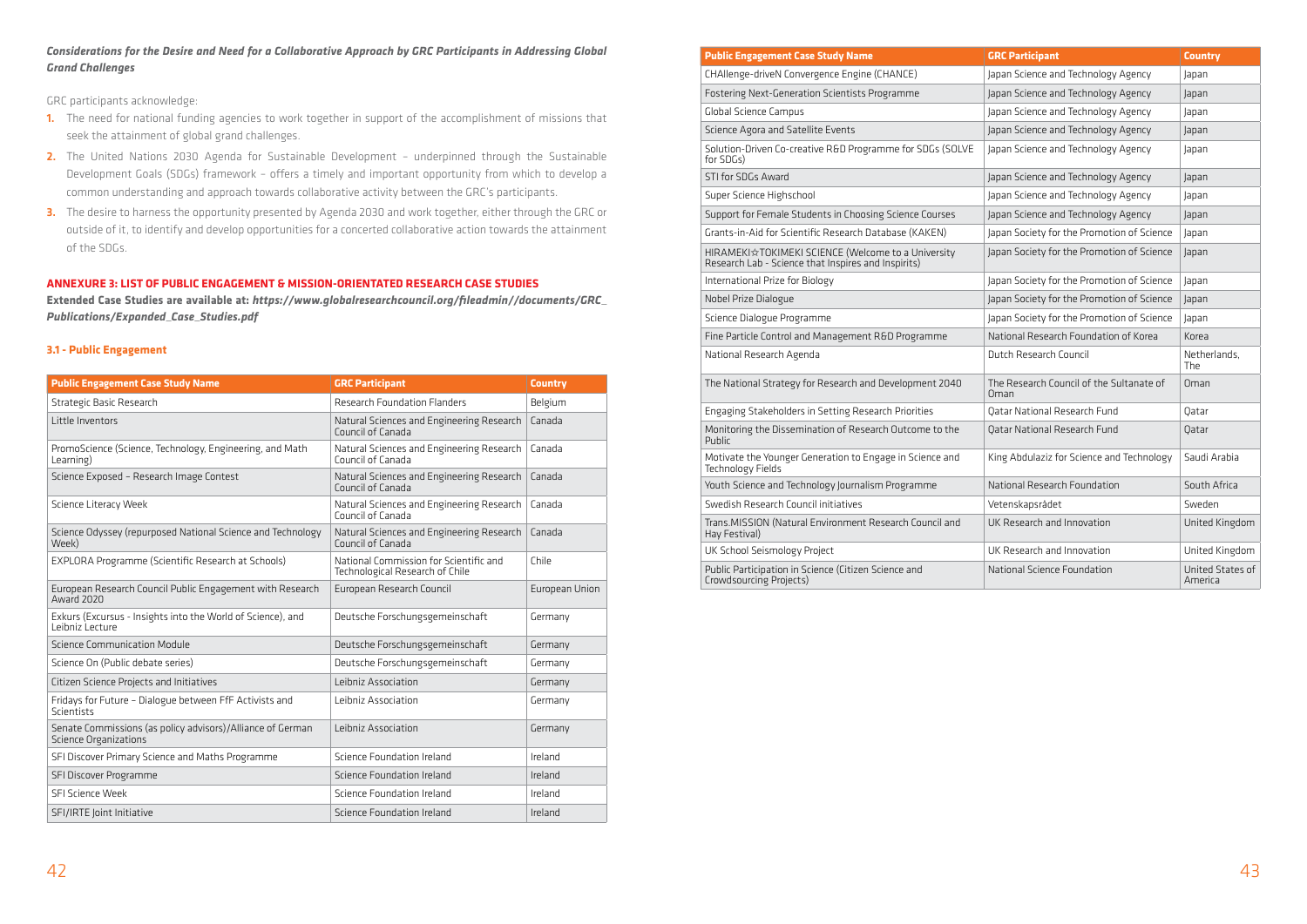***Considerations for the Desire and Need for a Collaborative Approach by GRC Participants in Addressing Global Grand Challenges***

GRC participants acknowledge:

1. The need for national funding agencies to work together in support of the accomplishment of missions that seek the attainment of global grand challenges.
2. The United Nations 2030 Agenda for Sustainable Development – underpinned through the Sustainable Development Goals (SDGs) framework – offers a timely and important opportunity from which to develop a common understanding and approach towards collaborative activity between the GRC's participants.
3. The desire to harness the opportunity presented by Agenda 2030 and work together, either through the GRC or outside of it, to identify and develop opportunities for a concerted collaborative action towards the attainment of the SDGs.

## ANNEXURE 3: LIST OF PUBLIC ENGAGEMENT & MISSION-ORIENTATED RESEARCH CASE STUDIES

**Extended Case Studies are available at: *https://www.globalresearchcouncil.org/fileadmin//documents/GRC_Publications/Expanded_Case_Studies.pdf***

### 3.1 - Public Engagement

| Public Engagement Case Study Name | GRC Participant | Country |
|---|---|---|
| Strategic Basic Research | Research Foundation Flanders | Belgium |
| Little Inventors | Natural Sciences and Engineering Research Council of Canada | Canada |
| PromoScience (Science, Technology, Engineering, and Math Learning) | Natural Sciences and Engineering Research Council of Canada | Canada |
| Science Exposed – Research Image Contest | Natural Sciences and Engineering Research Council of Canada | Canada |
| Science Literacy Week | Natural Sciences and Engineering Research Council of Canada | Canada |
| Science Odyssey (repurposed National Science and Technology Week) | Natural Sciences and Engineering Research Council of Canada | Canada |
| EXPLORA Programme (Scientific Research at Schools) | National Commission for Scientific and Technological Research of Chile | Chile |
| European Research Council Public Engagement with Research Award 2020 | European Research Council | European Union |
| Exkurs (Excursus - Insights into the World of Science), and Leibniz Lecture | Deutsche Forschungsgemeinschaft | Germany |
| Science Communication Module | Deutsche Forschungsgemeinschaft | Germany |
| Science On (Public debate series) | Deutsche Forschungsgemeinschaft | Germany |
| Citizen Science Projects and Initiatives | Leibniz Association | Germany |
| Fridays for Future – Dialogue between FfF Activists and Scientists | Leibniz Association | Germany |
| Senate Commissions (as policy advisors)/Alliance of German Science Organizations | Leibniz Association | Germany |
| SFI Discover Primary Science and Maths Programme | Science Foundation Ireland | Ireland |
| SFI Discover Programme | Science Foundation Ireland | Ireland |
| SFI Science Week | Science Foundation Ireland | Ireland |
| SFI/IRTE Joint Initiative | Science Foundation Ireland | Ireland |
| CHAllenge-driveN Convergence Engine (CHANCE) | Japan Science and Technology Agency | Japan |
| Fostering Next-Generation Scientists Programme | Japan Science and Technology Agency | Japan |
| Global Science Campus | Japan Science and Technology Agency | Japan |
| Science Agora and Satellite Events | Japan Science and Technology Agency | Japan |
| Solution-Driven Co-creative R&D Programme for SDGs (SOLVE for SDGs) | Japan Science and Technology Agency | Japan |
| STI for SDGs Award | Japan Science and Technology Agency | Japan |
| Super Science Highschool | Japan Science and Technology Agency | Japan |
| Support for Female Students in Choosing Science Courses | Japan Science and Technology Agency | Japan |
| Grants-in-Aid for Scientific Research Database (KAKEN) | Japan Society for the Promotion of Science | Japan |
| HIRAMEKI☆TOKIMEKI SCIENCE (Welcome to a University Research Lab - Science that Inspires and Inspirits) | Japan Society for the Promotion of Science | Japan |
| International Prize for Biology | Japan Society for the Promotion of Science | Japan |
| Nobel Prize Dialogue | Japan Society for the Promotion of Science | Japan |
| Science Dialogue Programme | Japan Society for the Promotion of Science | Japan |
| Fine Particle Control and Management R&D Programme | National Research Foundation of Korea | Korea |
| National Research Agenda | Dutch Research Council | Netherlands, The |
| The National Strategy for Research and Development 2040 | The Research Council of the Sultanate of Oman | Oman |
| Engaging Stakeholders in Setting Research Priorities | Qatar National Research Fund | Qatar |
| Monitoring the Dissemination of Research Outcome to the Public | Qatar National Research Fund | Qatar |
| Motivate the Younger Generation to Engage in Science and Technology Fields | King Abdulaziz for Science and Technology | Saudi Arabia |
| Youth Science and Technology Journalism Programme | National Research Foundation | South Africa |
| Swedish Research Council initiatives | Vetenskapsrådet | Sweden |
| Trans.MISSION (Natural Environment Research Council and Hay Festival) | UK Research and Innovation | United Kingdom |
| UK School Seismology Project | UK Research and Innovation | United Kingdom |
| Public Participation in Science (Citizen Science and Crowdsourcing Projects) | National Science Foundation | United States of America |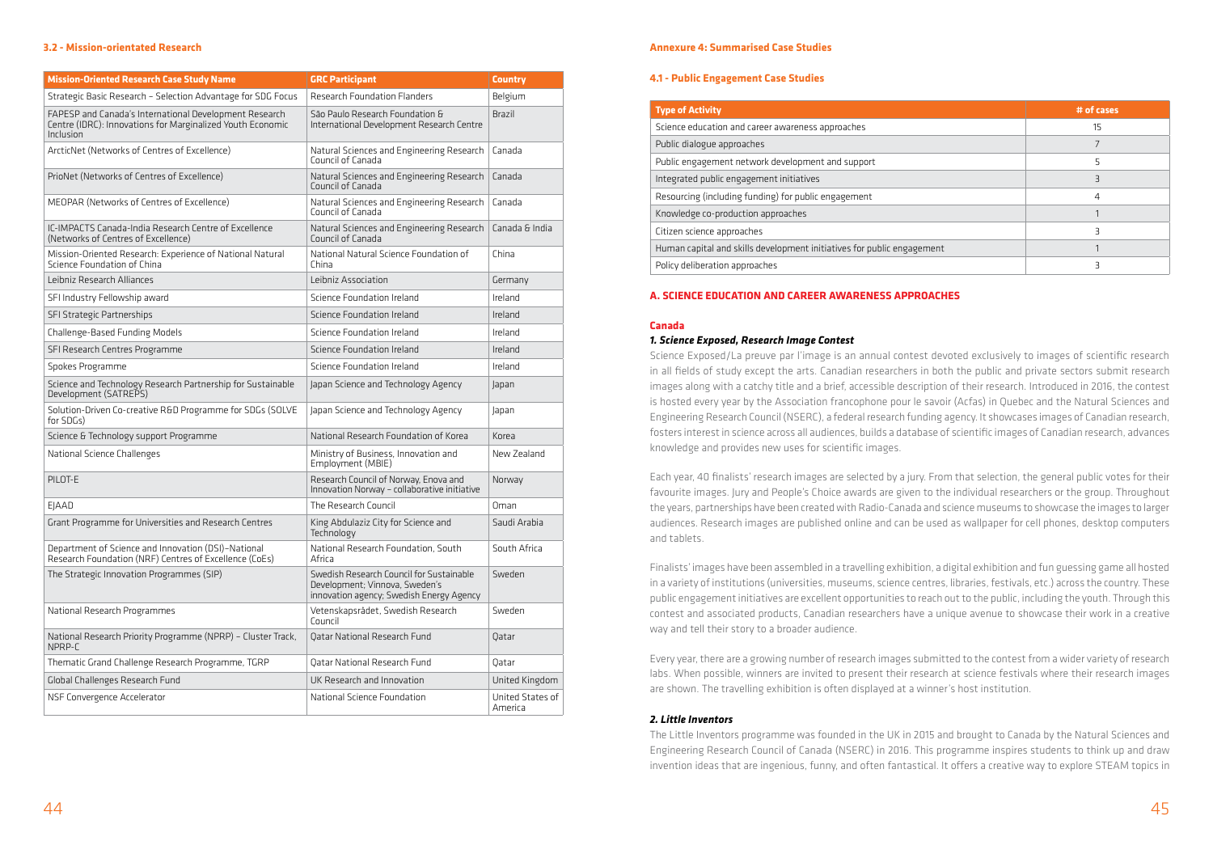### 3.2 - Mission-orientated Research

| Mission-Oriented Research Case Study Name | GRC Participant | Country |
|---|---|---|
| Strategic Basic Research – Selection Advantage for SDG Focus | Research Foundation Flanders | Belgium |
| FAPESP and Canada's International Development Research Centre (IDRC): Innovations for Marginalized Youth Economic Inclusion | São Paulo Research Foundation & International Development Research Centre | Brazil |
| ArcticNet (Networks of Centres of Excellence) | Natural Sciences and Engineering Research Council of Canada | Canada |
| PrioNet (Networks of Centres of Excellence) | Natural Sciences and Engineering Research Council of Canada | Canada |
| MEOPAR (Networks of Centres of Excellence) | Natural Sciences and Engineering Research Council of Canada | Canada |
| IC-IMPACTS Canada-India Research Centre of Excellence (Networks of Centres of Excellence) | Natural Sciences and Engineering Research Council of Canada | Canada & India |
| Mission-Oriented Research: Experience of National Natural Science Foundation of China | National Natural Science Foundation of China | China |
| Leibniz Research Alliances | Leibniz Association | Germany |
| SFI Industry Fellowship award | Science Foundation Ireland | Ireland |
| SFI Strategic Partnerships | Science Foundation Ireland | Ireland |
| Challenge-Based Funding Models | Science Foundation Ireland | Ireland |
| SFI Research Centres Programme | Science Foundation Ireland | Ireland |
| Spokes Programme | Science Foundation Ireland | Ireland |
| Science and Technology Research Partnership for Sustainable Development (SATREPS) | Japan Science and Technology Agency | Japan |
| Solution-Driven Co-creative R&D Programme for SDGs (SOLVE for SDGs) | Japan Science and Technology Agency | Japan |
| Science & Technology support Programme | National Research Foundation of Korea | Korea |
| National Science Challenges | Ministry of Business, Innovation and Employment (MBIE) | New Zealand |
| PILOT-E | Research Council of Norway, Enova and Innovation Norway – collaborative initiative | Norway |
| EJAAD | The Research Council | Oman |
| Grant Programme for Universities and Research Centres | King Abdulaziz City for Science and Technology | Saudi Arabia |
| Department of Science and Innovation (DSI)–National Research Foundation (NRF) Centres of Excellence (CoEs) | National Research Foundation, South Africa | South Africa |
| The Strategic Innovation Programmes (SIP) | Swedish Research Council for Sustainable Development; Vinnova, Sweden's innovation agency; Swedish Energy Agency | Sweden |
| National Research Programmes | Vetenskapsrådet, Swedish Research Council | Sweden |
| National Research Priority Programme (NPRP) – Cluster Track, NPRP-C | Qatar National Research Fund | Qatar |
| Thematic Grand Challenge Research Programme, TGRP | Qatar National Research Fund | Qatar |
| Global Challenges Research Fund | UK Research and Innovation | United Kingdom |
| NSF Convergence Accelerator | National Science Foundation | United States of America |

## Annexure 4: Summarised Case Studies

### 4.1 - Public Engagement Case Studies

| Type of Activity | # of cases |
|---|---|
| Science education and career awareness approaches | 15 |
| Public dialogue approaches | 7 |
| Public engagement network development and support | 5 |
| Integrated public engagement initiatives | 3 |
| Resourcing (including funding) for public engagement | 4 |
| Knowledge co-production approaches | 1 |
| Citizen science approaches | 3 |
| Human capital and skills development initiatives for public engagement | 1 |
| Policy deliberation approaches | 3 |

### A. SCIENCE EDUCATION AND CAREER AWARENESS APPROACHES

#### Canada

##### *1. Science Exposed, Research Image Contest*

Science Exposed/La preuve par l'image is an annual contest devoted exclusively to images of scientific research in all fields of study except the arts. Canadian researchers in both the public and private sectors submit research images along with a catchy title and a brief, accessible description of their research. Introduced in 2016, the contest is hosted every year by the Association francophone pour le savoir (Acfas) in Quebec and the Natural Sciences and Engineering Research Council (NSERC), a federal research funding agency. It showcases images of Canadian research, fosters interest in science across all audiences, builds a database of scientific images of Canadian research, advances knowledge and provides new uses for scientific images.

Each year, 40 finalists' research images are selected by a jury. From that selection, the general public votes for their favourite images. Jury and People's Choice awards are given to the individual researchers or the group. Throughout the years, partnerships have been created with Radio-Canada and science museums to showcase the images to larger audiences. Research images are published online and can be used as wallpaper for cell phones, desktop computers and tablets.

Finalists' images have been assembled in a travelling exhibition, a digital exhibition and fun guessing game all hosted in a variety of institutions (universities, museums, science centres, libraries, festivals, etc.) across the country. These public engagement initiatives are excellent opportunities to reach out to the public, including the youth. Through this contest and associated products, Canadian researchers have a unique avenue to showcase their work in a creative way and tell their story to a broader audience.

Every year, there are a growing number of research images submitted to the contest from a wider variety of research labs. When possible, winners are invited to present their research at science festivals where their research images are shown. The travelling exhibition is often displayed at a winner's host institution.

##### *2. Little Inventors*

The Little Inventors programme was founded in the UK in 2015 and brought to Canada by the Natural Sciences and Engineering Research Council of Canada (NSERC) in 2016. This programme inspires students to think up and draw invention ideas that are ingenious, funny, and often fantastical. It offers a creative way to explore STEAM topics in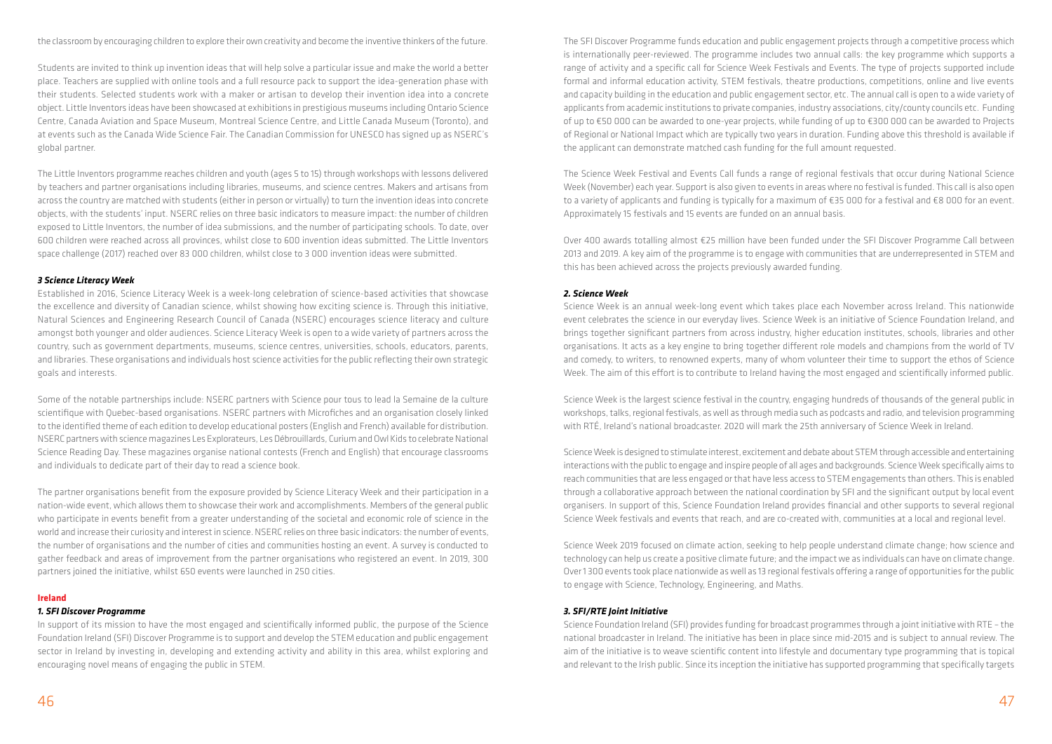the classroom by encouraging children to explore their own creativity and become the inventive thinkers of the future.

Students are invited to think up invention ideas that will help solve a particular issue and make the world a better place. Teachers are supplied with online tools and a full resource pack to support the idea-generation phase with their students. Selected students work with a maker or artisan to develop their invention idea into a concrete object. Little Inventors ideas have been showcased at exhibitions in prestigious museums including Ontario Science Centre, Canada Aviation and Space Museum, Montreal Science Centre, and Little Canada Museum (Toronto), and at events such as the Canada Wide Science Fair. The Canadian Commission for UNESCO has signed up as NSERC's global partner.

The Little Inventors programme reaches children and youth (ages 5 to 15) through workshops with lessons delivered by teachers and partner organisations including libraries, museums, and science centres. Makers and artisans from across the country are matched with students (either in person or virtually) to turn the invention ideas into concrete objects, with the students' input. NSERC relies on three basic indicators to measure impact: the number of children exposed to Little Inventors, the number of idea submissions, and the number of participating schools. To date, over 600 children were reached across all provinces, whilst close to 600 invention ideas submitted. The Little Inventors space challenge (2017) reached over 83 000 children, whilst close to 3 000 invention ideas were submitted.

### *3 Science Literacy Week*

Established in 2016, Science Literacy Week is a week-long celebration of science-based activities that showcase the excellence and diversity of Canadian science, whilst showing how exciting science is. Through this initiative, Natural Sciences and Engineering Research Council of Canada (NSERC) encourages science literacy and culture amongst both younger and older audiences. Science Literacy Week is open to a wide variety of partners across the country, such as government departments, museums, science centres, universities, schools, educators, parents, and libraries. These organisations and individuals host science activities for the public reflecting their own strategic goals and interests.

Some of the notable partnerships include: NSERC partners with Science pour tous to lead la Semaine de la culture scientifique with Quebec-based organisations. NSERC partners with Microfiches and an organisation closely linked to the identified theme of each edition to develop educational posters (English and French) available for distribution. NSERC partners with science magazines Les Explorateurs, Les Débrouillards, Curium and Owl Kids to celebrate National Science Reading Day. These magazines organise national contests (French and English) that encourage classrooms and individuals to dedicate part of their day to read a science book.

The partner organisations benefit from the exposure provided by Science Literacy Week and their participation in a nation-wide event, which allows them to showcase their work and accomplishments. Members of the general public who participate in events benefit from a greater understanding of the societal and economic role of science in the world and increase their curiosity and interest in science. NSERC relies on three basic indicators: the number of events, the number of organisations and the number of cities and communities hosting an event. A survey is conducted to gather feedback and areas of improvement from the partner organisations who registered an event. In 2019, 300 partners joined the initiative, whilst 650 events were launched in 250 cities.

## Ireland

### *1. SFI Discover Programme*

In support of its mission to have the most engaged and scientifically informed public, the purpose of the Science Foundation Ireland (SFI) Discover Programme is to support and develop the STEM education and public engagement sector in Ireland by investing in, developing and extending activity and ability in this area, whilst exploring and encouraging novel means of engaging the public in STEM.

The SFI Discover Programme funds education and public engagement projects through a competitive process which is internationally peer-reviewed. The programme includes two annual calls: the key programme which supports a range of activity and a specific call for Science Week Festivals and Events. The type of projects supported include formal and informal education activity, STEM festivals, theatre productions, competitions, online and live events and capacity building in the education and public engagement sector, etc. The annual call is open to a wide variety of applicants from academic institutions to private companies, industry associations, city/county councils etc. Funding of up to €50 000 can be awarded to one-year projects, while funding of up to €300 000 can be awarded to Projects of Regional or National Impact which are typically two years in duration. Funding above this threshold is available if the applicant can demonstrate matched cash funding for the full amount requested.

The Science Week Festival and Events Call funds a range of regional festivals that occur during National Science Week (November) each year. Support is also given to events in areas where no festival is funded. This call is also open to a variety of applicants and funding is typically for a maximum of €35 000 for a festival and €8 000 for an event. Approximately 15 festivals and 15 events are funded on an annual basis.

Over 400 awards totalling almost €25 million have been funded under the SFI Discover Programme Call between 2013 and 2019. A key aim of the programme is to engage with communities that are underrepresented in STEM and this has been achieved across the projects previously awarded funding.

### *2. Science Week*

Science Week is an annual week-long event which takes place each November across Ireland. This nationwide event celebrates the science in our everyday lives. Science Week is an initiative of Science Foundation Ireland, and brings together significant partners from across industry, higher education institutes, schools, libraries and other organisations. It acts as a key engine to bring together different role models and champions from the world of TV and comedy, to writers, to renowned experts, many of whom volunteer their time to support the ethos of Science Week. The aim of this effort is to contribute to Ireland having the most engaged and scientifically informed public.

Science Week is the largest science festival in the country, engaging hundreds of thousands of the general public in workshops, talks, regional festivals, as well as through media such as podcasts and radio, and television programming with RTÉ, Ireland's national broadcaster. 2020 will mark the 25th anniversary of Science Week in Ireland.

Science Week is designed to stimulate interest, excitement and debate about STEM through accessible and entertaining interactions with the public to engage and inspire people of all ages and backgrounds. Science Week specifically aims to reach communities that are less engaged or that have less access to STEM engagements than others. This is enabled through a collaborative approach between the national coordination by SFI and the significant output by local event organisers. In support of this, Science Foundation Ireland provides financial and other supports to several regional Science Week festivals and events that reach, and are co-created with, communities at a local and regional level.

Science Week 2019 focused on climate action, seeking to help people understand climate change; how science and technology can help us create a positive climate future; and the impact we as individuals can have on climate change. Over 1 300 events took place nationwide as well as 13 regional festivals offering a range of opportunities for the public to engage with Science, Technology, Engineering, and Maths.

### *3. SFI/RTE Joint Initiative*

Science Foundation Ireland (SFI) provides funding for broadcast programmes through a joint initiative with RTE – the national broadcaster in Ireland. The initiative has been in place since mid-2015 and is subject to annual review. The aim of the initiative is to weave scientific content into lifestyle and documentary type programming that is topical and relevant to the Irish public. Since its inception the initiative has supported programming that specifically targets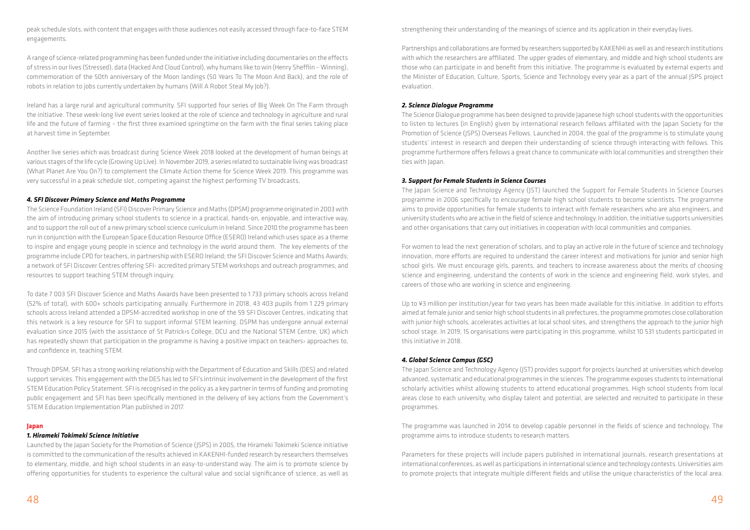peak schedule slots, with content that engages with those audiences not easily accessed through face-to-face STEM engagements.

A range of science-related programming has been funded under the initiative including documentaries on the effects of stress in our lives (Stressed), data (Hacked And Cloud Control), why humans like to win (Henry Shefflin – Winning), commemoration of the 50th anniversary of the Moon landings (50 Years To The Moon And Back), and the role of robots in relation to jobs currently undertaken by humans (Will A Robot Steal My Job?).

Ireland has a large rural and agricultural community. SFI supported four series of Big Week On The Farm through the initiative. These week-long live event series looked at the role of science and technology in agriculture and rural life and the future of farming – the first three examined springtime on the farm with the final series taking place at harvest time in September.

Another live series which was broadcast during Science Week 2018 looked at the development of human beings at various stages of the life cycle (Growing Up Live). In November 2019, a series related to sustainable living was broadcast (What Planet Are You On?) to complement the Climate Action theme for Science Week 2019. This programme was very successful in a peak schedule slot, competing against the highest performing TV broadcasts.

#### *4. SFI Discover Primary Science and Maths Programme*

The Science Foundation Ireland (SFI) Discover Primary Science and Maths (DPSM) programme originated in 2003 with the aim of introducing primary school students to science in a practical, hands-on, enjoyable, and interactive way, and to support the roll out of a new primary school science curriculum in Ireland. Since 2010 the programme has been run in conjunction with the European Space Education Resource Office (ESERO) Ireland which uses space as a theme to inspire and engage young people in science and technology in the world around them. The key elements of the programme include CPD for teachers, in partnership with ESERO Ireland; the SFI Discover Science and Maths Awards; a network of SFI Discover Centres offering SFI- accredited primary STEM workshops and outreach programmes; and resources to support teaching STEM through inquiry.

To date 7 003 SFI Discover Science and Maths Awards have been presented to 1 733 primary schools across Ireland (52% of total), with 600+ schools participating annually. Furthermore in 2018, 43 403 pupils from 1 229 primary schools across Ireland attended a DPSM-accredited workshop in one of the 59 SFI Discover Centres, indicating that this network is a key resource for SFI to support informal STEM learning. DSPM has undergone annual external evaluation since 2015 (with the assistance of St Patrick›s College, DCU and the National STEM Centre, UK) which has repeatedly shown that participation in the programme is having a positive impact on teachers› approaches to, and confidence in, teaching STEM.

Through DPSM, SFI has a strong working relationship with the Department of Education and Skills (DES) and related support services. This engagement with the DES has led to SFI's intrinsic involvement in the development of the first STEM Education Policy Statement. SFI is recognised in the policy as a key partner in terms of funding and promoting public engagement and SFI has been specifically mentioned in the delivery of key actions from the Government's STEM Education Implementation Plan published in 2017.

### Japan

#### *1. Hirameki Tokimeki Science Initiative*

Launched by the Japan Society for the Promotion of Science (JSPS) in 2005, the Hirameki Tokimeki Science initiative is committed to the communication of the results achieved in KAKENHI-funded research by researchers themselves to elementary, middle, and high school students in an easy-to-understand way. The aim is to promote science by offering opportunities for students to experience the cultural value and social significance of science, as well as strengthening their understanding of the meanings of science and its application in their everyday lives.

Partnerships and collaborations are formed by researchers supported by KAKENHI as well as and research institutions with which the researchers are affiliated. The upper grades of elementary, and middle and high school students are those who can participate in and benefit from this initiative. The programme is evaluated by external experts and the Minister of Education, Culture, Sports, Science and Technology every year as a part of the annual JSPS project evaluation.

#### *2. Science Dialogue Programme*

The Science Dialogue programme has been designed to provide Japanese high school students with the opportunities to listen to lectures (in English) given by international research fellows affiliated with the Japan Society for the Promotion of Science (JSPS) Overseas Fellows. Launched in 2004, the goal of the programme is to stimulate young students' interest in research and deepen their understanding of science through interacting with fellows. This programme furthermore offers fellows a great chance to communicate with local communities and strengthen their ties with Japan.

#### *3. Support for Female Students in Science Courses*

The Japan Science and Technology Agency (JST) launched the Support for Female Students in Science Courses programme in 2006 specifically to encourage female high school students to become scientists. The programme aims to provide opportunities for female students to interact with female researchers who are also engineers, and university students who are active in the field of science and technology. In addition, the initiative supports universities and other organisations that carry out initiatives in cooperation with local communities and companies.

For women to lead the next generation of scholars, and to play an active role in the future of science and technology innovation, more efforts are required to understand the career interest and motivations for junior and senior high school girls. We must encourage girls, parents, and teachers to increase awareness about the merits of choosing science and engineering, understand the contents of work in the science and engineering field, work styles, and careers of those who are working in science and engineering.

Up to ¥3 million per institution/year for two years has been made available for this initiative. In addition to efforts aimed at female junior and senior high school students in all prefectures, the programme promotes close collaboration with junior high schools, accelerates activities at local school sites, and strengthens the approach to the junior high school stage. In 2019, 15 organisations were participating in this programme, whilst 10 531 students participated in this initiative in 2018.

#### *4. Global Science Campus (GSC)*

The Japan Science and Technology Agency (JST) provides support for projects launched at universities which develop advanced, systematic and educational programmes in the sciences. The programme exposes students to international scholarly activities whilst allowing students to attend educational programmes. High school students from local areas close to each university, who display talent and potential, are selected and recruited to participate in these programmes.

The programme was launched in 2014 to develop capable personnel in the fields of science and technology. The programme aims to introduce students to research matters.

Parameters for these projects will include papers published in international journals, research presentations at international conferences, as well as participations in international science and technology contests. Universities aim to promote projects that integrate multiple different fields and utilise the unique characteristics of the local area.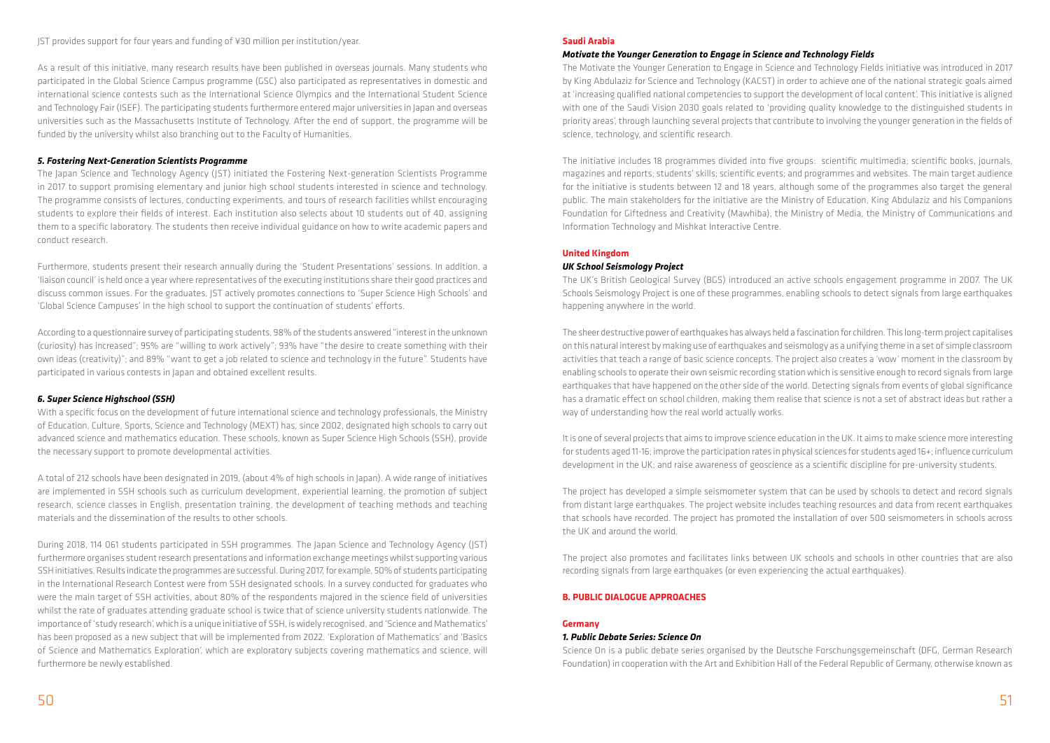JST provides support for four years and funding of ¥30 million per institution/year.

As a result of this initiative, many research results have been published in overseas journals. Many students who participated in the Global Science Campus programme (GSC) also participated as representatives in domestic and international science contests such as the International Science Olympics and the International Student Science and Technology Fair (ISEF). The participating students furthermore entered major universities in Japan and overseas universities such as the Massachusetts Institute of Technology. After the end of support, the programme will be funded by the university whilst also branching out to the Faculty of Humanities.

#### *5. Fostering Next-Generation Scientists Programme*

The Japan Science and Technology Agency (JST) initiated the Fostering Next-generation Scientists Programme in 2017 to support promising elementary and junior high school students interested in science and technology. The programme consists of lectures, conducting experiments, and tours of research facilities whilst encouraging students to explore their fields of interest. Each institution also selects about 10 students out of 40, assigning them to a specific laboratory. The students then receive individual guidance on how to write academic papers and conduct research.

Furthermore, students present their research annually during the 'Student Presentations' sessions. In addition, a 'liaison council' is held once a year where representatives of the executing institutions share their good practices and discuss common issues. For the graduates, JST actively promotes connections to 'Super Science High Schools' and 'Global Science Campuses' in the high school to support the continuation of students' efforts.

According to a questionnaire survey of participating students, 98% of the students answered "interest in the unknown (curiosity) has increased"; 95% are "willing to work actively"; 93% have "the desire to create something with their own ideas (creativity)"; and 89% "want to get a job related to science and technology in the future". Students have participated in various contests in Japan and obtained excellent results.

#### *6. Super Science Highschool (SSH)*

With a specific focus on the development of future international science and technology professionals, the Ministry of Education, Culture, Sports, Science and Technology (MEXT) has, since 2002, designated high schools to carry out advanced science and mathematics education. These schools, known as Super Science High Schools (SSH), provide the necessary support to promote developmental activities.

A total of 212 schools have been designated in 2019, (about 4% of high schools in Japan). A wide range of initiatives are implemented in SSH schools such as curriculum development, experiential learning, the promotion of subject research, science classes in English, presentation training, the development of teaching methods and teaching materials and the dissemination of the results to other schools.

During 2018, 114 061 students participated in SSH programmes. The Japan Science and Technology Agency (JST) furthermore organises student research presentations and information exchange meetings whilst supporting various SSH initiatives. Results indicate the programmes are successful. During 2017, for example, 50% of students participating in the International Research Contest were from SSH designated schools. In a survey conducted for graduates who were the main target of SSH activities, about 80% of the respondents majored in the science field of universities whilst the rate of graduates attending graduate school is twice that of science university students nationwide. The importance of 'study research', which is a unique initiative of SSH, is widely recognised, and 'Science and Mathematics' has been proposed as a new subject that will be implemented from 2022. 'Exploration of Mathematics' and 'Basics of Science and Mathematics Exploration', which are exploratory subjects covering mathematics and science, will furthermore be newly established.

### Saudi Arabia

#### *Motivate the Younger Generation to Engage in Science and Technology Fields*

The Motivate the Younger Generation to Engage in Science and Technology Fields initiative was introduced in 2017 by King Abdulaziz for Science and Technology (KACST) in order to achieve one of the national strategic goals aimed at 'increasing qualified national competencies to support the development of local content'. This initiative is aligned with one of the Saudi Vision 2030 goals related to 'providing quality knowledge to the distinguished students in priority areas', through launching several projects that contribute to involving the younger generation in the fields of science, technology, and scientific research.

The initiative includes 18 programmes divided into five groups: scientific multimedia; scientific books, journals, magazines and reports; students' skills; scientific events; and programmes and websites. The main target audience for the initiative is students between 12 and 18 years, although some of the programmes also target the general public. The main stakeholders for the initiative are the Ministry of Education, King Abdulaziz and his Companions Foundation for Giftedness and Creativity (Mawhiba), the Ministry of Media, the Ministry of Communications and Information Technology and Mishkat Interactive Centre.

### United Kingdom

#### *UK School Seismology Project*

The UK's British Geological Survey (BGS) introduced an active schools engagement programme in 2007. The UK Schools Seismology Project is one of these programmes, enabling schools to detect signals from large earthquakes happening anywhere in the world.

The sheer destructive power of earthquakes has always held a fascination for children. This long-term project capitalises on this natural interest by making use of earthquakes and seismology as a unifying theme in a set of simple classroom activities that teach a range of basic science concepts. The project also creates a 'wow' moment in the classroom by enabling schools to operate their own seismic recording station which is sensitive enough to record signals from large earthquakes that have happened on the other side of the world. Detecting signals from events of global significance has a dramatic effect on school children, making them realise that science is not a set of abstract ideas but rather a way of understanding how the real world actually works.

It is one of several projects that aims to improve science education in the UK. It aims to make science more interesting for students aged 11-16; improve the participation rates in physical sciences for students aged 16+; influence curriculum development in the UK; and raise awareness of geoscience as a scientific discipline for pre-university students.

The project has developed a simple seismometer system that can be used by schools to detect and record signals from distant large earthquakes. The project website includes teaching resources and data from recent earthquakes that schools have recorded. The project has promoted the installation of over 500 seismometers in schools across the UK and around the world.

The project also promotes and facilitates links between UK schools and schools in other countries that are also recording signals from large earthquakes (or even experiencing the actual earthquakes).

## B. PUBLIC DIALOGUE APPROACHES

### Germany

#### *1. Public Debate Series: Science On*

Science On is a public debate series organised by the Deutsche Forschungsgemeinschaft (DFG, German Research Foundation) in cooperation with the Art and Exhibition Hall of the Federal Republic of Germany, otherwise known as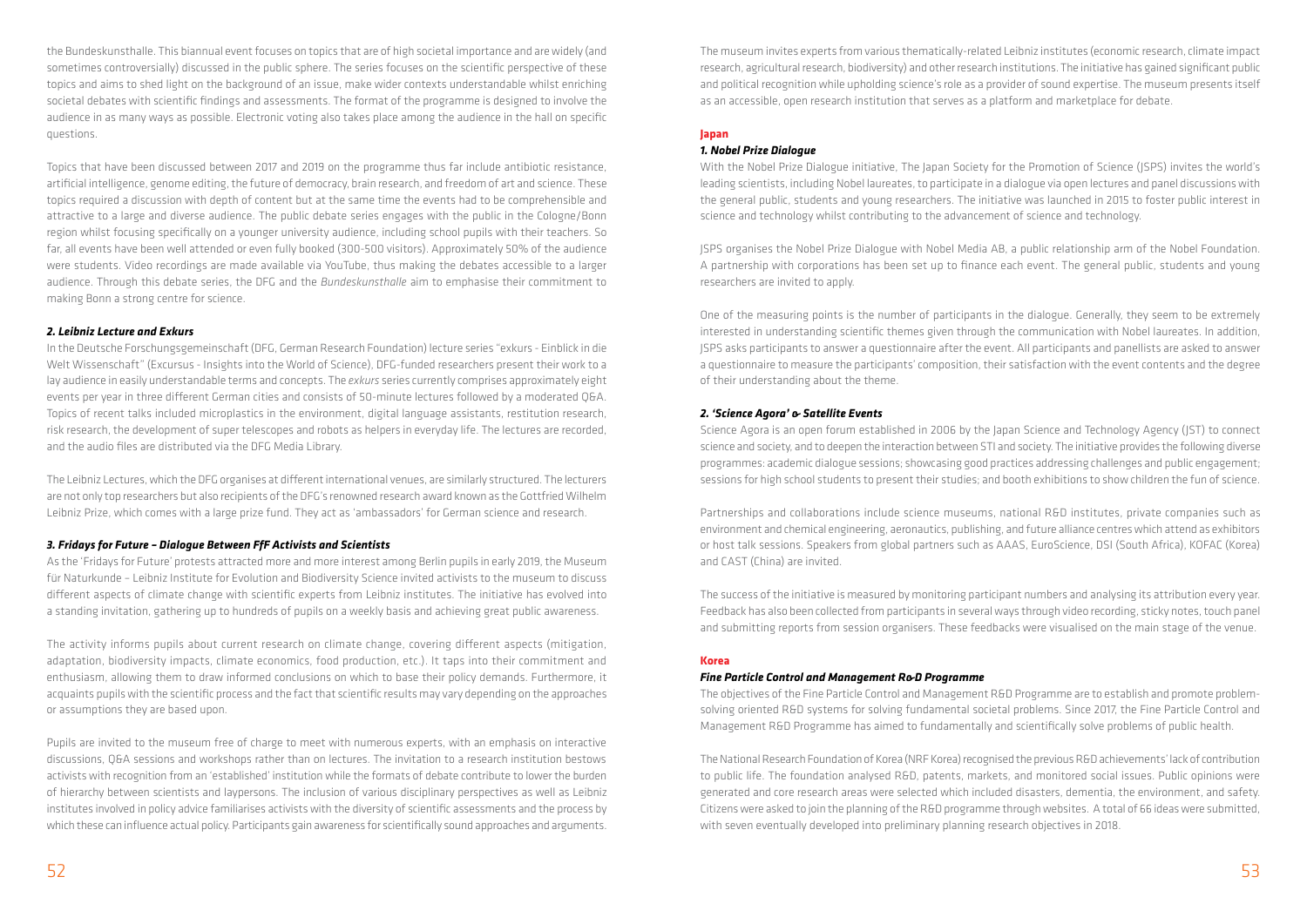the Bundeskunsthalle. This biannual event focuses on topics that are of high societal importance and are widely (and sometimes controversially) discussed in the public sphere. The series focuses on the scientific perspective of these topics and aims to shed light on the background of an issue, make wider contexts understandable whilst enriching societal debates with scientific findings and assessments. The format of the programme is designed to involve the audience in as many ways as possible. Electronic voting also takes place among the audience in the hall on specific questions.

Topics that have been discussed between 2017 and 2019 on the programme thus far include antibiotic resistance, artificial intelligence, genome editing, the future of democracy, brain research, and freedom of art and science. These topics required a discussion with depth of content but at the same time the events had to be comprehensible and attractive to a large and diverse audience. The public debate series engages with the public in the Cologne/Bonn region whilst focusing specifically on a younger university audience, including school pupils with their teachers. So far, all events have been well attended or even fully booked (300-500 visitors). Approximately 50% of the audience were students. Video recordings are made available via YouTube, thus making the debates accessible to a larger audience. Through this debate series, the DFG and the *Bundeskunsthalle* aim to emphasise their commitment to making Bonn a strong centre for science.

#### *2. Leibniz Lecture and Exkurs*

In the Deutsche Forschungsgemeinschaft (DFG, German Research Foundation) lecture series "exkurs - Einblick in die Welt Wissenschaft" (Excursus - Insights into the World of Science), DFG-funded researchers present their work to a lay audience in easily understandable terms and concepts. The *exkurs* series currently comprises approximately eight events per year in three different German cities and consists of 50-minute lectures followed by a moderated Q&A. Topics of recent talks included microplastics in the environment, digital language assistants, restitution research, risk research, the development of super telescopes and robots as helpers in everyday life. The lectures are recorded, and the audio files are distributed via the DFG Media Library.

The Leibniz Lectures, which the DFG organises at different international venues, are similarly structured. The lecturers are not only top researchers but also recipients of the DFG's renowned research award known as the Gottfried Wilhelm Leibniz Prize, which comes with a large prize fund. They act as 'ambassadors' for German science and research.

#### *3. Fridays for Future – Dialogue Between FfF Activists and Scientists*

As the 'Fridays for Future' protests attracted more and more interest among Berlin pupils in early 2019, the Museum für Naturkunde – Leibniz Institute for Evolution and Biodiversity Science invited activists to the museum to discuss different aspects of climate change with scientific experts from Leibniz institutes. The initiative has evolved into a standing invitation, gathering up to hundreds of pupils on a weekly basis and achieving great public awareness.

The activity informs pupils about current research on climate change, covering different aspects (mitigation, adaptation, biodiversity impacts, climate economics, food production, etc.). It taps into their commitment and enthusiasm, allowing them to draw informed conclusions on which to base their policy demands. Furthermore, it acquaints pupils with the scientific process and the fact that scientific results may vary depending on the approaches or assumptions they are based upon.

Pupils are invited to the museum free of charge to meet with numerous experts, with an emphasis on interactive discussions, Q&A sessions and workshops rather than on lectures. The invitation to a research institution bestows activists with recognition from an 'established' institution while the formats of debate contribute to lower the burden of hierarchy between scientists and laypersons. The inclusion of various disciplinary perspectives as well as Leibniz institutes involved in policy advice familiarises activists with the diversity of scientific assessments and the process by which these can influence actual policy. Participants gain awareness for scientifically sound approaches and arguments.

The museum invites experts from various thematically-related Leibniz institutes (economic research, climate impact research, agricultural research, biodiversity) and other research institutions. The initiative has gained significant public and political recognition while upholding science's role as a provider of sound expertise. The museum presents itself as an accessible, open research institution that serves as a platform and marketplace for debate.

### Japan

#### *1. Nobel Prize Dialogue*

With the Nobel Prize Dialogue initiative, The Japan Society for the Promotion of Science (JSPS) invites the world's leading scientists, including Nobel laureates, to participate in a dialogue via open lectures and panel discussions with the general public, students and young researchers. The initiative was launched in 2015 to foster public interest in science and technology whilst contributing to the advancement of science and technology.

JSPS organises the Nobel Prize Dialogue with Nobel Media AB, a public relationship arm of the Nobel Foundation. A partnership with corporations has been set up to finance each event. The general public, students and young researchers are invited to apply.

One of the measuring points is the number of participants in the dialogue. Generally, they seem to be extremely interested in understanding scientific themes given through the communication with Nobel laureates. In addition, JSPS asks participants to answer a questionnaire after the event. All participants and panellists are asked to answer a questionnaire to measure the participants' composition, their satisfaction with the event contents and the degree of their understanding about the theme.

#### *2. 'Science Agora' & Satellite Events*

Science Agora is an open forum established in 2006 by the Japan Science and Technology Agency (JST) to connect science and society, and to deepen the interaction between STI and society. The initiative provides the following diverse programmes: academic dialogue sessions; showcasing good practices addressing challenges and public engagement; sessions for high school students to present their studies; and booth exhibitions to show children the fun of science.

Partnerships and collaborations include science museums, national R&D institutes, private companies such as environment and chemical engineering, aeronautics, publishing, and future alliance centres which attend as exhibitors or host talk sessions. Speakers from global partners such as AAAS, EuroScience, DSI (South Africa), KOFAC (Korea) and CAST (China) are invited.

The success of the initiative is measured by monitoring participant numbers and analysing its attribution every year. Feedback has also been collected from participants in several ways through video recording, sticky notes, touch panel and submitting reports from session organisers. These feedbacks were visualised on the main stage of the venue.

### Korea

#### *Fine Particle Control and Management R&D Programme*

The objectives of the Fine Particle Control and Management R&D Programme are to establish and promote problem-solving oriented R&D systems for solving fundamental societal problems. Since 2017, the Fine Particle Control and Management R&D Programme has aimed to fundamentally and scientifically solve problems of public health.

The National Research Foundation of Korea (NRF Korea) recognised the previous R&D achievements' lack of contribution to public life. The foundation analysed R&D, patents, markets, and monitored social issues. Public opinions were generated and core research areas were selected which included disasters, dementia, the environment, and safety. Citizens were asked to join the planning of the R&D programme through websites. A total of 66 ideas were submitted, with seven eventually developed into preliminary planning research objectives in 2018.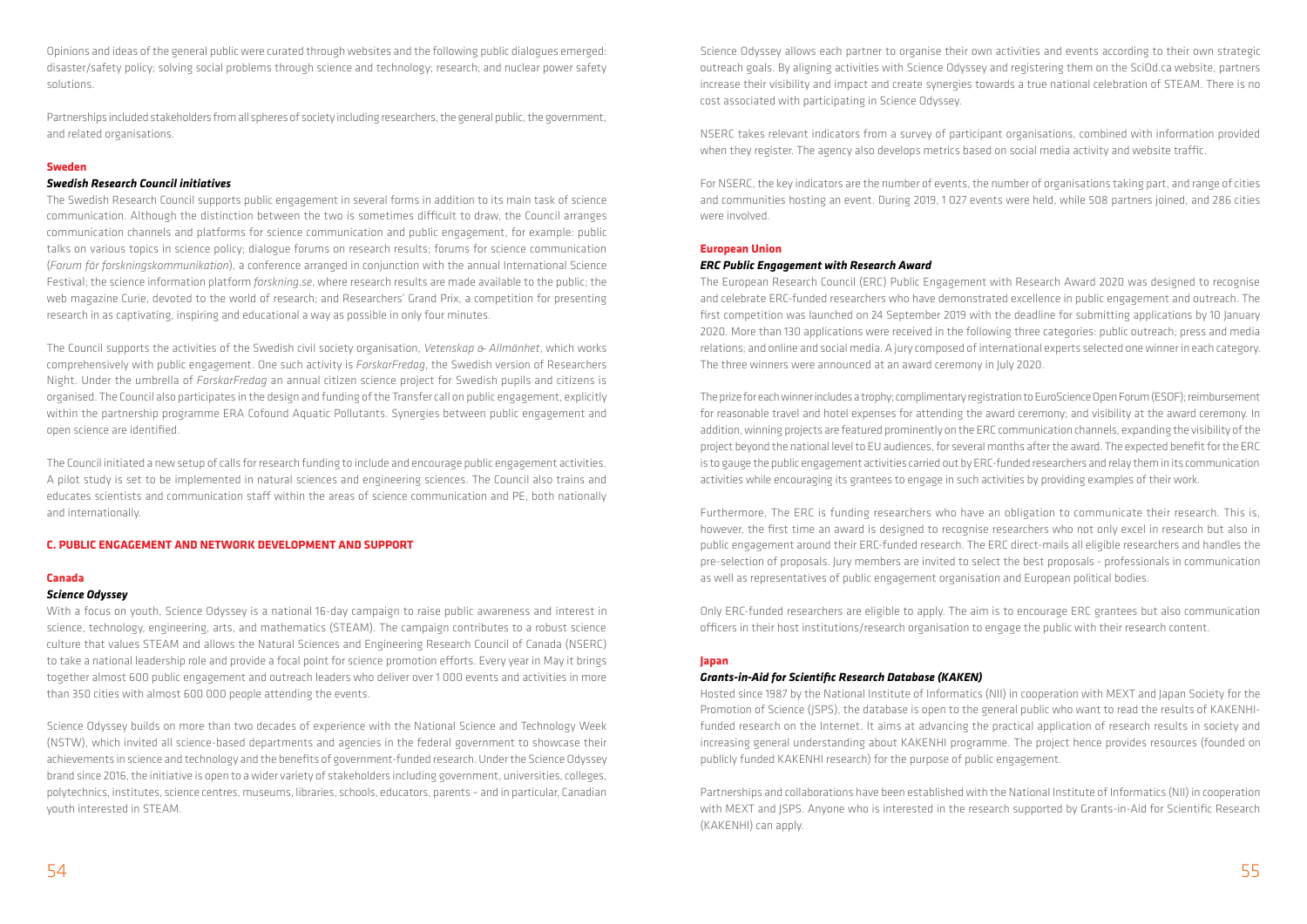Opinions and ideas of the general public were curated through websites and the following public dialogues emerged: disaster/safety policy; solving social problems through science and technology; research; and nuclear power safety solutions.

Partnerships included stakeholders from all spheres of society including researchers, the general public, the government, and related organisations.

#### Sweden

##### *Swedish Research Council initiatives*

The Swedish Research Council supports public engagement in several forms in addition to its main task of science communication. Although the distinction between the two is sometimes difficult to draw, the Council arranges communication channels and platforms for science communication and public engagement, for example: public talks on various topics in science policy; dialogue forums on research results; forums for science communication (*Forum för forskningskommunikation*), a conference arranged in conjunction with the annual International Science Festival; the science information platform *forskning.se*, where research results are made available to the public; the web magazine Curie, devoted to the world of research; and Researchers' Grand Prix, a competition for presenting research in as captivating, inspiring and educational a way as possible in only four minutes.

The Council supports the activities of the Swedish civil society organisation, *Vetenskap & Allmänhet*, which works comprehensively with public engagement. One such activity is *ForskarFredag*, the Swedish version of Researchers Night. Under the umbrella of *ForskarFredag* an annual citizen science project for Swedish pupils and citizens is organised. The Council also participates in the design and funding of the Transfer call on public engagement, explicitly within the partnership programme ERA Cofound Aquatic Pollutants. Synergies between public engagement and open science are identified.

The Council initiated a new setup of calls for research funding to include and encourage public engagement activities. A pilot study is set to be implemented in natural sciences and engineering sciences. The Council also trains and educates scientists and communication staff within the areas of science communication and PE, both nationally and internationally.

### C. PUBLIC ENGAGEMENT AND NETWORK DEVELOPMENT AND SUPPORT

#### Canada

##### *Science Odyssey*

With a focus on youth, Science Odyssey is a national 16-day campaign to raise public awareness and interest in science, technology, engineering, arts, and mathematics (STEAM). The campaign contributes to a robust science culture that values STEAM and allows the Natural Sciences and Engineering Research Council of Canada (NSERC) to take a national leadership role and provide a focal point for science promotion efforts. Every year in May it brings together almost 600 public engagement and outreach leaders who deliver over 1 000 events and activities in more than 350 cities with almost 600 000 people attending the events.

Science Odyssey builds on more than two decades of experience with the National Science and Technology Week (NSTW), which invited all science-based departments and agencies in the federal government to showcase their achievements in science and technology and the benefits of government-funded research. Under the Science Odyssey brand since 2016, the initiative is open to a wider variety of stakeholders including government, universities, colleges, polytechnics, institutes, science centres, museums, libraries, schools, educators, parents – and in particular, Canadian youth interested in STEAM.

Science Odyssey allows each partner to organise their own activities and events according to their own strategic outreach goals. By aligning activities with Science Odyssey and registering them on the SciOd.ca website, partners increase their visibility and impact and create synergies towards a true national celebration of STEAM. There is no cost associated with participating in Science Odyssey.

NSERC takes relevant indicators from a survey of participant organisations, combined with information provided when they register. The agency also develops metrics based on social media activity and website traffic.

For NSERC, the key indicators are the number of events, the number of organisations taking part, and range of cities and communities hosting an event. During 2019, 1 027 events were held, while 508 partners joined, and 286 cities were involved.

#### European Union

##### *ERC Public Engagement with Research Award*

The European Research Council (ERC) Public Engagement with Research Award 2020 was designed to recognise and celebrate ERC-funded researchers who have demonstrated excellence in public engagement and outreach. The first competition was launched on 24 September 2019 with the deadline for submitting applications by 10 January 2020. More than 130 applications were received in the following three categories: public outreach; press and media relations; and online and social media. A jury composed of international experts selected one winner in each category. The three winners were announced at an award ceremony in July 2020.

The prize for each winner includes a trophy; complimentary registration to EuroScience Open Forum (ESOF); reimbursement for reasonable travel and hotel expenses for attending the award ceremony; and visibility at the award ceremony. In addition, winning projects are featured prominently on the ERC communication channels, expanding the visibility of the project beyond the national level to EU audiences, for several months after the award. The expected benefit for the ERC is to gauge the public engagement activities carried out by ERC-funded researchers and relay them in its communication activities while encouraging its grantees to engage in such activities by providing examples of their work.

Furthermore, The ERC is funding researchers who have an obligation to communicate their research. This is, however, the first time an award is designed to recognise researchers who not only excel in research but also in public engagement around their ERC-funded research. The ERC direct-mails all eligible researchers and handles the pre-selection of proposals. Jury members are invited to select the best proposals - professionals in communication as well as representatives of public engagement organisation and European political bodies.

Only ERC-funded researchers are eligible to apply. The aim is to encourage ERC grantees but also communication officers in their host institutions/research organisation to engage the public with their research content.

#### Japan

##### *Grants-in-Aid for Scientific Research Database (KAKEN)*

Hosted since 1987 by the National Institute of Informatics (NII) in cooperation with MEXT and Japan Society for the Promotion of Science (JSPS), the database is open to the general public who want to read the results of KAKENHI-funded research on the Internet. It aims at advancing the practical application of research results in society and increasing general understanding about KAKENHI programme. The project hence provides resources (founded on publicly funded KAKENHI research) for the purpose of public engagement.

Partnerships and collaborations have been established with the National Institute of Informatics (NII) in cooperation with MEXT and JSPS. Anyone who is interested in the research supported by Grants-in-Aid for Scientific Research (KAKENHI) can apply.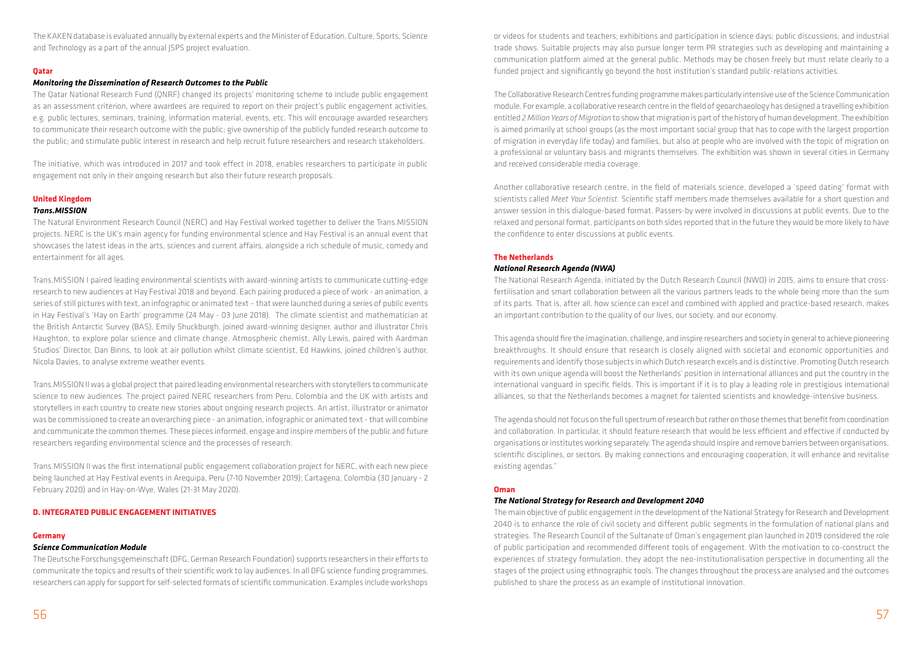The KAKEN database is evaluated annually by external experts and the Minister of Education, Culture, Sports, Science and Technology as a part of the annual JSPS project evaluation.

### Qatar

#### *Monitoring the Dissemination of Research Outcomes to the Public*

The Qatar National Research Fund (QNRF) changed its projects' monitoring scheme to include public engagement as an assessment criterion, where awardees are required to report on their project's public engagement activities, e.g. public lectures, seminars, training, information material, events, etc. This will encourage awarded researchers to communicate their research outcome with the public; give ownership of the publicly funded research outcome to the public; and stimulate public interest in research and help recruit future researchers and research stakeholders.

The initiative, which was introduced in 2017 and took effect in 2018, enables researchers to participate in public engagement not only in their ongoing research but also their future research proposals.

### United Kingdom

#### *Trans.MISSION*

The Natural Environment Research Council (NERC) and Hay Festival worked together to deliver the Trans.MISSION projects. NERC is the UK's main agency for funding environmental science and Hay Festival is an annual event that showcases the latest ideas in the arts, sciences and current affairs, alongside a rich schedule of music, comedy and entertainment for all ages.

Trans.MISSION I paired leading environmental scientists with award-winning artists to communicate cutting-edge research to new audiences at Hay Festival 2018 and beyond. Each pairing produced a piece of work - an animation, a series of still pictures with text, an infographic or animated text – that were launched during a series of public events in Hay Festival's 'Hay on Earth' programme (24 May - 03 June 2018). The climate scientist and mathematician at the British Antarctic Survey (BAS), Emily Shuckburgh, joined award-winning designer, author and illustrator Chris Haughton, to explore polar science and climate change. Atmospheric chemist, Ally Lewis, paired with Aardman Studios' Director, Dan Binns, to look at air pollution whilst climate scientist, Ed Hawkins, joined children's author, Nicola Davies, to analyse extreme weather events.

Trans.MISSION II was a global project that paired leading environmental researchers with storytellers to communicate science to new audiences. The project paired NERC researchers from Peru, Colombia and the UK with artists and storytellers in each country to create new stories about ongoing research projects. An artist, illustrator or animator was be commissioned to create an overarching piece - an animation, infographic or animated text - that will combine and communicate the common themes. These pieces informed, engage and inspire members of the public and future researchers regarding environmental science and the processes of research.

Trans.MISSION II was the first international public engagement collaboration project for NERC, with each new piece being launched at Hay Festival events in Arequipa, Peru (7-10 November 2019); Cartagena, Colombia (30 January - 2 February 2020) and in Hay-on-Wye, Wales (21-31 May 2020).

## D. INTEGRATED PUBLIC ENGAGEMENT INITIATIVES

### Germany

#### *Science Communication Module*

The Deutsche Forschungsgemeinschaft (DFG, German Research Foundation) supports researchers in their efforts to communicate the topics and results of their scientific work to lay audiences. In all DFG science funding programmes, researchers can apply for support for self-selected formats of scientific communication. Examples include workshops or videos for students and teachers; exhibitions and participation in science days; public discussions; and industrial trade shows. Suitable projects may also pursue longer term PR strategies such as developing and maintaining a communication platform aimed at the general public. Methods may be chosen freely but must relate clearly to a funded project and significantly go beyond the host institution's standard public-relations activities.

The Collaborative Research Centres funding programme makes particularly intensive use of the Science Communication module. For example, a collaborative research centre in the field of geoarchaeology has designed a travelling exhibition entitled *2 Million Years of Migration* to show that migration is part of the history of human development. The exhibition is aimed primarily at school groups (as the most important social group that has to cope with the largest proportion of migration in everyday life today) and families, but also at people who are involved with the topic of migration on a professional or voluntary basis and migrants themselves. The exhibition was shown in several cities in Germany and received considerable media coverage.

Another collaborative research centre, in the field of materials science, developed a 'speed dating' format with scientists called *Meet Your Scientist*. Scientific staff members made themselves available for a short question and answer session in this dialogue-based format. Passers-by were involved in discussions at public events. Due to the relaxed and personal format, participants on both sides reported that in the future they would be more likely to have the confidence to enter discussions at public events.

### The Netherlands

#### *National Research Agenda (NWA)*

The National Research Agenda, initiated by the Dutch Research Council (NWO) in 2015, aims to ensure that cross-fertilisation and smart collaboration between all the various partners leads to the whole being more than the sum of its parts. That is, after all, how science can excel and combined with applied and practice-based research, makes an important contribution to the quality of our lives, our society, and our economy.

This agenda should fire the imagination, challenge, and inspire researchers and society in general to achieve pioneering breakthroughs. It should ensure that research is closely aligned with societal and economic opportunities and requirements and identify those subjects in which Dutch research excels and is distinctive. Promoting Dutch research with its own unique agenda will boost the Netherlands' position in international alliances and put the country in the international vanguard in specific fields. This is important if it is to play a leading role in prestigious international alliances, so that the Netherlands becomes a magnet for talented scientists and knowledge-intensive business.

The agenda should not focus on the full spectrum of research but rather on those themes that benefit from coordination and collaboration. In particular, it should feature research that would be less efficient and effective if conducted by organisations or institutes working separately. The agenda should inspire and remove barriers between organisations, scientific disciplines, or sectors. By making connections and encouraging cooperation, it will enhance and revitalise existing agendas."

### Oman

#### *The National Strategy for Research and Development 2040*

The main objective of public engagement in the development of the National Strategy for Research and Development 2040 is to enhance the role of civil society and different public segments in the formulation of national plans and strategies. The Research Council of the Sultanate of Oman's engagement plan launched in 2019 considered the role of public participation and recommended different tools of engagement. With the motivation to co-construct the experiences of strategy formulation, they adopt the neo-institutionalisation perspective in documenting all the stages of the project using ethnographic tools. The changes throughout the process are analysed and the outcomes published to share the process as an example of institutional innovation.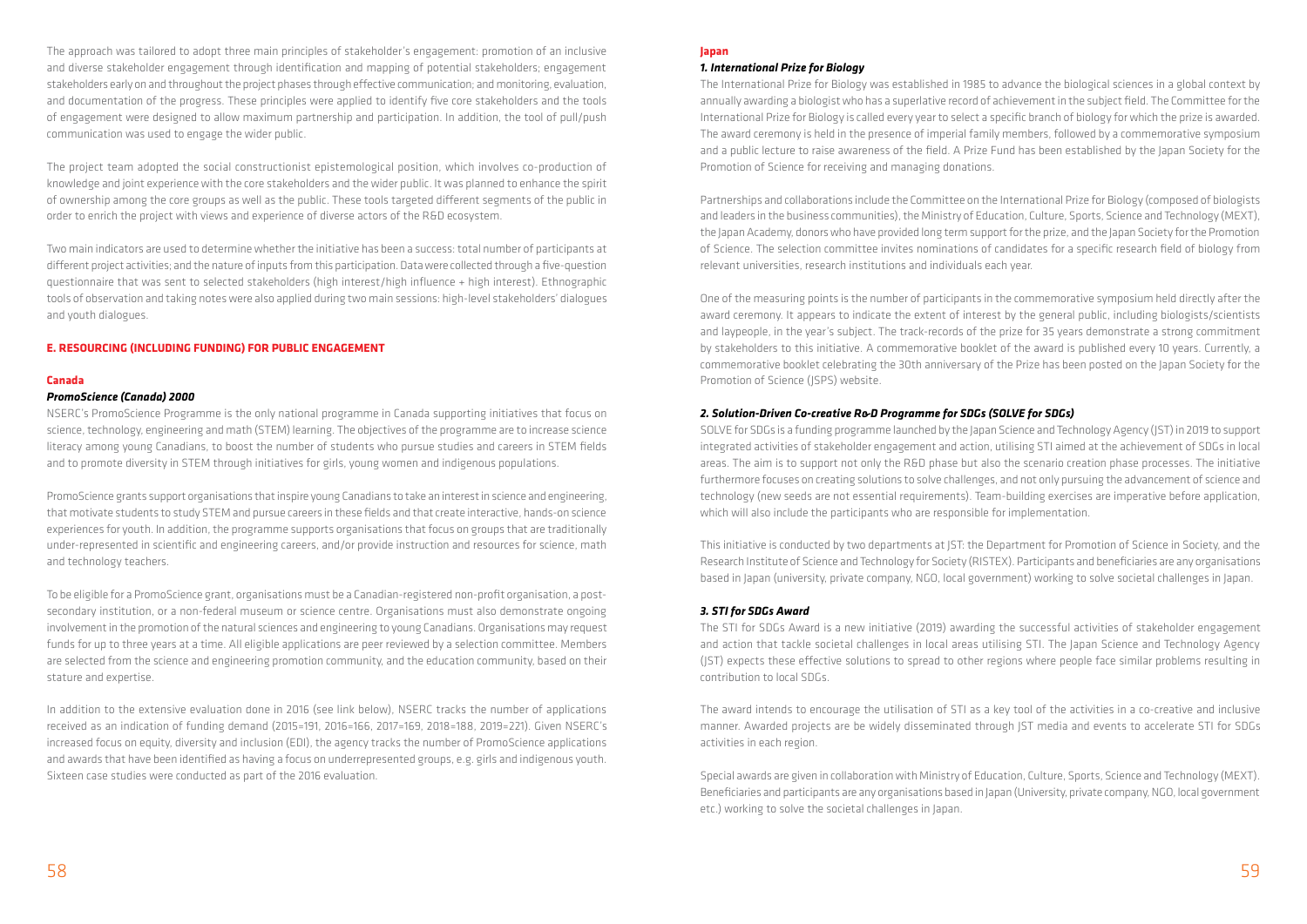The approach was tailored to adopt three main principles of stakeholder's engagement: promotion of an inclusive and diverse stakeholder engagement through identification and mapping of potential stakeholders; engagement stakeholders early on and throughout the project phases through effective communication; and monitoring, evaluation, and documentation of the progress. These principles were applied to identify five core stakeholders and the tools of engagement were designed to allow maximum partnership and participation. In addition, the tool of pull/push communication was used to engage the wider public.

The project team adopted the social constructionist epistemological position, which involves co-production of knowledge and joint experience with the core stakeholders and the wider public. It was planned to enhance the spirit of ownership among the core groups as well as the public. These tools targeted different segments of the public in order to enrich the project with views and experience of diverse actors of the R&D ecosystem.

Two main indicators are used to determine whether the initiative has been a success: total number of participants at different project activities; and the nature of inputs from this participation. Data were collected through a five-question questionnaire that was sent to selected stakeholders (high interest/high influence + high interest). Ethnographic tools of observation and taking notes were also applied during two main sessions: high-level stakeholders' dialogues and youth dialogues.

## E. RESOURCING (INCLUDING FUNDING) FOR PUBLIC ENGAGEMENT

### Canada

#### *PromoScience (Canada) 2000*

NSERC's PromoScience Programme is the only national programme in Canada supporting initiatives that focus on science, technology, engineering and math (STEM) learning. The objectives of the programme are to increase science literacy among young Canadians, to boost the number of students who pursue studies and careers in STEM fields and to promote diversity in STEM through initiatives for girls, young women and indigenous populations.

PromoScience grants support organisations that inspire young Canadians to take an interest in science and engineering, that motivate students to study STEM and pursue careers in these fields and that create interactive, hands-on science experiences for youth. In addition, the programme supports organisations that focus on groups that are traditionally under-represented in scientific and engineering careers, and/or provide instruction and resources for science, math and technology teachers.

To be eligible for a PromoScience grant, organisations must be a Canadian-registered non-profit organisation, a post-secondary institution, or a non-federal museum or science centre. Organisations must also demonstrate ongoing involvement in the promotion of the natural sciences and engineering to young Canadians. Organisations may request funds for up to three years at a time. All eligible applications are peer reviewed by a selection committee. Members are selected from the science and engineering promotion community, and the education community, based on their stature and expertise.

In addition to the extensive evaluation done in 2016 (see link below), NSERC tracks the number of applications received as an indication of funding demand (2015=191, 2016=166, 2017=169, 2018=188, 2019=221). Given NSERC's increased focus on equity, diversity and inclusion (EDI), the agency tracks the number of PromoScience applications and awards that have been identified as having a focus on underrepresented groups, e.g. girls and indigenous youth. Sixteen case studies were conducted as part of the 2016 evaluation.

### Japan

#### *1. International Prize for Biology*

The International Prize for Biology was established in 1985 to advance the biological sciences in a global context by annually awarding a biologist who has a superlative record of achievement in the subject field. The Committee for the International Prize for Biology is called every year to select a specific branch of biology for which the prize is awarded. The award ceremony is held in the presence of imperial family members, followed by a commemorative symposium and a public lecture to raise awareness of the field. A Prize Fund has been established by the Japan Society for the Promotion of Science for receiving and managing donations.

Partnerships and collaborations include the Committee on the International Prize for Biology (composed of biologists and leaders in the business communities), the Ministry of Education, Culture, Sports, Science and Technology (MEXT), the Japan Academy, donors who have provided long term support for the prize, and the Japan Society for the Promotion of Science. The selection committee invites nominations of candidates for a specific research field of biology from relevant universities, research institutions and individuals each year.

One of the measuring points is the number of participants in the commemorative symposium held directly after the award ceremony. It appears to indicate the extent of interest by the general public, including biologists/scientists and laypeople, in the year's subject. The track-records of the prize for 35 years demonstrate a strong commitment by stakeholders to this initiative. A commemorative booklet of the award is published every 10 years. Currently, a commemorative booklet celebrating the 30th anniversary of the Prize has been posted on the Japan Society for the Promotion of Science (JSPS) website.

#### *2. Solution-Driven Co-creative R&D Programme for SDGs (SOLVE for SDGs)*

SOLVE for SDGs is a funding programme launched by the Japan Science and Technology Agency (JST) in 2019 to support integrated activities of stakeholder engagement and action, utilising STI aimed at the achievement of SDGs in local areas. The aim is to support not only the R&D phase but also the scenario creation phase processes. The initiative furthermore focuses on creating solutions to solve challenges, and not only pursuing the advancement of science and technology (new seeds are not essential requirements). Team-building exercises are imperative before application, which will also include the participants who are responsible for implementation.

This initiative is conducted by two departments at JST: the Department for Promotion of Science in Society, and the Research Institute of Science and Technology for Society (RISTEX). Participants and beneficiaries are any organisations based in Japan (university, private company, NGO, local government) working to solve societal challenges in Japan.

#### *3. STI for SDGs Award*

The STI for SDGs Award is a new initiative (2019) awarding the successful activities of stakeholder engagement and action that tackle societal challenges in local areas utilising STI. The Japan Science and Technology Agency (JST) expects these effective solutions to spread to other regions where people face similar problems resulting in contribution to local SDGs.

The award intends to encourage the utilisation of STI as a key tool of the activities in a co-creative and inclusive manner. Awarded projects are be widely disseminated through JST media and events to accelerate STI for SDGs activities in each region.

Special awards are given in collaboration with Ministry of Education, Culture, Sports, Science and Technology (MEXT). Beneficiaries and participants are any organisations based in Japan (University, private company, NGO, local government etc.) working to solve the societal challenges in Japan.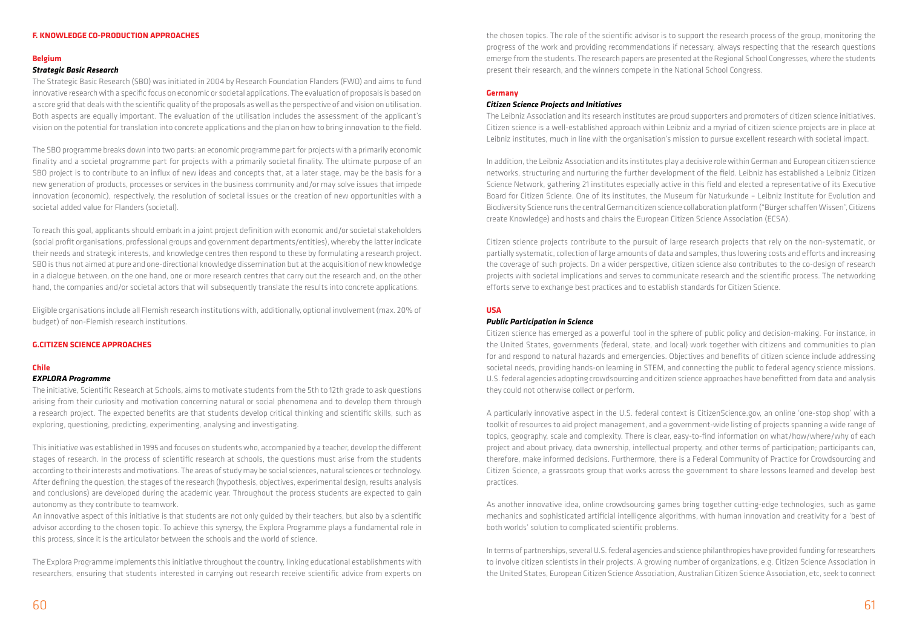## F. KNOWLEDGE CO-PRODUCTION APPROACHES

### Belgium

#### *Strategic Basic Research*

The Strategic Basic Research (SBO) was initiated in 2004 by Research Foundation Flanders (FWO) and aims to fund innovative research with a specific focus on economic or societal applications. The evaluation of proposals is based on a score grid that deals with the scientific quality of the proposals as well as the perspective of and vision on utilisation. Both aspects are equally important. The evaluation of the utilisation includes the assessment of the applicant's vision on the potential for translation into concrete applications and the plan on how to bring innovation to the field.

The SBO programme breaks down into two parts: an economic programme part for projects with a primarily economic finality and a societal programme part for projects with a primarily societal finality. The ultimate purpose of an SBO project is to contribute to an influx of new ideas and concepts that, at a later stage, may be the basis for a new generation of products, processes or services in the business community and/or may solve issues that impede innovation (economic), respectively, the resolution of societal issues or the creation of new opportunities with a societal added value for Flanders (societal).

To reach this goal, applicants should embark in a joint project definition with economic and/or societal stakeholders (social profit organisations, professional groups and government departments/entities), whereby the latter indicate their needs and strategic interests, and knowledge centres then respond to these by formulating a research project. SBO is thus not aimed at pure and one-directional knowledge dissemination but at the acquisition of new knowledge in a dialogue between, on the one hand, one or more research centres that carry out the research and, on the other hand, the companies and/or societal actors that will subsequently translate the results into concrete applications.

Eligible organisations include all Flemish research institutions with, additionally, optional involvement (max. 20% of budget) of non-Flemish research institutions.

## G.CITIZEN SCIENCE APPROACHES

### Chile

#### *EXPLORA Programme*

The initiative, Scientific Research at Schools, aims to motivate students from the 5th to 12th grade to ask questions arising from their curiosity and motivation concerning natural or social phenomena and to develop them through a research project. The expected benefits are that students develop critical thinking and scientific skills, such as exploring, questioning, predicting, experimenting, analysing and investigating.

This initiative was established in 1995 and focuses on students who, accompanied by a teacher, develop the different stages of research. In the process of scientific research at schools, the questions must arise from the students according to their interests and motivations. The areas of study may be social sciences, natural sciences or technology. After defining the question, the stages of the research (hypothesis, objectives, experimental design, results analysis and conclusions) are developed during the academic year. Throughout the process students are expected to gain autonomy as they contribute to teamwork.

An innovative aspect of this initiative is that students are not only guided by their teachers, but also by a scientific advisor according to the chosen topic. To achieve this synergy, the Explora Programme plays a fundamental role in this process, since it is the articulator between the schools and the world of science.

The Explora Programme implements this initiative throughout the country, linking educational establishments with researchers, ensuring that students interested in carrying out research receive scientific advice from experts on the chosen topics. The role of the scientific advisor is to support the research process of the group, monitoring the progress of the work and providing recommendations if necessary, always respecting that the research questions emerge from the students. The research papers are presented at the Regional School Congresses, where the students present their research, and the winners compete in the National School Congress.

### Germany

#### *Citizen Science Projects and Initiatives*

The Leibniz Association and its research institutes are proud supporters and promoters of citizen science initiatives. Citizen science is a well-established approach within Leibniz and a myriad of citizen science projects are in place at Leibniz institutes, much in line with the organisation's mission to pursue excellent research with societal impact.

In addition, the Leibniz Association and its institutes play a decisive role within German and European citizen science networks, structuring and nurturing the further development of the field. Leibniz has established a Leibniz Citizen Science Network, gathering 21 institutes especially active in this field and elected a representative of its Executive Board for Citizen Science. One of its institutes, the Museum für Naturkunde – Leibniz Institute for Evolution and Biodiversity Science runs the central German citizen science collaboration platform ("Bürger schaffen Wissen", Citizens create Knowledge) and hosts and chairs the European Citizen Science Association (ECSA).

Citizen science projects contribute to the pursuit of large research projects that rely on the non-systematic, or partially systematic, collection of large amounts of data and samples, thus lowering costs and efforts and increasing the coverage of such projects. On a wider perspective, citizen science also contributes to the co-design of research projects with societal implications and serves to communicate research and the scientific process. The networking efforts serve to exchange best practices and to establish standards for Citizen Science.

### USA

#### *Public Participation in Science*

Citizen science has emerged as a powerful tool in the sphere of public policy and decision-making. For instance, in the United States, governments (federal, state, and local) work together with citizens and communities to plan for and respond to natural hazards and emergencies. Objectives and benefits of citizen science include addressing societal needs, providing hands-on learning in STEM, and connecting the public to federal agency science missions. U.S. federal agencies adopting crowdsourcing and citizen science approaches have benefitted from data and analysis they could not otherwise collect or perform.

A particularly innovative aspect in the U.S. federal context is CitizenScience.gov, an online 'one-stop shop' with a toolkit of resources to aid project management, and a government-wide listing of projects spanning a wide range of topics, geography, scale and complexity. There is clear, easy-to-find information on what/how/where/why of each project and about privacy, data ownership, intellectual property, and other terms of participation; participants can, therefore, make informed decisions. Furthermore, there is a Federal Community of Practice for Crowdsourcing and Citizen Science, a grassroots group that works across the government to share lessons learned and develop best practices.

As another innovative idea, online crowdsourcing games bring together cutting-edge technologies, such as game mechanics and sophisticated artificial intelligence algorithms, with human innovation and creativity for a 'best of both worlds' solution to complicated scientific problems.

In terms of partnerships, several U.S. federal agencies and science philanthropies have provided funding for researchers to involve citizen scientists in their projects. A growing number of organizations, e.g. Citizen Science Association in the United States, European Citizen Science Association, Australian Citizen Science Association, etc, seek to connect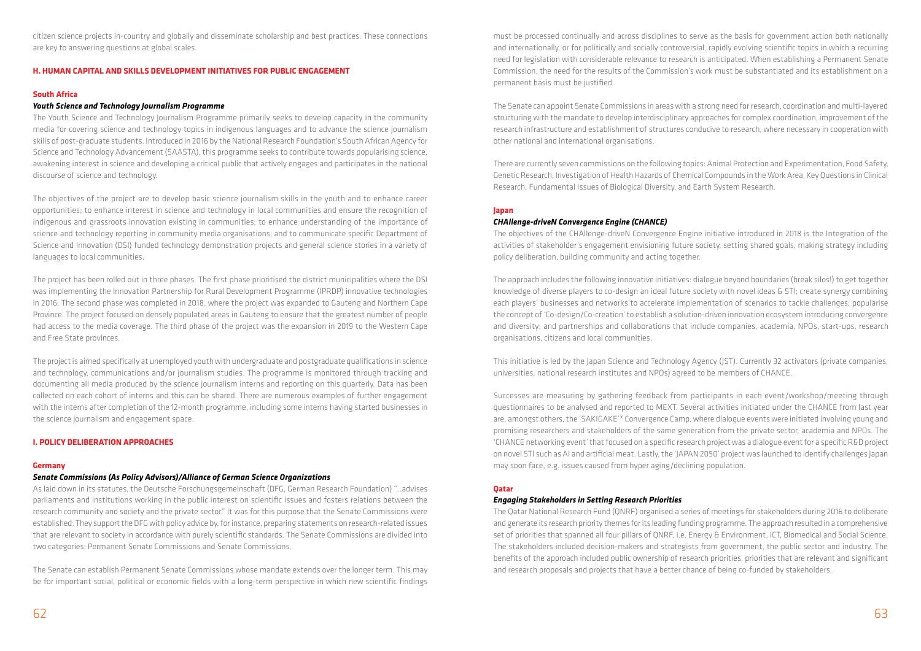citizen science projects in-country and globally and disseminate scholarship and best practices. These connections are key to answering questions at global scales.

## H. HUMAN CAPITAL AND SKILLS DEVELOPMENT INITIATIVES FOR PUBLIC ENGAGEMENT

### South Africa

#### *Youth Science and Technology Journalism Programme*

The Youth Science and Technology Journalism Programme primarily seeks to develop capacity in the community media for covering science and technology topics in indigenous languages and to advance the science journalism skills of post-graduate students. Introduced in 2016 by the National Research Foundation's South African Agency for Science and Technology Advancement (SAASTA), this programme seeks to contribute towards popularising science, awakening interest in science and developing a critical public that actively engages and participates in the national discourse of science and technology.

The objectives of the project are to develop basic science journalism skills in the youth and to enhance career opportunities; to enhance interest in science and technology in local communities and ensure the recognition of indigenous and grassroots innovation existing in communities; to enhance understanding of the importance of science and technology reporting in community media organisations; and to communicate specific Department of Science and Innovation (DSI) funded technology demonstration projects and general science stories in a variety of languages to local communities.

The project has been rolled out in three phases. The first phase prioritised the district municipalities where the DSI was implementing the Innovation Partnership for Rural Development Programme (IPRDP) innovative technologies in 2016. The second phase was completed in 2018, where the project was expanded to Gauteng and Northern Cape Province. The project focused on densely populated areas in Gauteng to ensure that the greatest number of people had access to the media coverage. The third phase of the project was the expansion in 2019 to the Western Cape and Free State provinces.

The project is aimed specifically at unemployed youth with undergraduate and postgraduate qualifications in science and technology, communications and/or journalism studies. The programme is monitored through tracking and documenting all media produced by the science journalism interns and reporting on this quarterly. Data has been collected on each cohort of interns and this can be shared. There are numerous examples of further engagement with the interns after completion of the 12-month programme, including some interns having started businesses in the science journalism and engagement space.

## I. POLICY DELIBERATION APPROACHES

### Germany

#### *Senate Commissions (As Policy Advisors)/Alliance of German Science Organizations*

As laid down in its statutes, the Deutsche Forschungsgemeinschaft (DFG, German Research Foundation) "…advises parliaments and institutions working in the public interest on scientific issues and fosters relations between the research community and society and the private sector." It was for this purpose that the Senate Commissions were established. They support the DFG with policy advice by, for instance, preparing statements on research-related issues that are relevant to society in accordance with purely scientific standards. The Senate Commissions are divided into two categories: Permanent Senate Commissions and Senate Commissions.

The Senate can establish Permanent Senate Commissions whose mandate extends over the longer term. This may be for important social, political or economic fields with a long-term perspective in which new scientific findings must be processed continually and across disciplines to serve as the basis for government action both nationally and internationally, or for politically and socially controversial, rapidly evolving scientific topics in which a recurring need for legislation with considerable relevance to research is anticipated. When establishing a Permanent Senate Commission, the need for the results of the Commission's work must be substantiated and its establishment on a permanent basis must be justified.

The Senate can appoint Senate Commissions in areas with a strong need for research, coordination and multi-layered structuring with the mandate to develop interdisciplinary approaches for complex coordination, improvement of the research infrastructure and establishment of structures conducive to research, where necessary in cooperation with other national and international organisations.

There are currently seven commissions on the following topics: Animal Protection and Experimentation, Food Safety, Genetic Research, Investigation of Health Hazards of Chemical Compounds in the Work Area, Key Questions in Clinical Research, Fundamental Issues of Biological Diversity, and Earth System Research.

### Japan

#### *CHAllenge-driveN Convergence Engine (CHANCE)*

The objectives of the CHAllenge-driveN Convergence Engine initiative introduced in 2018 is the Integration of the activities of stakeholder's engagement envisioning future society, setting shared goals, making strategy including policy deliberation, building community and acting together.

The approach includes the following innovative initiatives: dialogue beyond boundaries (break silos!) to get together knowledge of diverse players to co-design an ideal future society with novel ideas & STI; create synergy combining each players' businesses and networks to accelerate implementation of scenarios to tackle challenges; popularise the concept of 'Co-design/Co-creation' to establish a solution-driven innovation ecosystem introducing convergence and diversity; and partnerships and collaborations that include companies, academia, NPOs, start-ups, research organisations, citizens and local communities.

This initiative is led by the Japan Science and Technology Agency (JST). Currently 32 activators (private companies, universities, national research institutes and NPOs) agreed to be members of CHANCE.

Successes are measuring by gathering feedback from participants in each event/workshop/meeting through questionnaires to be analysed and reported to MEXT. Several activities initiated under the CHANCE from last year are, amongst others, the 'SAKIGAKE'* Convergence Camp, where dialogue events were initiated involving young and promising researchers and stakeholders of the same generation from the private sector, academia and NPOs. The 'CHANCE networking event' that focused on a specific research project was a dialogue event for a specific R&D project on novel STI such as AI and artificial meat. Lastly, the 'JAPAN 2050' project was launched to identify challenges Japan may soon face, e.g. issues caused from hyper aging/declining population.

### Qatar

#### *Engaging Stakeholders in Setting Research Priorities*

The Qatar National Research Fund (QNRF) organised a series of meetings for stakeholders during 2016 to deliberate and generate its research priority themes for its leading funding programme. The approach resulted in a comprehensive set of priorities that spanned all four pillars of QNRF, i.e. Energy & Environment, ICT, Biomedical and Social Science. The stakeholders included decision-makers and strategists from government, the public sector and industry. The benefits of the approach included public ownership of research priorities, priorities that are relevant and significant and research proposals and projects that have a better chance of being co-funded by stakeholders.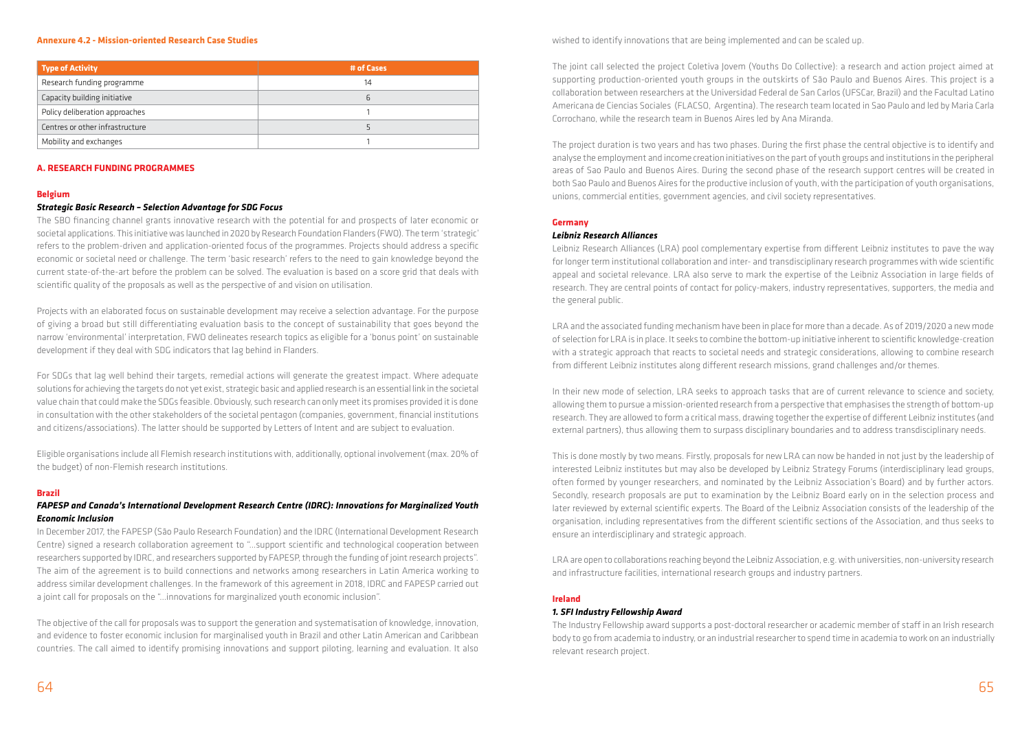### Annexure 4.2 - Mission-oriented Research Case Studies

| Type of Activity | # of Cases |
| --- | --- |
| Research funding programme | 14 |
| Capacity building initiative | 6 |
| Policy deliberation approaches | 1 |
| Centres or other infrastructure | 5 |
| Mobility and exchanges | 1 |

## A. RESEARCH FUNDING PROGRAMMES

### Belgium

#### *Strategic Basic Research – Selection Advantage for SDG Focus*

The SBO financing channel grants innovative research with the potential for and prospects of later economic or societal applications. This initiative was launched in 2020 by Research Foundation Flanders (FWO). The term 'strategic' refers to the problem-driven and application-oriented focus of the programmes. Projects should address a specific economic or societal need or challenge. The term 'basic research' refers to the need to gain knowledge beyond the current state-of-the-art before the problem can be solved. The evaluation is based on a score grid that deals with scientific quality of the proposals as well as the perspective of and vision on utilisation.

Projects with an elaborated focus on sustainable development may receive a selection advantage. For the purpose of giving a broad but still differentiating evaluation basis to the concept of sustainability that goes beyond the narrow 'environmental' interpretation, FWO delineates research topics as eligible for a 'bonus point' on sustainable development if they deal with SDG indicators that lag behind in Flanders.

For SDGs that lag well behind their targets, remedial actions will generate the greatest impact. Where adequate solutions for achieving the targets do not yet exist, strategic basic and applied research is an essential link in the societal value chain that could make the SDGs feasible. Obviously, such research can only meet its promises provided it is done in consultation with the other stakeholders of the societal pentagon (companies, government, financial institutions and citizens/associations). The latter should be supported by Letters of Intent and are subject to evaluation.

Eligible organisations include all Flemish research institutions with, additionally, optional involvement (max. 20% of the budget) of non-Flemish research institutions.

### Brazil

#### *FAPESP and Canada's International Development Research Centre (IDRC): Innovations for Marginalized Youth Economic Inclusion*

In December 2017, the FAPESP (São Paulo Research Foundation) and the IDRC (International Development Research Centre) signed a research collaboration agreement to "…support scientific and technological cooperation between researchers supported by IDRC, and researchers supported by FAPESP, through the funding of joint research projects". The aim of the agreement is to build connections and networks among researchers in Latin America working to address similar development challenges. In the framework of this agreement in 2018, IDRC and FAPESP carried out a joint call for proposals on the "…innovations for marginalized youth economic inclusion".

The objective of the call for proposals was to support the generation and systematisation of knowledge, innovation, and evidence to foster economic inclusion for marginalised youth in Brazil and other Latin American and Caribbean countries. The call aimed to identify promising innovations and support piloting, learning and evaluation. It also wished to identify innovations that are being implemented and can be scaled up.

The joint call selected the project Coletiva Jovem (Youths Do Collective): a research and action project aimed at supporting production-oriented youth groups in the outskirts of São Paulo and Buenos Aires. This project is a collaboration between researchers at the Universidad Federal de San Carlos (UFSCar, Brazil) and the Facultad Latino Americana de Ciencias Sociales (FLACSO, Argentina). The research team located in Sao Paulo and led by Maria Carla Corrochano, while the research team in Buenos Aires led by Ana Miranda.

The project duration is two years and has two phases. During the first phase the central objective is to identify and analyse the employment and income creation initiatives on the part of youth groups and institutions in the peripheral areas of Sao Paulo and Buenos Aires. During the second phase of the research support centres will be created in both Sao Paulo and Buenos Aires for the productive inclusion of youth, with the participation of youth organisations, unions, commercial entities, government agencies, and civil society representatives.

### Germany

#### *Leibniz Research Alliances*

Leibniz Research Alliances (LRA) pool complementary expertise from different Leibniz institutes to pave the way for longer term institutional collaboration and inter- and transdisciplinary research programmes with wide scientific appeal and societal relevance. LRA also serve to mark the expertise of the Leibniz Association in large fields of research. They are central points of contact for policy-makers, industry representatives, supporters, the media and the general public.

LRA and the associated funding mechanism have been in place for more than a decade. As of 2019/2020 a new mode of selection for LRA is in place. It seeks to combine the bottom-up initiative inherent to scientific knowledge-creation with a strategic approach that reacts to societal needs and strategic considerations, allowing to combine research from different Leibniz institutes along different research missions, grand challenges and/or themes.

In their new mode of selection, LRA seeks to approach tasks that are of current relevance to science and society, allowing them to pursue a mission-oriented research from a perspective that emphasises the strength of bottom-up research. They are allowed to form a critical mass, drawing together the expertise of different Leibniz institutes (and external partners), thus allowing them to surpass disciplinary boundaries and to address transdisciplinary needs.

This is done mostly by two means. Firstly, proposals for new LRA can now be handed in not just by the leadership of interested Leibniz institutes but may also be developed by Leibniz Strategy Forums (interdisciplinary lead groups, often formed by younger researchers, and nominated by the Leibniz Association's Board) and by further actors. Secondly, research proposals are put to examination by the Leibniz Board early on in the selection process and later reviewed by external scientific experts. The Board of the Leibniz Association consists of the leadership of the organisation, including representatives from the different scientific sections of the Association, and thus seeks to ensure an interdisciplinary and strategic approach.

LRA are open to collaborations reaching beyond the Leibniz Association, e.g. with universities, non-university research and infrastructure facilities, international research groups and industry partners.

### Ireland

#### *1. SFI Industry Fellowship Award*

The Industry Fellowship award supports a post-doctoral researcher or academic member of staff in an Irish research body to go from academia to industry, or an industrial researcher to spend time in academia to work on an industrially relevant research project.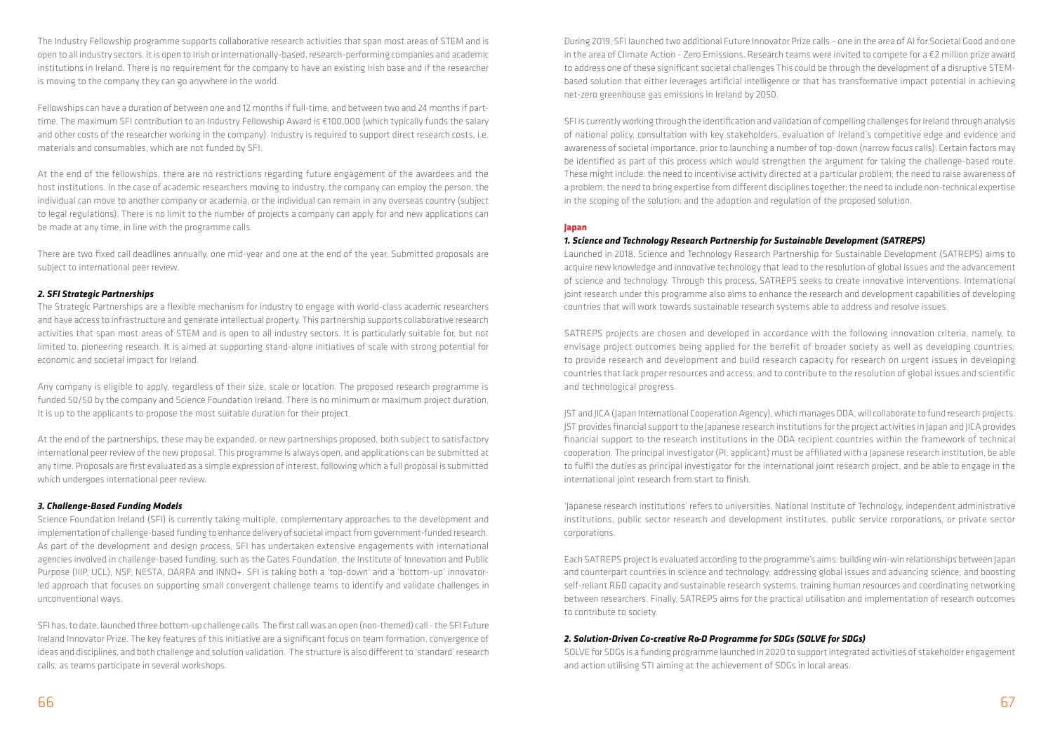The Industry Fellowship programme supports collaborative research activities that span most areas of STEM and is open to all industry sectors. It is open to Irish or internationally-based, research-performing companies and academic institutions in Ireland. There is no requirement for the company to have an existing Irish base and if the researcher is moving to the company they can go anywhere in the world.

Fellowships can have a duration of between one and 12 months if full-time, and between two and 24 months if part-time. The maximum SFI contribution to an Industry Fellowship Award is €100,000 (which typically funds the salary and other costs of the researcher working in the company). Industry is required to support direct research costs, i.e. materials and consumables, which are not funded by SFI.

At the end of the fellowships, there are no restrictions regarding future engagement of the awardees and the host institutions. In the case of academic researchers moving to industry, the company can employ the person, the individual can move to another company or academia, or the individual can remain in any overseas country (subject to legal regulations). There is no limit to the number of projects a company can apply for and new applications can be made at any time, in line with the programme calls.

There are two fixed call deadlines annually, one mid-year and one at the end of the year. Submitted proposals are subject to international peer review.

#### *2. SFI Strategic Partnerships*

The Strategic Partnerships are a flexible mechanism for industry to engage with world-class academic researchers and have access to infrastructure and generate intellectual property. This partnership supports collaborative research activities that span most areas of STEM and is open to all industry sectors. It is particularly suitable for, but not limited to, pioneering research. It is aimed at supporting stand-alone initiatives of scale with strong potential for economic and societal impact for Ireland.

Any company is eligible to apply, regardless of their size, scale or location. The proposed research programme is funded 50/50 by the company and Science Foundation Ireland. There is no minimum or maximum project duration. It is up to the applicants to propose the most suitable duration for their project.

At the end of the partnerships, these may be expanded, or new partnerships proposed, both subject to satisfactory international peer review of the new proposal. This programme is always open, and applications can be submitted at any time. Proposals are first evaluated as a simple expression of interest, following which a full proposal is submitted which undergoes international peer review.

#### *3. Challenge-Based Funding Models*

Science Foundation Ireland (SFI) is currently taking multiple, complementary approaches to the development and implementation of challenge-based funding to enhance delivery of societal impact from government-funded research. As part of the development and design process, SFI has undertaken extensive engagements with international agencies involved in challenge-based funding, such as the Gates Foundation, the Institute of Innovation and Public Purpose (IIIP, UCL), NSF, NESTA, DARPA and INNO+. SFI is taking both a 'top-down' and a 'bottom-up' innovator-led approach that focuses on supporting small convergent challenge teams to identify and validate challenges in unconventional ways.

SFI has, to date, launched three bottom-up challenge calls. The first call was an open (non-themed) call - the SFI Future Ireland Innovator Prize. The key features of this initiative are a significant focus on team formation, convergence of ideas and disciplines, and both challenge and solution validation. The structure is also different to 'standard' research calls, as teams participate in several workshops.

During 2019, SFI launched two additional Future Innovator Prize calls – one in the area of AI for Societal Good and one in the area of Climate Action - Zero Emissions. Research teams were invited to compete for a €2 million prize award to address one of these significant societal challenges This could be through the development of a disruptive STEM-based solution that either leverages artificial intelligence or that has transformative impact potential in achieving net-zero greenhouse gas emissions in Ireland by 2050.

SFI is currently working through the identification and validation of compelling challenges for Ireland through analysis of national policy, consultation with key stakeholders, evaluation of Ireland's competitive edge and evidence and awareness of societal importance, prior to launching a number of top-down (narrow focus calls). Certain factors may be identified as part of this process which would strengthen the argument for taking the challenge-based route. These might include: the need to incentivise activity directed at a particular problem; the need to raise awareness of a problem; the need to bring expertise from different disciplines together; the need to include non-technical expertise in the scoping of the solution; and the adoption and regulation of the proposed solution.

### Japan

#### *1. Science and Technology Research Partnership for Sustainable Development (SATREPS)*

Launched in 2018, Science and Technology Research Partnership for Sustainable Development (SATREPS) aims to acquire new knowledge and innovative technology that lead to the resolution of global issues and the advancement of science and technology. Through this process, SATREPS seeks to create innovative interventions. International joint research under this programme also aims to enhance the research and development capabilities of developing countries that will work towards sustainable research systems able to address and resolve issues.

SATREPS projects are chosen and developed in accordance with the following innovation criteria, namely, to envisage project outcomes being applied for the benefit of broader society as well as developing countries; to provide research and development and build research capacity for research on urgent issues in developing countries that lack proper resources and access; and to contribute to the resolution of global issues and scientific and technological progress.

JST and JICA (Japan International Cooperation Agency), which manages ODA, will collaborate to fund research projects. JST provides financial support to the Japanese research institutions for the project activities in Japan and JICA provides financial support to the research institutions in the ODA recipient countries within the framework of technical cooperation. The principal investigator (PI; applicant) must be affiliated with a Japanese research institution, be able to fulfil the duties as principal investigator for the international joint research project, and be able to engage in the international joint research from start to finish.

'Japanese research institutions' refers to universities, National Institute of Technology, independent administrative institutions, public sector research and development institutes, public service corporations, or private sector corporations.

Each SATREPS project is evaluated according to the programme's aims: building win-win relationships between Japan and counterpart countries in science and technology; addressing global issues and advancing science; and boosting self-reliant R&D capacity and sustainable research systems, training human resources and coordinating networking between researchers. Finally, SATREPS aims for the practical utilisation and implementation of research outcomes to contribute to society.

#### *2. Solution-Driven Co-creative R&D Programme for SDGs (SOLVE for SDGs)*

SOLVE for SDGs is a funding programme launched in 2020 to support integrated activities of stakeholder engagement and action utilising STI aiming at the achievement of SDGs in local areas.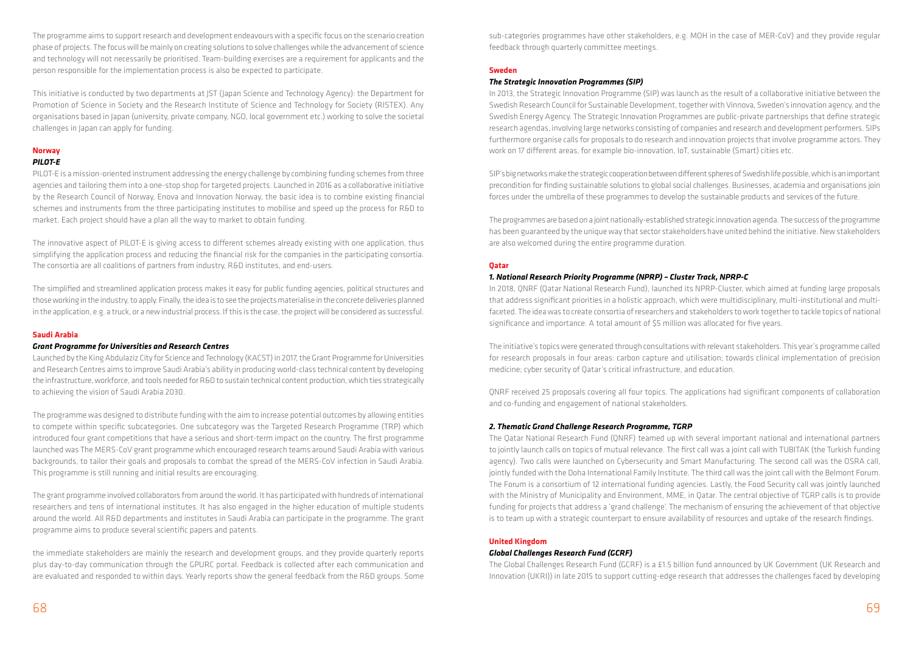The programme aims to support research and development endeavours with a specific focus on the scenario creation phase of projects. The focus will be mainly on creating solutions to solve challenges while the advancement of science and technology will not necessarily be prioritised. Team-building exercises are a requirement for applicants and the person responsible for the implementation process is also be expected to participate.

This initiative is conducted by two departments at JST (Japan Science and Technology Agency): the Department for Promotion of Science in Society and the Research Institute of Science and Technology for Society (RISTEX). Any organisations based in Japan (university, private company, NGO, local government etc.) working to solve the societal challenges in Japan can apply for funding.

## Norway

### *PILOT-E*

PILOT-E is a mission-oriented instrument addressing the energy challenge by combining funding schemes from three agencies and tailoring them into a one-stop shop for targeted projects. Launched in 2016 as a collaborative initiative by the Research Council of Norway, Enova and Innovation Norway, the basic idea is to combine existing financial schemes and instruments from the three participating institutes to mobilise and speed up the process for R&D to market. Each project should have a plan all the way to market to obtain funding.

The innovative aspect of PILOT-E is giving access to different schemes already existing with one application, thus simplifying the application process and reducing the financial risk for the companies in the participating consortia. The consortia are all coalitions of partners from industry, R&D institutes, and end-users.

The simplified and streamlined application process makes it easy for public funding agencies, political structures and those working in the industry, to apply. Finally, the idea is to see the projects materialise in the concrete deliveries planned in the application, e.g. a truck, or a new industrial process. If this is the case, the project will be considered as successful.

## Saudi Arabia

### *Grant Programme for Universities and Research Centres*

Launched by the King Abdulaziz City for Science and Technology (KACST) in 2017, the Grant Programme for Universities and Research Centres aims to improve Saudi Arabia's ability in producing world-class technical content by developing the infrastructure, workforce, and tools needed for R&D to sustain technical content production, which ties strategically to achieving the vision of Saudi Arabia 2030.

The programme was designed to distribute funding with the aim to increase potential outcomes by allowing entities to compete within specific subcategories. One subcategory was the Targeted Research Programme (TRP) which introduced four grant competitions that have a serious and short-term impact on the country. The first programme launched was The MERS-CoV grant programme which encouraged research teams around Saudi Arabia with various backgrounds, to tailor their goals and proposals to combat the spread of the MERS-CoV infection in Saudi Arabia. This programme is still running and initial results are encouraging.

The grant programme involved collaborators from around the world. It has participated with hundreds of international researchers and tens of international institutes. It has also engaged in the higher education of multiple students around the world. All R&D departments and institutes in Saudi Arabia can participate in the programme. The grant programme aims to produce several scientific papers and patents.

the immediate stakeholders are mainly the research and development groups, and they provide quarterly reports plus day-to-day communication through the GPURC portal. Feedback is collected after each communication and are evaluated and responded to within days. Yearly reports show the general feedback from the R&D groups. Some sub-categories programmes have other stakeholders, e.g. MOH in the case of MER-CoV) and they provide regular feedback through quarterly committee meetings.

## Sweden

### *The Strategic Innovation Programmes (SIP)*

In 2013, the Strategic Innovation Programme (SIP) was launch as the result of a collaborative initiative between the Swedish Research Council for Sustainable Development, together with Vinnova, Sweden's innovation agency, and the Swedish Energy Agency. The Strategic Innovation Programmes are public-private partnerships that define strategic research agendas, involving large networks consisting of companies and research and development performers. SIPs furthermore organise calls for proposals to do research and innovation projects that involve programme actors. They work on 17 different areas, for example bio-innovation, IoT, sustainable (Smart) cities etc.

SIP's big networks make the strategic cooperation between different spheres of Swedish life possible, which is an important precondition for finding sustainable solutions to global social challenges. Businesses, academia and organisations join forces under the umbrella of these programmes to develop the sustainable products and services of the future.

The programmes are based on a joint nationally-established strategic innovation agenda. The success of the programme has been guaranteed by the unique way that sector stakeholders have united behind the initiative. New stakeholders are also welcomed during the entire programme duration.

## Qatar

### *1. National Research Priority Programme (NPRP) – Cluster Track, NPRP-C*

In 2018, QNRF (Qatar National Research Fund), launched its NPRP-Cluster, which aimed at funding large proposals that address significant priorities in a holistic approach, which were multidisciplinary, multi-institutional and multi-faceted. The idea was to create consortia of researchers and stakeholders to work together to tackle topics of national significance and importance. A total amount of $5 million was allocated for five years.

The initiative's topics were generated through consultations with relevant stakeholders. This year's programme called for research proposals in four areas: carbon capture and utilisation; towards clinical implementation of precision medicine; cyber security of Qatar's critical infrastructure, and education.

QNRF received 25 proposals covering all four topics. The applications had significant components of collaboration and co-funding and engagement of national stakeholders.

### *2. Thematic Grand Challenge Research Programme, TGRP*

The Qatar National Research Fund (QNRF) teamed up with several important national and international partners to jointly launch calls on topics of mutual relevance. The first call was a joint call with TUBITAK (the Turkish funding agency). Two calls were launched on Cybersecurity and Smart Manufacturing. The second call was the OSRA call, jointly funded with the Doha International Family Institute. The third call was the joint call with the Belmont Forum. The Forum is a consortium of 12 international funding agencies. Lastly, the Food Security call was jointly launched with the Ministry of Municipality and Environment, MME, in Qatar. The central objective of TGRP calls is to provide funding for projects that address a 'grand challenge'. The mechanism of ensuring the achievement of that objective is to team up with a strategic counterpart to ensure availability of resources and uptake of the research findings.

## United Kingdom

### *Global Challenges Research Fund (GCRF)*

The Global Challenges Research Fund (GCRF) is a £1.5 billion fund announced by UK Government (UK Research and Innovation (UKRI)) in late 2015 to support cutting-edge research that addresses the challenges faced by developing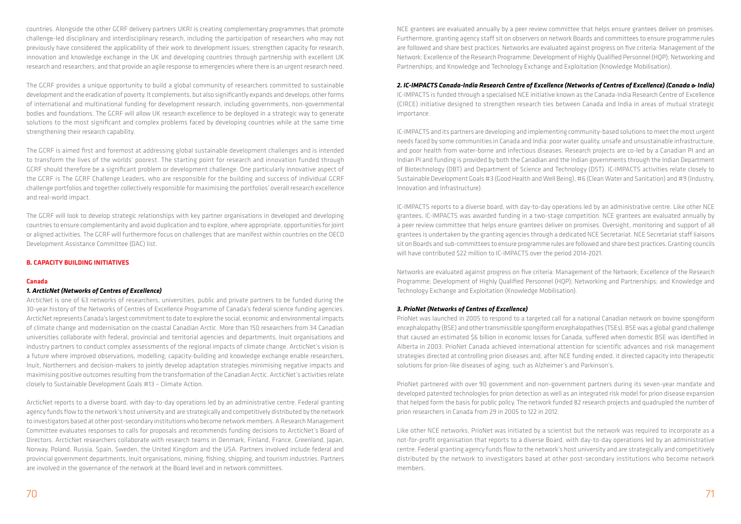countries. Alongside the other GCRF delivery partners UKRI is creating complementary programmes that promote challenge-led disciplinary and interdisciplinary research, including the participation of researchers who may not previously have considered the applicability of their work to development issues; strengthen capacity for research, innovation and knowledge exchange in the UK and developing countries through partnership with excellent UK research and researchers; and that provide an agile response to emergencies where there is an urgent research need.

The GCRF provides a unique opportunity to build a global community of researchers committed to sustainable development and the eradication of poverty. It complements, but also significantly expands and develops, other forms of international and multinational funding for development research, including governments, non-governmental bodies and foundations. The GCRF will allow UK research excellence to be deployed in a strategic way to generate solutions to the most significant and complex problems faced by developing countries while at the same time strengthening their research capability.

The GCRF is aimed first and foremost at addressing global sustainable development challenges and is intended to transform the lives of the worlds' poorest. The starting point for research and innovation funded through GCRF should therefore be a significant problem or development challenge. One particularly innovative aspect of the GCRF is The GCRF Challenge Leaders, who are responsible for the building and success of individual GCRF challenge portfolios and together collectively responsible for maximising the portfolios' overall research excellence and real-world impact.

The GCRF will look to develop strategic relationships with key partner organisations in developed and developing countries to ensure complementarity and avoid duplication and to explore, where appropriate, opportunities for joint or aligned activities. The GCRF will furthermore focus on challenges that are manifest within countries on the OECD Development Assistance Committee (DAC) list.

## B. CAPACITY BUILDING INITIATIVES

### Canada

#### *1. ArcticNet (Networks of Centres of Excellence)*

ArcticNet is one of 63 networks of researchers, universities, public and private partners to be funded during the 30-year history of the Networks of Centres of Excellence Programme of Canada's federal science funding agencies. ArcticNet represents Canada's largest commitment to date to explore the social, economic and environmental impacts of climate change and modernisation on the coastal Canadian Arctic. More than 150 researchers from 34 Canadian universities collaborate with federal, provincial and territorial agencies and departments, Inuit organisations and industry partners to conduct complex assessments of the regional impacts of climate change. ArcticNet's vision is a future where improved observations, modelling, capacity-building and knowledge exchange enable researchers, Inuit, Northerners and decision-makers to jointly develop adaptation strategies minimising negative impacts and maximising positive outcomes resulting from the transformation of the Canadian Arctic. ArcticNet's activities relate closely to Sustainable Development Goals #13 – Climate Action.

ArcticNet reports to a diverse board, with day-to-day operations led by an administrative centre. Federal granting agency funds flow to the network's host university and are strategically and competitively distributed by the network to investigators based at other post-secondary institutions who become network members. A Research Management Committee evaluates responses to calls for proposals and recommends funding decisions to ArcticNet's Board of Directors. ArcticNet researchers collaborate with research teams in Denmark, Finland, France, Greenland, Japan, Norway, Poland, Russia, Spain, Sweden, the United Kingdom and the USA. Partners involved include federal and provincial government departments, Inuit organisations, mining, fishing, shipping, and tourism industries. Partners are involved in the governance of the network at the Board level and in network committees.

NCE grantees are evaluated annually by a peer review committee that helps ensure grantees deliver on promises. Furthermore, granting agency staff sit on observers on network Boards and committees to ensure programme rules are followed and share best practices. Networks are evaluated against progress on five criteria: Management of the Network; Excellence of the Research Programme; Development of Highly Qualified Personnel (HQP); Networking and Partnerships; and Knowledge and Technology Exchange and Exploitation (Knowledge Mobilisation).

#### *2. IC-IMPACTS Canada-India Research Centre of Excellence (Networks of Centres of Excellence) (Canada & India)*

IC-IMPACTS is funded through a specialised NCE initiative known as the Canada-India Research Centre of Excellence (CIRCE) initiative designed to strengthen research ties between Canada and India in areas of mutual strategic importance.

IC-IMPACTS and its partners are developing and implementing community-based solutions to meet the most urgent needs faced by some communities in Canada and India: poor water quality, unsafe and unsustainable infrastructure, and poor health from water-borne and infectious diseases. Research projects are co-led by a Canadian PI and an Indian PI and funding is provided by both the Canadian and the Indian governments through the Indian Department of Biotechnology (DBT) and Department of Science and Technology (DST). IC-IMPACTS activities relate closely to Sustainable Development Goals #3 (Good Health and Well Being), #6 (Clean Water and Sanitation) and #9 (Industry, Innovation and Infrastructure).

IC-IMPACTS reports to a diverse board, with day-to-day operations led by an administrative centre. Like other NCE grantees, IC-IMPACTS was awarded funding in a two-stage competition. NCE grantees are evaluated annually by a peer review committee that helps ensure grantees deliver on promises. Oversight, monitoring and support of all grantees is undertaken by the granting agencies through a dedicated NCE Secretariat. NCE Secretariat staff liaisons sit on Boards and sub-committees to ensure programme rules are followed and share best practices. Granting councils will have contributed $22 million to IC-IMPACTS over the period 2014-2021.

Networks are evaluated against progress on five criteria: Management of the Network; Excellence of the Research Programme; Development of Highly Qualified Personnel (HQP); Networking and Partnerships; and Knowledge and Technology Exchange and Exploitation (Knowledge Mobilisation).

#### *3. PrioNet (Networks of Centres of Excellence)*

PrioNet was launched in 2005 to respond to a targeted call for a national Canadian network on bovine spongiform encephalopathy (BSE) and other transmissible spongiform encephalopathies (TSEs). BSE was a global grand challenge that caused an estimated $6 billion in economic losses for Canada, suffered when domestic BSE was identified in Alberta in 2003. PrioNet Canada achieved international attention for scientific advances and risk management strategies directed at controlling prion diseases and, after NCE funding ended, it directed capacity into therapeutic solutions for prion-like diseases of aging, such as Alzheimer's and Parkinson's.

PrioNet partnered with over 90 government and non-government partners during its seven-year mandate and developed patented technologies for prion detection as well as an integrated risk model for prion disease expansion that helped form the basis for public policy. The network funded 82 research projects and quadrupled the number of prion researchers in Canada from 29 in 2005 to 122 in 2012.

Like other NCE networks, PrioNet was initiated by a scientist but the network was required to incorporate as a not-for-profit organisation that reports to a diverse Board, with day-to-day operations led by an administrative centre. Federal granting agency funds flow to the network's host university and are strategically and competitively distributed by the network to investigators based at other post-secondary institutions who become network members.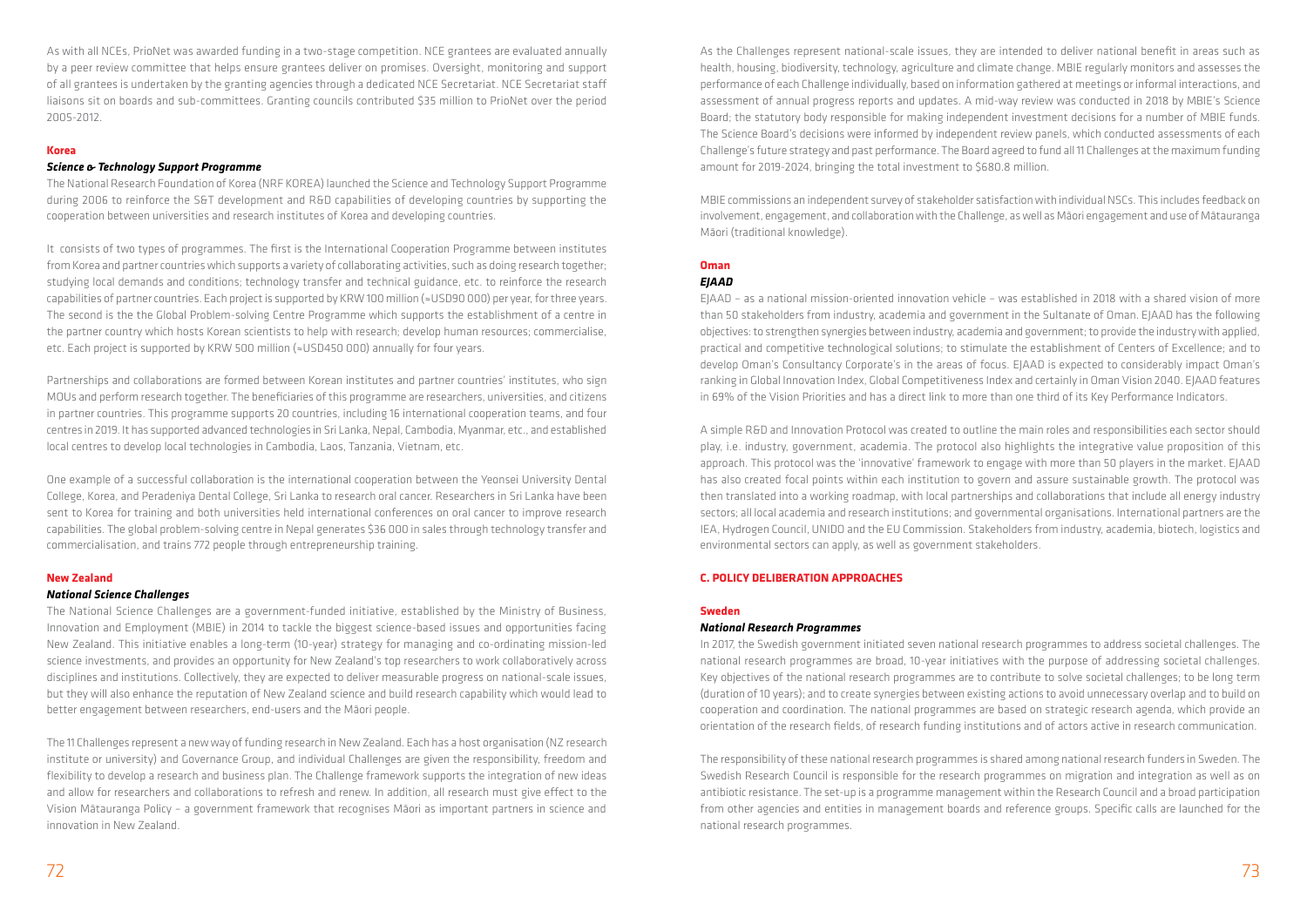As with all NCEs, PrioNet was awarded funding in a two-stage competition. NCE grantees are evaluated annually by a peer review committee that helps ensure grantees deliver on promises. Oversight, monitoring and support of all grantees is undertaken by the granting agencies through a dedicated NCE Secretariat. NCE Secretariat staff liaisons sit on boards and sub-committees. Granting councils contributed $35 million to PrioNet over the period 2005-2012.

### Korea

#### *Science & Technology Support Programme*

The National Research Foundation of Korea (NRF KOREA) launched the Science and Technology Support Programme during 2006 to reinforce the S&T development and R&D capabilities of developing countries by supporting the cooperation between universities and research institutes of Korea and developing countries.

It consists of two types of programmes. The first is the International Cooperation Programme between institutes from Korea and partner countries which supports a variety of collaborating activities, such as doing research together; studying local demands and conditions; technology transfer and technical guidance, etc. to reinforce the research capabilities of partner countries. Each project is supported by KRW 100 million (≈USD90 000) per year, for three years. The second is the Global Problem-solving Centre Programme which supports the establishment of a centre in the partner country which hosts Korean scientists to help with research; develop human resources; commercialise, etc. Each project is supported by KRW 500 million (≈USD450 000) annually for four years.

Partnerships and collaborations are formed between Korean institutes and partner countries' institutes, who sign MOUs and perform research together. The beneficiaries of this programme are researchers, universities, and citizens in partner countries. This programme supports 20 countries, including 16 international cooperation teams, and four centres in 2019. It has supported advanced technologies in Sri Lanka, Nepal, Cambodia, Myanmar, etc., and established local centres to develop local technologies in Cambodia, Laos, Tanzania, Vietnam, etc.

One example of a successful collaboration is the international cooperation between the Yeonsei University Dental College, Korea, and Peradeniya Dental College, Sri Lanka to research oral cancer. Researchers in Sri Lanka have been sent to Korea for training and both universities held international conferences on oral cancer to improve research capabilities. The global problem-solving centre in Nepal generates $36 000 in sales through technology transfer and commercialisation, and trains 772 people through entrepreneurship training.

### New Zealand

#### *National Science Challenges*

The National Science Challenges are a government-funded initiative, established by the Ministry of Business, Innovation and Employment (MBIE) in 2014 to tackle the biggest science-based issues and opportunities facing New Zealand. This initiative enables a long-term (10-year) strategy for managing and co-ordinating mission-led science investments, and provides an opportunity for New Zealand's top researchers to work collaboratively across disciplines and institutions. Collectively, they are expected to deliver measurable progress on national-scale issues, but they will also enhance the reputation of New Zealand science and build research capability which would lead to better engagement between researchers, end-users and the Māori people.

The 11 Challenges represent a new way of funding research in New Zealand. Each has a host organisation (NZ research institute or university) and Governance Group, and individual Challenges are given the responsibility, freedom and flexibility to develop a research and business plan. The Challenge framework supports the integration of new ideas and allow for researchers and collaborations to refresh and renew. In addition, all research must give effect to the Vision Mātauranga Policy – a government framework that recognises Māori as important partners in science and innovation in New Zealand.

As the Challenges represent national-scale issues, they are intended to deliver national benefit in areas such as health, housing, biodiversity, technology, agriculture and climate change. MBIE regularly monitors and assesses the performance of each Challenge individually, based on information gathered at meetings or informal interactions, and assessment of annual progress reports and updates. A mid-way review was conducted in 2018 by MBIE's Science Board; the statutory body responsible for making independent investment decisions for a number of MBIE funds. The Science Board's decisions were informed by independent review panels, which conducted assessments of each Challenge's future strategy and past performance. The Board agreed to fund all 11 Challenges at the maximum funding amount for 2019-2024, bringing the total investment to $680.8 million.

MBIE commissions an independent survey of stakeholder satisfaction with individual NSCs. This includes feedback on involvement, engagement, and collaboration with the Challenge, as well as Māori engagement and use of Mātauranga Māori (traditional knowledge).

### Oman

#### *EJAAD*

EJAAD – as a national mission-oriented innovation vehicle – was established in 2018 with a shared vision of more than 50 stakeholders from industry, academia and government in the Sultanate of Oman. EJAAD has the following objectives: to strengthen synergies between industry, academia and government; to provide the industry with applied, practical and competitive technological solutions; to stimulate the establishment of Centers of Excellence; and to develop Oman's Consultancy Corporate's in the areas of focus. EJAAD is expected to considerably impact Oman's ranking in Global Innovation Index, Global Competitiveness Index and certainly in Oman Vision 2040. EJAAD features in 69% of the Vision Priorities and has a direct link to more than one third of its Key Performance Indicators.

A simple R&D and Innovation Protocol was created to outline the main roles and responsibilities each sector should play, i.e. industry, government, academia. The protocol also highlights the integrative value proposition of this approach. This protocol was the 'innovative' framework to engage with more than 50 players in the market. EJAAD has also created focal points within each institution to govern and assure sustainable growth. The protocol was then translated into a working roadmap, with local partnerships and collaborations that include all energy industry sectors; all local academia and research institutions; and governmental organisations. International partners are the IEA, Hydrogen Council, UNIDO and the EU Commission. Stakeholders from industry, academia, biotech, logistics and environmental sectors can apply, as well as government stakeholders.

## C. POLICY DELIBERATION APPROACHES

### Sweden

#### *National Research Programmes*

In 2017, the Swedish government initiated seven national research programmes to address societal challenges. The national research programmes are broad, 10-year initiatives with the purpose of addressing societal challenges. Key objectives of the national research programmes are to contribute to solve societal challenges; to be long term (duration of 10 years); and to create synergies between existing actions to avoid unnecessary overlap and to build on cooperation and coordination. The national programmes are based on strategic research agenda, which provide an orientation of the research fields, of research funding institutions and of actors active in research communication.

The responsibility of these national research programmes is shared among national research funders in Sweden. The Swedish Research Council is responsible for the research programmes on migration and integration as well as on antibiotic resistance. The set-up is a programme management within the Research Council and a broad participation from other agencies and entities in management boards and reference groups. Specific calls are launched for the national research programmes.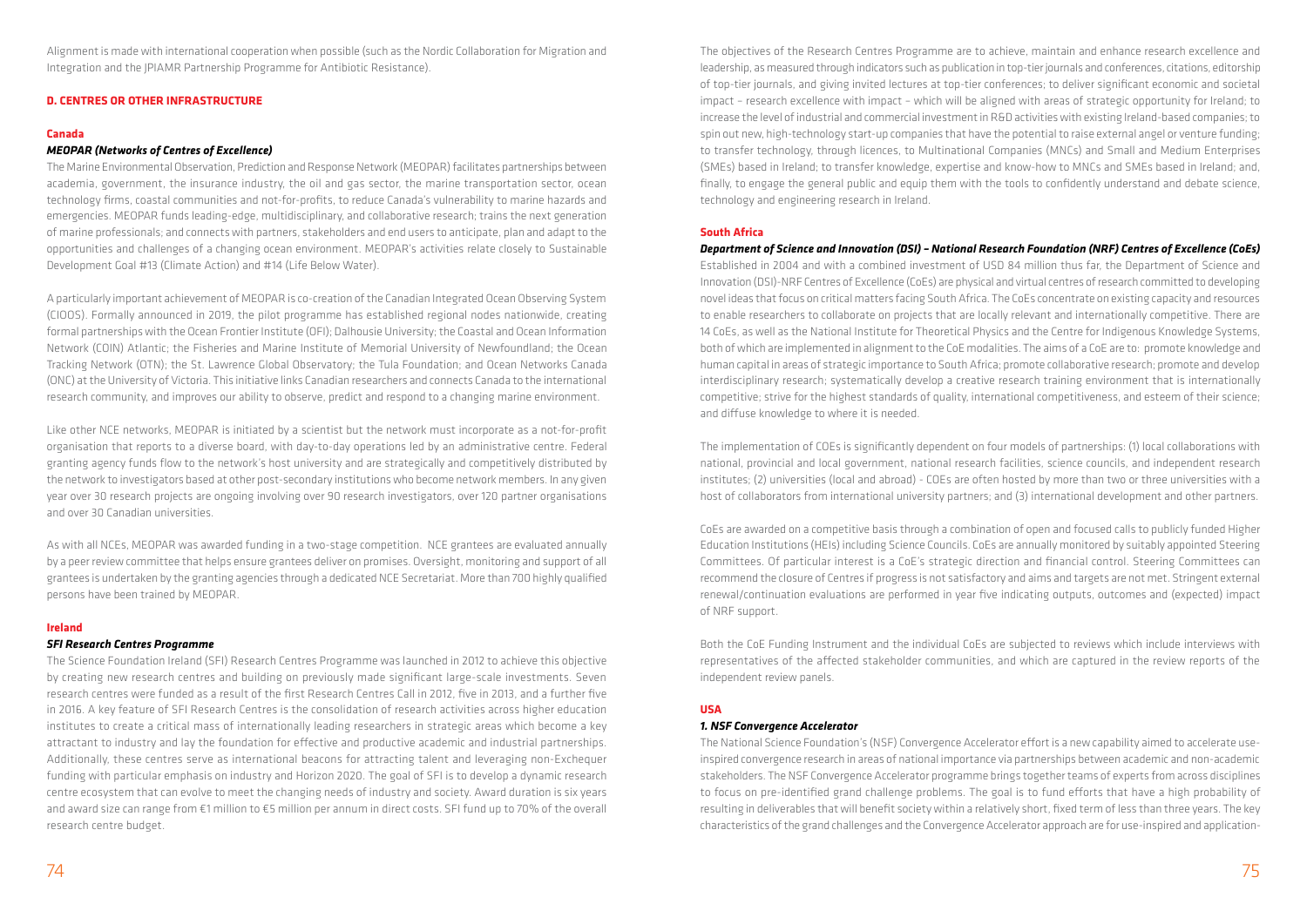Alignment is made with international cooperation when possible (such as the Nordic Collaboration for Migration and Integration and the JPIAMR Partnership Programme for Antibiotic Resistance).

### D. CENTRES OR OTHER INFRASTRUCTURE

#### Canada

##### *MEOPAR (Networks of Centres of Excellence)*

The Marine Environmental Observation, Prediction and Response Network (MEOPAR) facilitates partnerships between academia, government, the insurance industry, the oil and gas sector, the marine transportation sector, ocean technology firms, coastal communities and not-for-profits, to reduce Canada's vulnerability to marine hazards and emergencies. MEOPAR funds leading-edge, multidisciplinary, and collaborative research; trains the next generation of marine professionals; and connects with partners, stakeholders and end users to anticipate, plan and adapt to the opportunities and challenges of a changing ocean environment. MEOPAR's activities relate closely to Sustainable Development Goal #13 (Climate Action) and #14 (Life Below Water).

A particularly important achievement of MEOPAR is co-creation of the Canadian Integrated Ocean Observing System (CIOOS). Formally announced in 2019, the pilot programme has established regional nodes nationwide, creating formal partnerships with the Ocean Frontier Institute (OFI); Dalhousie University; the Coastal and Ocean Information Network (COIN) Atlantic; the Fisheries and Marine Institute of Memorial University of Newfoundland; the Ocean Tracking Network (OTN); the St. Lawrence Global Observatory; the Tula Foundation; and Ocean Networks Canada (ONC) at the University of Victoria. This initiative links Canadian researchers and connects Canada to the international research community, and improves our ability to observe, predict and respond to a changing marine environment.

Like other NCE networks, MEOPAR is initiated by a scientist but the network must incorporate as a not-for-profit organisation that reports to a diverse board, with day-to-day operations led by an administrative centre. Federal granting agency funds flow to the network's host university and are strategically and competitively distributed by the network to investigators based at other post-secondary institutions who become network members. In any given year over 30 research projects are ongoing involving over 90 research investigators, over 120 partner organisations and over 30 Canadian universities.

As with all NCEs, MEOPAR was awarded funding in a two-stage competition. NCE grantees are evaluated annually by a peer review committee that helps ensure grantees deliver on promises. Oversight, monitoring and support of all grantees is undertaken by the granting agencies through a dedicated NCE Secretariat. More than 700 highly qualified persons have been trained by MEOPAR.

#### Ireland

##### *SFI Research Centres Programme*

The Science Foundation Ireland (SFI) Research Centres Programme was launched in 2012 to achieve this objective by creating new research centres and building on previously made significant large-scale investments. Seven research centres were funded as a result of the first Research Centres Call in 2012, five in 2013, and a further five in 2016. A key feature of SFI Research Centres is the consolidation of research activities across higher education institutes to create a critical mass of internationally leading researchers in strategic areas which become a key attractant to industry and lay the foundation for effective and productive academic and industrial partnerships. Additionally, these centres serve as international beacons for attracting talent and leveraging non-Exchequer funding with particular emphasis on industry and Horizon 2020. The goal of SFI is to develop a dynamic research centre ecosystem that can evolve to meet the changing needs of industry and society. Award duration is six years and award size can range from €1 million to €5 million per annum in direct costs. SFI fund up to 70% of the overall research centre budget.

The objectives of the Research Centres Programme are to achieve, maintain and enhance research excellence and leadership, as measured through indicators such as publication in top-tier journals and conferences, citations, editorship of top-tier journals, and giving invited lectures at top-tier conferences; to deliver significant economic and societal impact – research excellence with impact – which will be aligned with areas of strategic opportunity for Ireland; to increase the level of industrial and commercial investment in R&D activities with existing Ireland-based companies; to spin out new, high-technology start-up companies that have the potential to raise external angel or venture funding; to transfer technology, through licences, to Multinational Companies (MNCs) and Small and Medium Enterprises (SMEs) based in Ireland; to transfer knowledge, expertise and know-how to MNCs and SMEs based in Ireland; and, finally, to engage the general public and equip them with the tools to confidently understand and debate science, technology and engineering research in Ireland.

#### South Africa

##### *Department of Science and Innovation (DSI) – National Research Foundation (NRF) Centres of Excellence (CoEs)*

Established in 2004 and with a combined investment of USD 84 million thus far, the Department of Science and Innovation (DSI)-NRF Centres of Excellence (CoEs) are physical and virtual centres of research committed to developing novel ideas that focus on critical matters facing South Africa. The CoEs concentrate on existing capacity and resources to enable researchers to collaborate on projects that are locally relevant and internationally competitive. There are 14 CoEs, as well as the National Institute for Theoretical Physics and the Centre for Indigenous Knowledge Systems, both of which are implemented in alignment to the CoE modalities. The aims of a CoE are to: promote knowledge and human capital in areas of strategic importance to South Africa; promote collaborative research; promote and develop interdisciplinary research; systematically develop a creative research training environment that is internationally competitive; strive for the highest standards of quality, international competitiveness, and esteem of their science; and diffuse knowledge to where it is needed.

The implementation of COEs is significantly dependent on four models of partnerships: (1) local collaborations with national, provincial and local government, national research facilities, science councils, and independent research institutes; (2) universities (local and abroad) - COEs are often hosted by more than two or three universities with a host of collaborators from international university partners; and (3) international development and other partners.

CoEs are awarded on a competitive basis through a combination of open and focused calls to publicly funded Higher Education Institutions (HEIs) including Science Councils. CoEs are annually monitored by suitably appointed Steering Committees. Of particular interest is a CoE's strategic direction and financial control. Steering Committees can recommend the closure of Centres if progress is not satisfactory and aims and targets are not met. Stringent external renewal/continuation evaluations are performed in year five indicating outputs, outcomes and (expected) impact of NRF support.

Both the CoE Funding Instrument and the individual CoEs are subjected to reviews which include interviews with representatives of the affected stakeholder communities, and which are captured in the review reports of the independent review panels.

#### USA

##### *1. NSF Convergence Accelerator*

The National Science Foundation's (NSF) Convergence Accelerator effort is a new capability aimed to accelerate use-inspired convergence research in areas of national importance via partnerships between academic and non-academic stakeholders. The NSF Convergence Accelerator programme brings together teams of experts from across disciplines to focus on pre-identified grand challenge problems. The goal is to fund efforts that have a high probability of resulting in deliverables that will benefit society within a relatively short, fixed term of less than three years. The key characteristics of the grand challenges and the Convergence Accelerator approach are for use-inspired and application-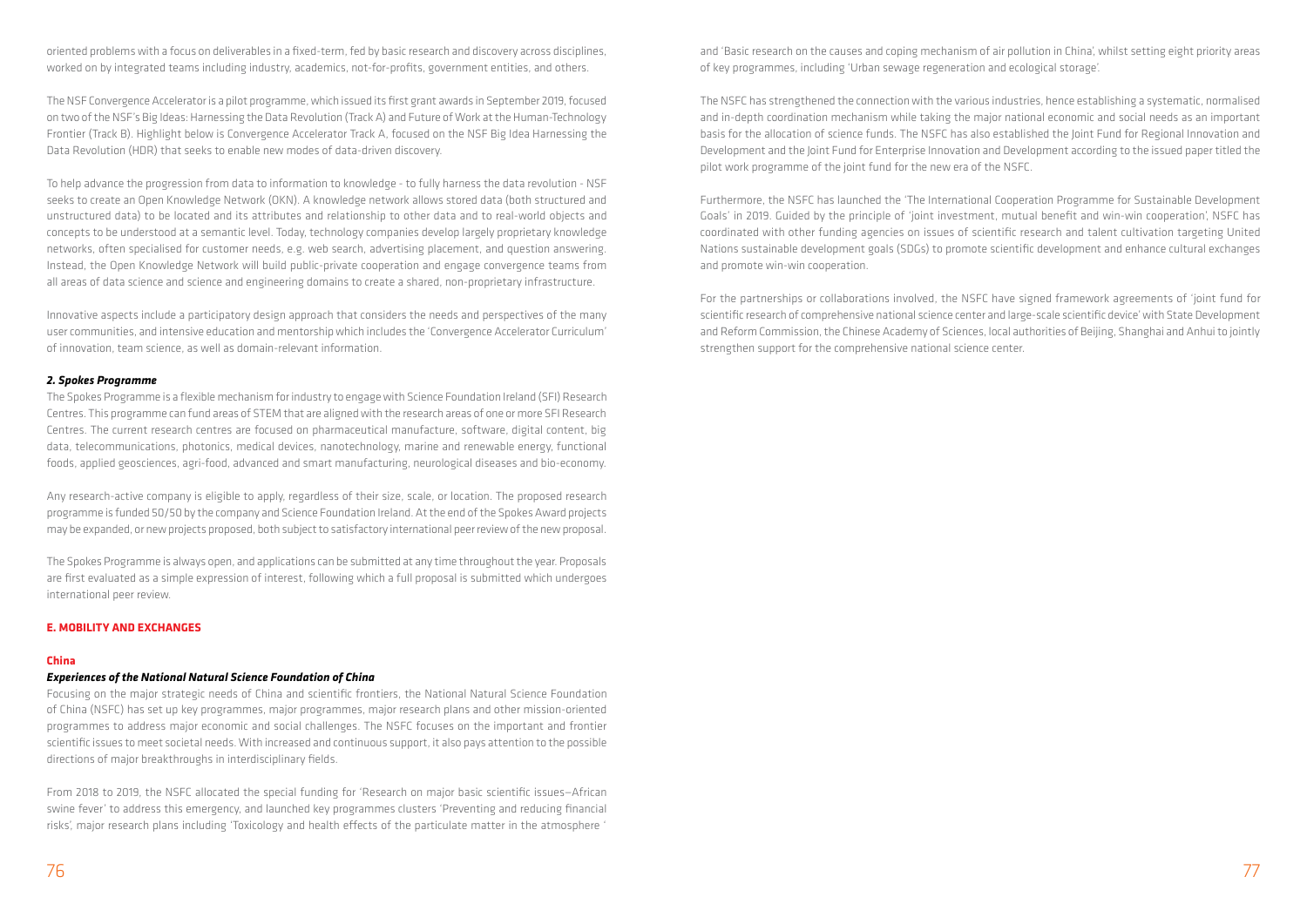oriented problems with a focus on deliverables in a fixed-term, fed by basic research and discovery across disciplines, worked on by integrated teams including industry, academics, not-for-profits, government entities, and others.

The NSF Convergence Accelerator is a pilot programme, which issued its first grant awards in September 2019, focused on two of the NSF's Big Ideas: Harnessing the Data Revolution (Track A) and Future of Work at the Human-Technology Frontier (Track B). Highlight below is Convergence Accelerator Track A, focused on the NSF Big Idea Harnessing the Data Revolution (HDR) that seeks to enable new modes of data-driven discovery.

To help advance the progression from data to information to knowledge - to fully harness the data revolution - NSF seeks to create an Open Knowledge Network (OKN). A knowledge network allows stored data (both structured and unstructured data) to be located and its attributes and relationship to other data and to real-world objects and concepts to be understood at a semantic level. Today, technology companies develop largely proprietary knowledge networks, often specialised for customer needs, e.g. web search, advertising placement, and question answering. Instead, the Open Knowledge Network will build public-private cooperation and engage convergence teams from all areas of data science and science and engineering domains to create a shared, non-proprietary infrastructure.

Innovative aspects include a participatory design approach that considers the needs and perspectives of the many user communities, and intensive education and mentorship which includes the 'Convergence Accelerator Curriculum' of innovation, team science, as well as domain-relevant information.

***2. Spokes Programme***

The Spokes Programme is a flexible mechanism for industry to engage with Science Foundation Ireland (SFI) Research Centres. This programme can fund areas of STEM that are aligned with the research areas of one or more SFI Research Centres. The current research centres are focused on pharmaceutical manufacture, software, digital content, big data, telecommunications, photonics, medical devices, nanotechnology, marine and renewable energy, functional foods, applied geosciences, agri-food, advanced and smart manufacturing, neurological diseases and bio-economy.

Any research-active company is eligible to apply, regardless of their size, scale, or location. The proposed research programme is funded 50/50 by the company and Science Foundation Ireland. At the end of the Spokes Award projects may be expanded, or new projects proposed, both subject to satisfactory international peer review of the new proposal.

The Spokes Programme is always open, and applications can be submitted at any time throughout the year. Proposals are first evaluated as a simple expression of interest, following which a full proposal is submitted which undergoes international peer review.

## E. MOBILITY AND EXCHANGES

### China

***Experiences of the National Natural Science Foundation of China***

Focusing on the major strategic needs of China and scientific frontiers, the National Natural Science Foundation of China (NSFC) has set up key programmes, major programmes, major research plans and other mission-oriented programmes to address major economic and social challenges. The NSFC focuses on the important and frontier scientific issues to meet societal needs. With increased and continuous support, it also pays attention to the possible directions of major breakthroughs in interdisciplinary fields.

From 2018 to 2019, the NSFC allocated the special funding for 'Research on major basic scientific issues—African swine fever' to address this emergency, and launched key programmes clusters 'Preventing and reducing financial risks', major research plans including 'Toxicology and health effects of the particulate matter in the atmosphere ' and 'Basic research on the causes and coping mechanism of air pollution in China', whilst setting eight priority areas of key programmes, including 'Urban sewage regeneration and ecological storage'.

The NSFC has strengthened the connection with the various industries, hence establishing a systematic, normalised and in-depth coordination mechanism while taking the major national economic and social needs as an important basis for the allocation of science funds. The NSFC has also established the Joint Fund for Regional Innovation and Development and the Joint Fund for Enterprise Innovation and Development according to the issued paper titled the pilot work programme of the joint fund for the new era of the NSFC.

Furthermore, the NSFC has launched the 'The International Cooperation Programme for Sustainable Development Goals' in 2019. Guided by the principle of 'joint investment, mutual benefit and win-win cooperation', NSFC has coordinated with other funding agencies on issues of scientific research and talent cultivation targeting United Nations sustainable development goals (SDGs) to promote scientific development and enhance cultural exchanges and promote win-win cooperation.

For the partnerships or collaborations involved, the NSFC have signed framework agreements of 'joint fund for scientific research of comprehensive national science center and large-scale scientific device' with State Development and Reform Commission, the Chinese Academy of Sciences, local authorities of Beijing, Shanghai and Anhui to jointly strengthen support for the comprehensive national science center.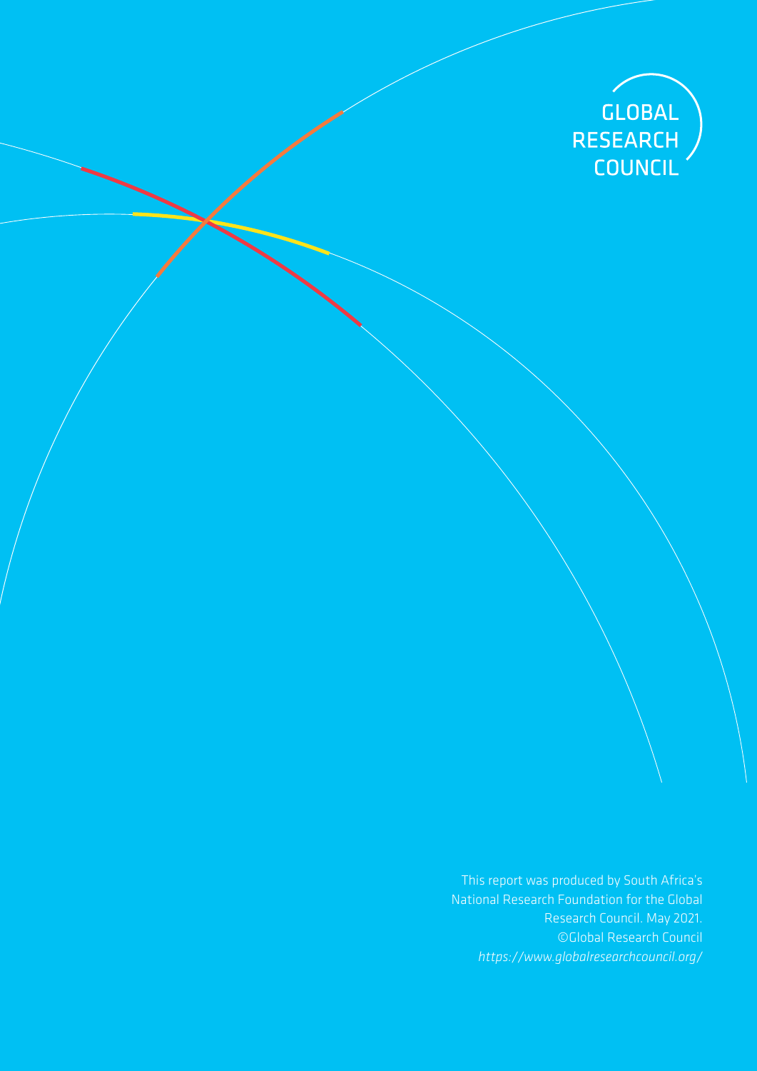GLOBAL RESEARCH COUNCIL

This report was produced by South Africa's National Research Foundation for the Global Research Council. May 2021.
©Global Research Council
*https://www.globalresearchcouncil.org/*